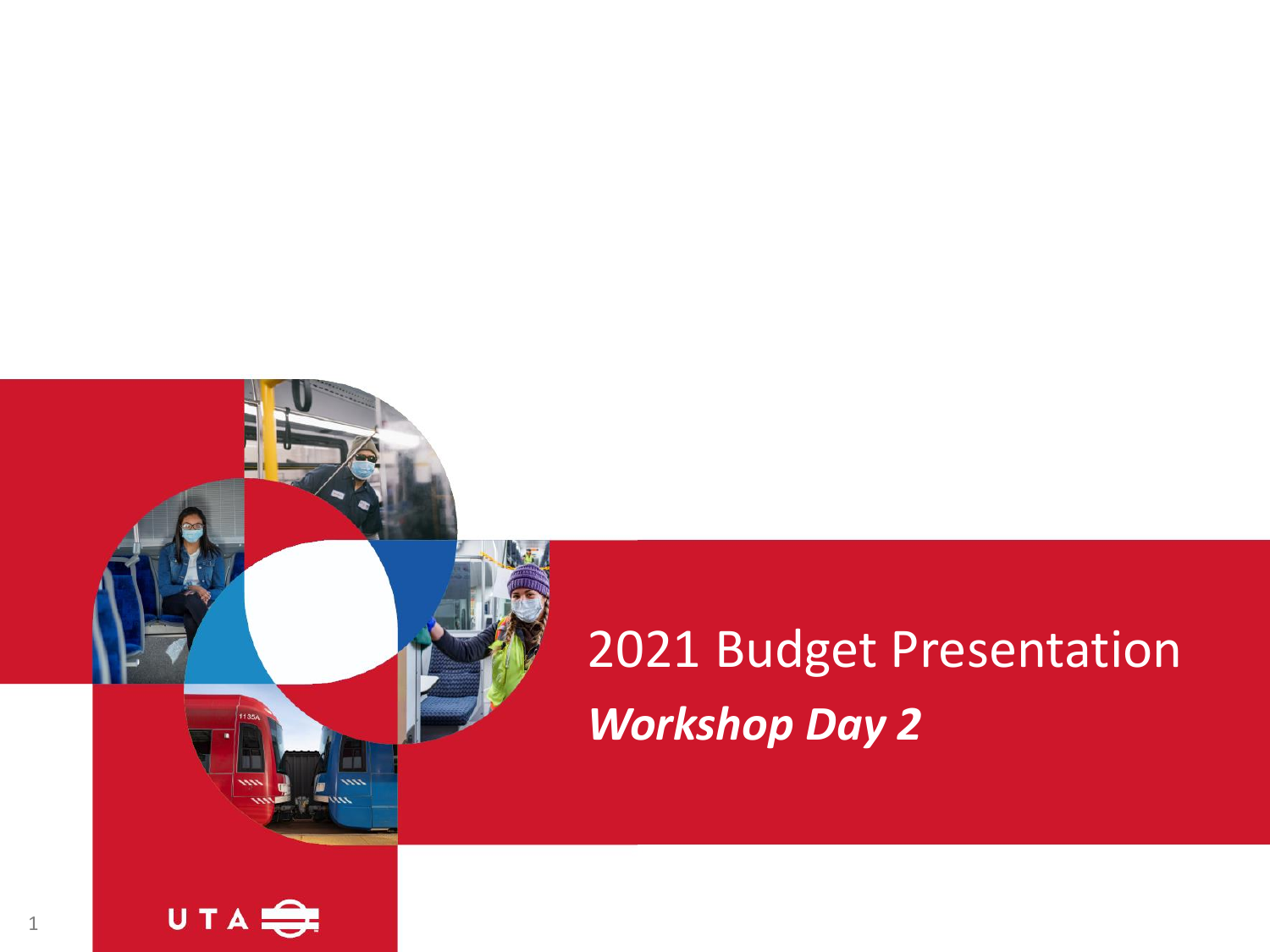# 2021 Budget Presentation

***Workshop Day 2***

UTA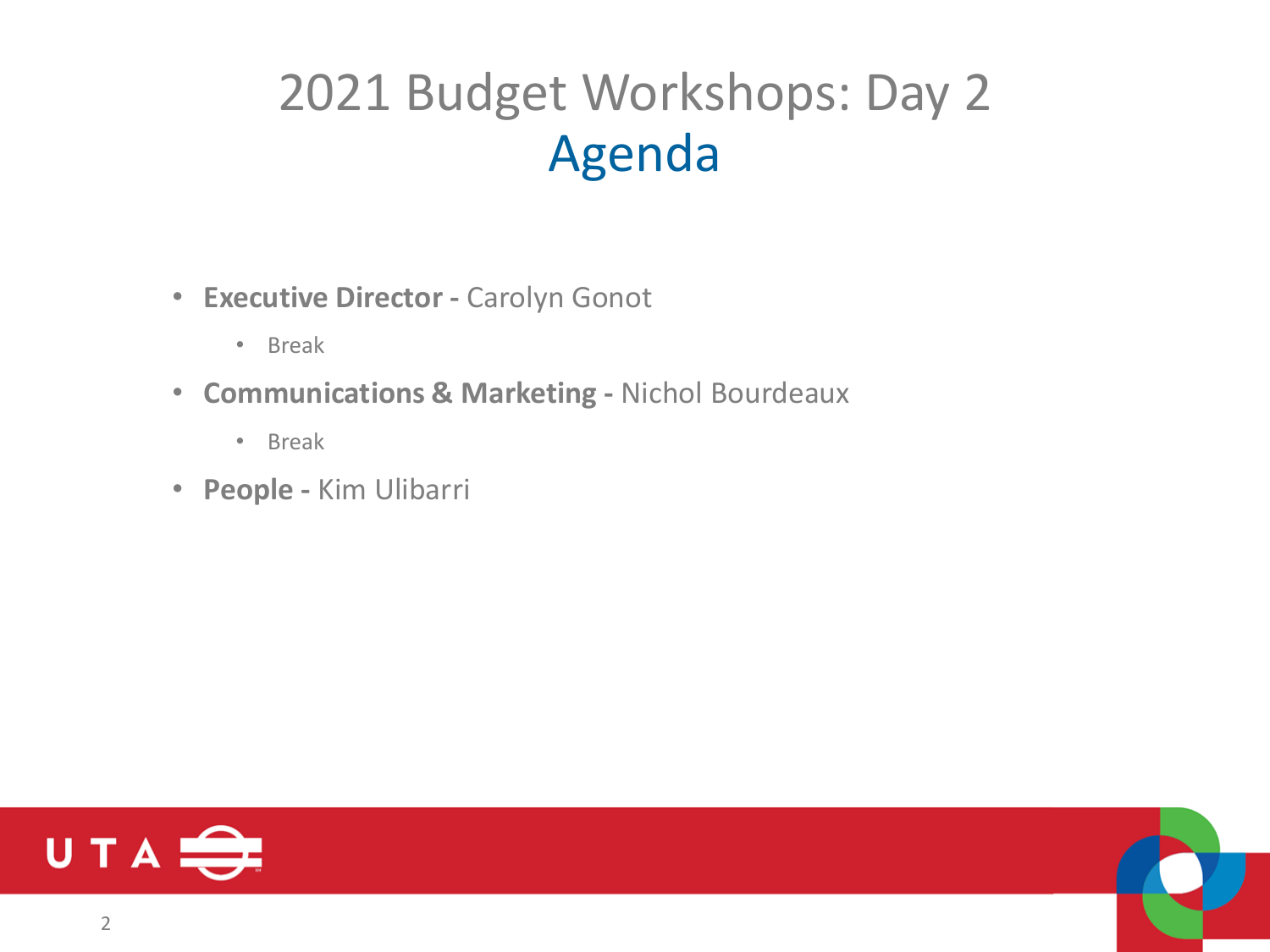# 2021 Budget Workshops: Day 2
## Agenda

- **Executive Director -** Carolyn Gonot
  - Break
- **Communications & Marketing -** Nichol Bourdeaux
  - Break
- **People -** Kim Ulibarri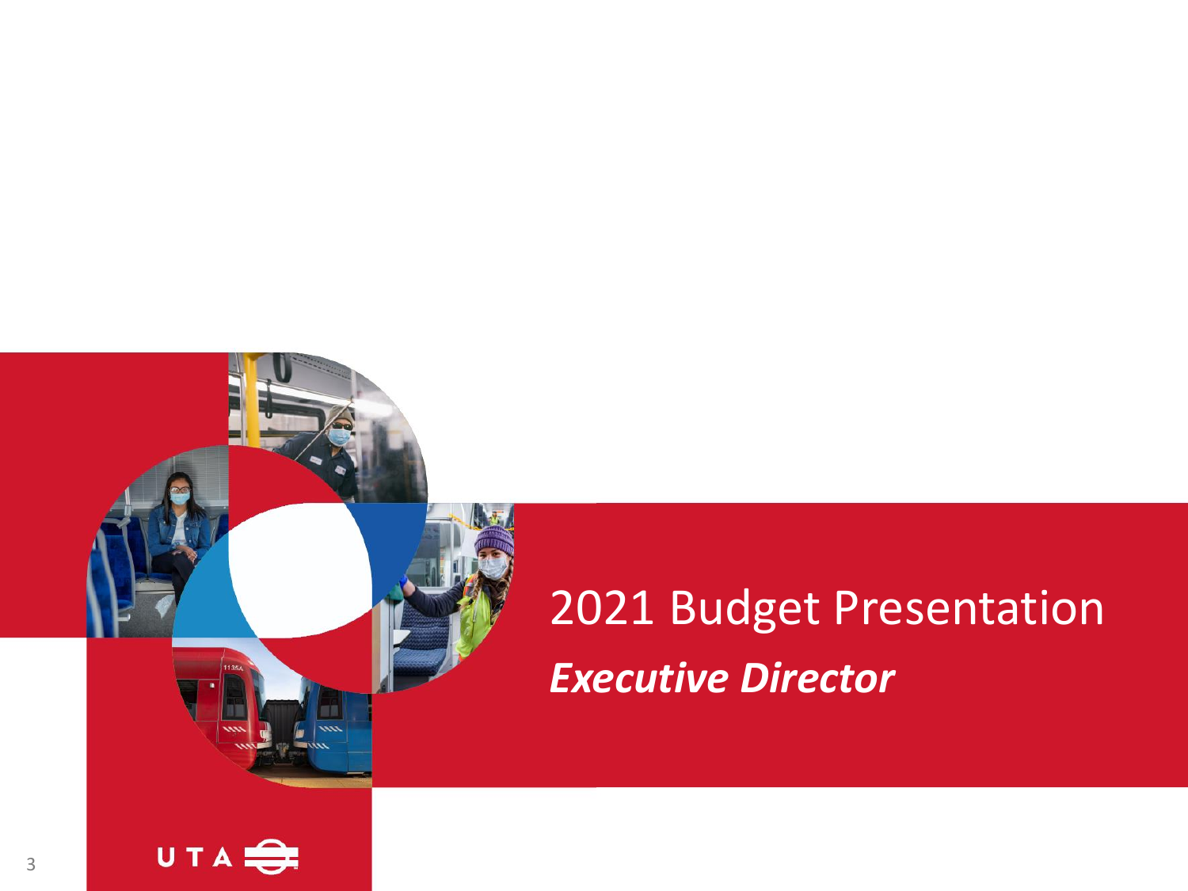# 2021 Budget Presentation

***Executive Director***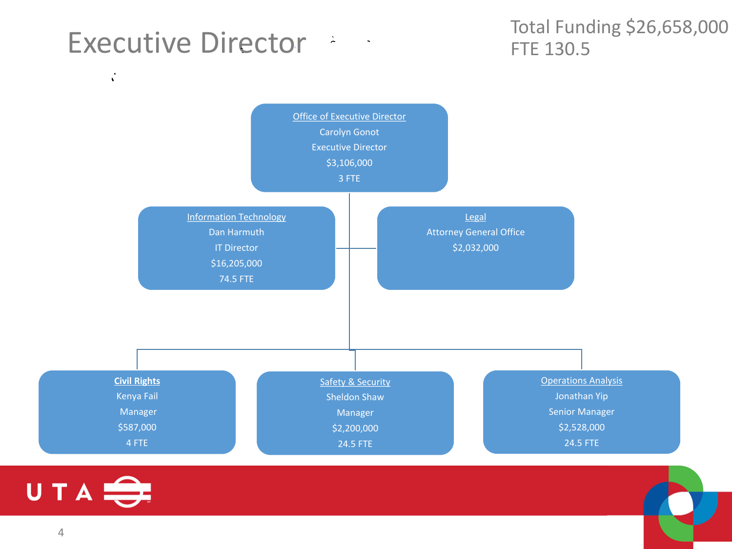# Executive Director

Total Funding $26,658,000
FTE 130.5

**Office of Executive Director**
Carolyn Gonot
Executive Director
$3,106,000
3 FTE

**Information Technology**
Dan Harmuth
IT Director
$16,205,000
74.5 FTE

**Legal**
Attorney General Office
$2,032,000

**Civil Rights**
Kenya Fail
Manager
$587,000
4 FTE

**Safety & Security**
Sheldon Shaw
Manager
$2,200,000
24.5 FTE

**Operations Analysis**
Jonathan Yip
Senior Manager
$2,528,000
24.5 FTE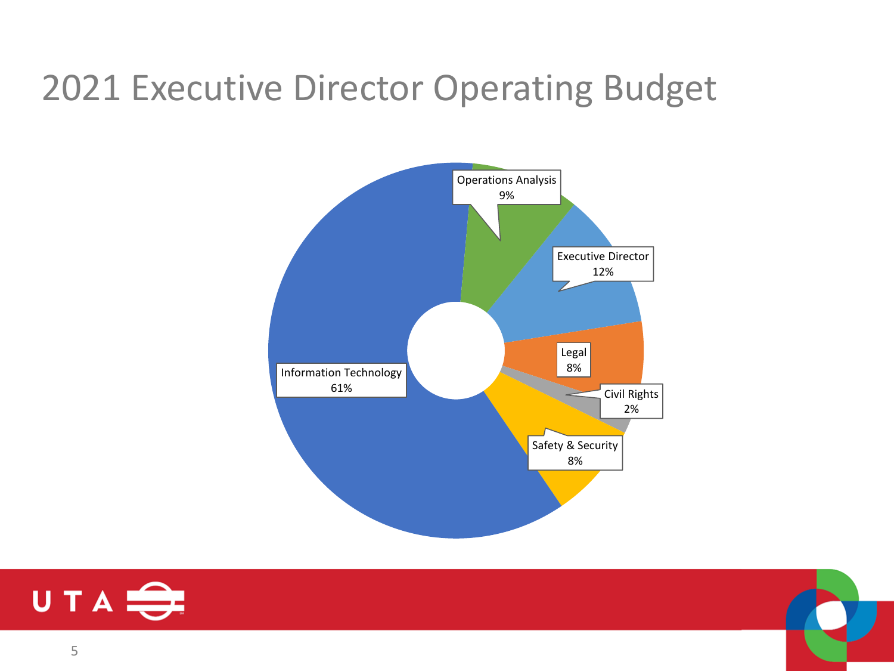# 2021 Executive Director Operating Budget

| Department | Share |
| --- | --- |
| Information Technology | 61% |
| Operations Analysis | 9% |
| Executive Director | 12% |
| Legal | 8% |
| Civil Rights | 2% |
| Safety & Security | 8% |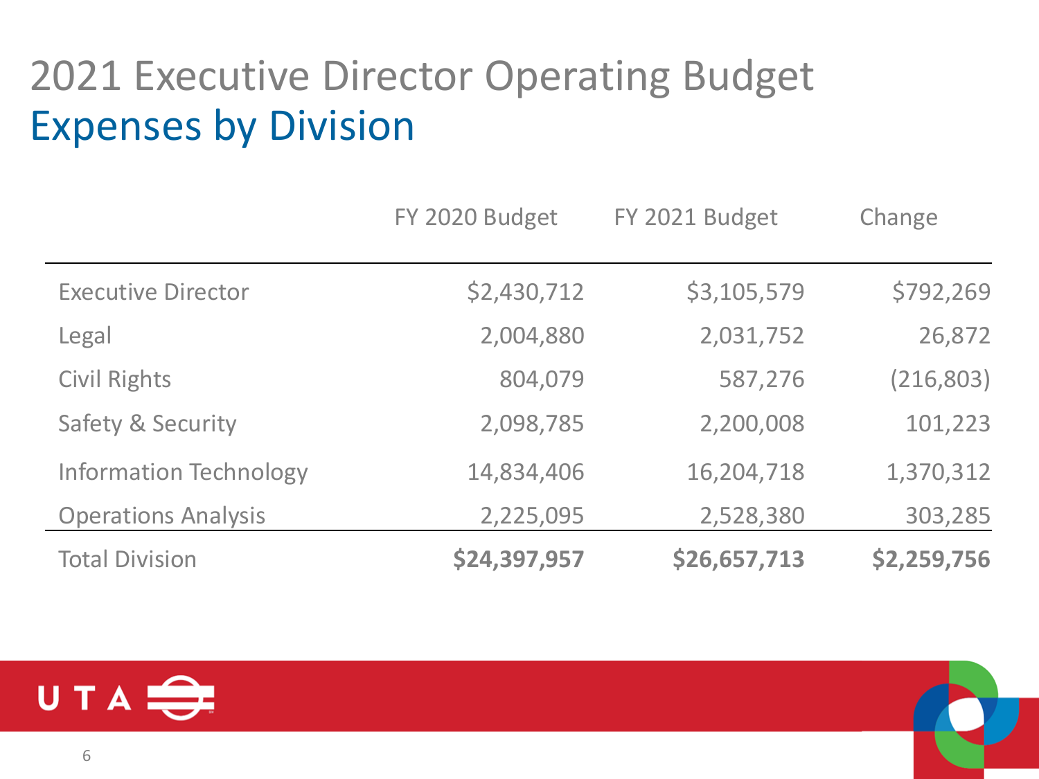# 2021 Executive Director Operating Budget

## Expenses by Division

| | FY 2020 Budget | FY 2021 Budget | Change |
|---|---|---|---|
| Executive Director | $2,430,712 | $3,105,579 | $792,269 |
| Legal | 2,004,880 | 2,031,752 | 26,872 |
| Civil Rights | 804,079 | 587,276 | (216,803) |
| Safety & Security | 2,098,785 | 2,200,008 | 101,223 |
| Information Technology | 14,834,406 | 16,204,718 | 1,370,312 |
| Operations Analysis | 2,225,095 | 2,528,380 | 303,285 |
| Total Division | **$24,397,957** | **$26,657,713** | **$2,259,756** |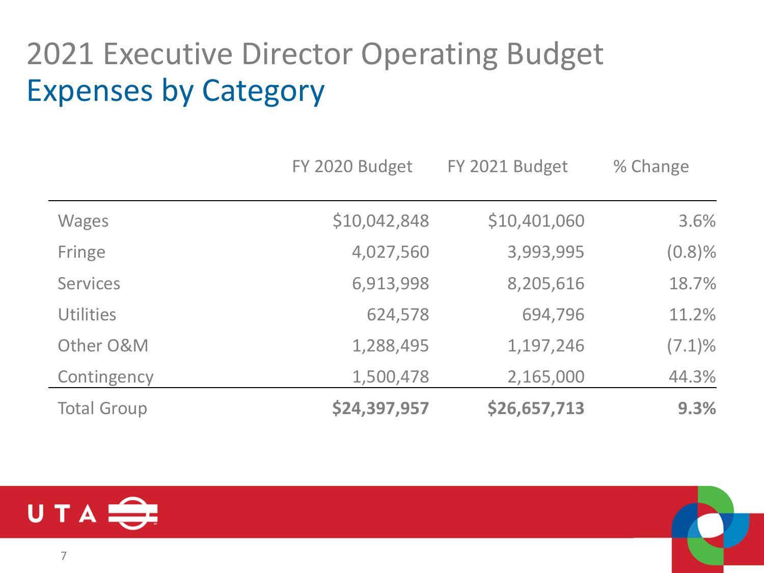# 2021 Executive Director Operating Budget

## Expenses by Category

| | FY 2020 Budget | FY 2021 Budget | % Change |
|---|---|---|---|
| Wages | $10,042,848 | $10,401,060 | 3.6% |
| Fringe | 4,027,560 | 3,993,995 | (0.8)% |
| Services | 6,913,998 | 8,205,616 | 18.7% |
| Utilities | 624,578 | 694,796 | 11.2% |
| Other O&M | 1,288,495 | 1,197,246 | (7.1)% |
| Contingency | 1,500,478 | 2,165,000 | 44.3% |
| Total Group | **$24,397,957** | **$26,657,713** | **9.3%** |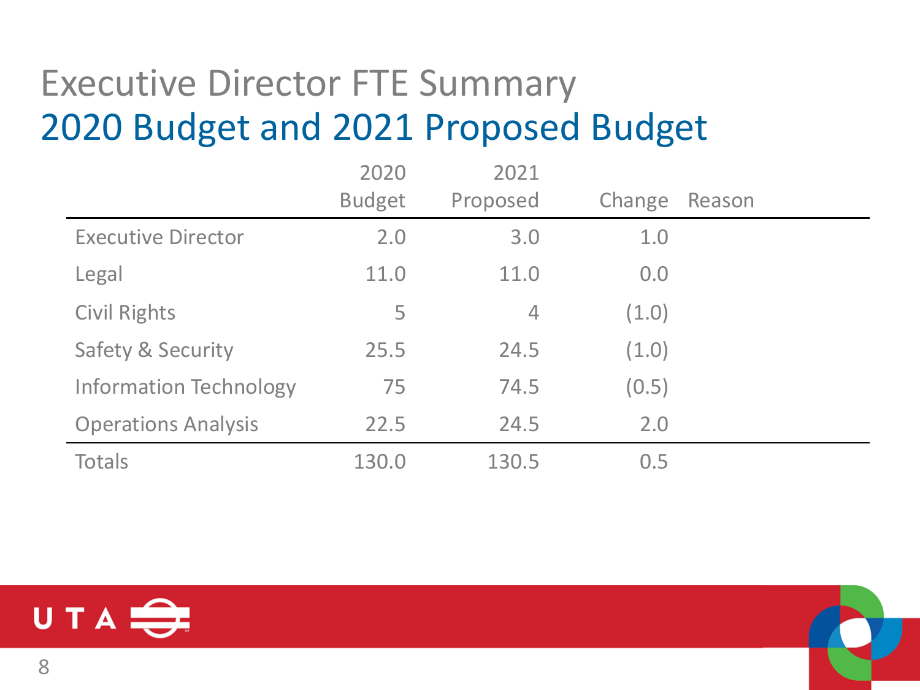# Executive Director FTE Summary

## 2020 Budget and 2021 Proposed Budget

| | 2020 Budget | 2021 Proposed | Change | Reason |
|---|---|---|---|---|
| Executive Director | 2.0 | 3.0 | 1.0 | |
| Legal | 11.0 | 11.0 | 0.0 | |
| Civil Rights | 5 | 4 | (1.0) | |
| Safety & Security | 25.5 | 24.5 | (1.0) | |
| Information Technology | 75 | 74.5 | (0.5) | |
| Operations Analysis | 22.5 | 24.5 | 2.0 | |
| Totals | 130.0 | 130.5 | 0.5 | |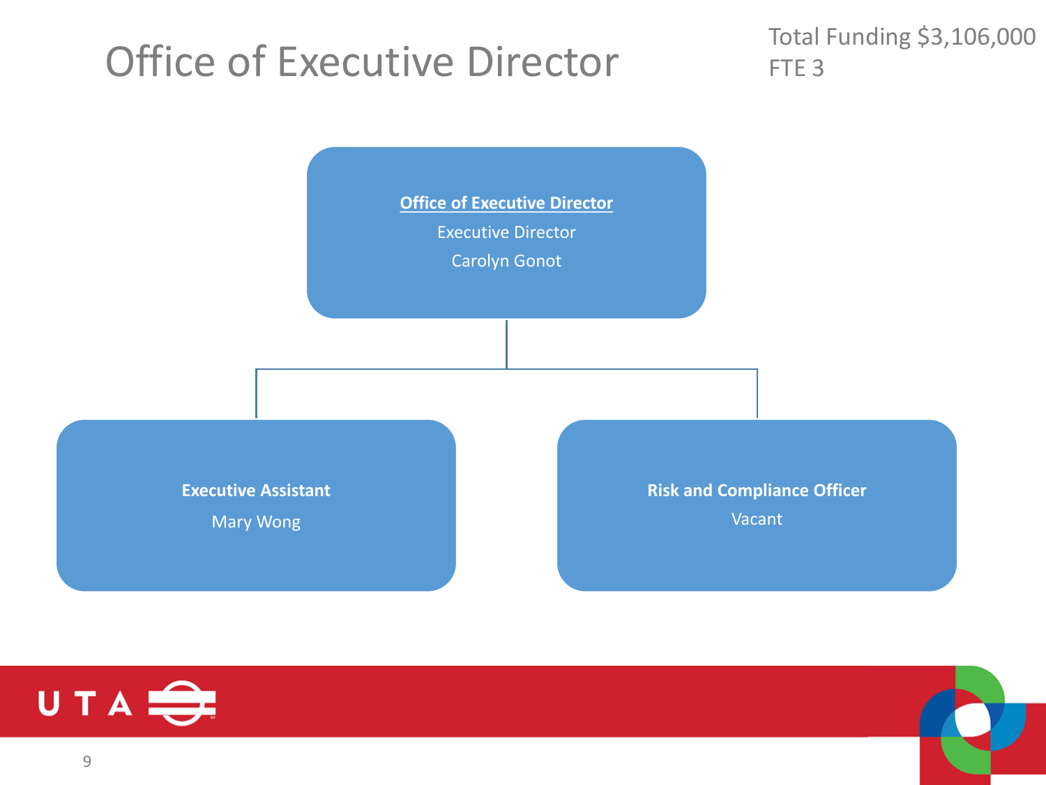# Office of Executive Director

Total Funding $3,106,000
FTE 3

**Office of Executive Director**
Executive Director
Carolyn Gonot

- **Executive Assistant**
  Mary Wong
- **Risk and Compliance Officer**
  Vacant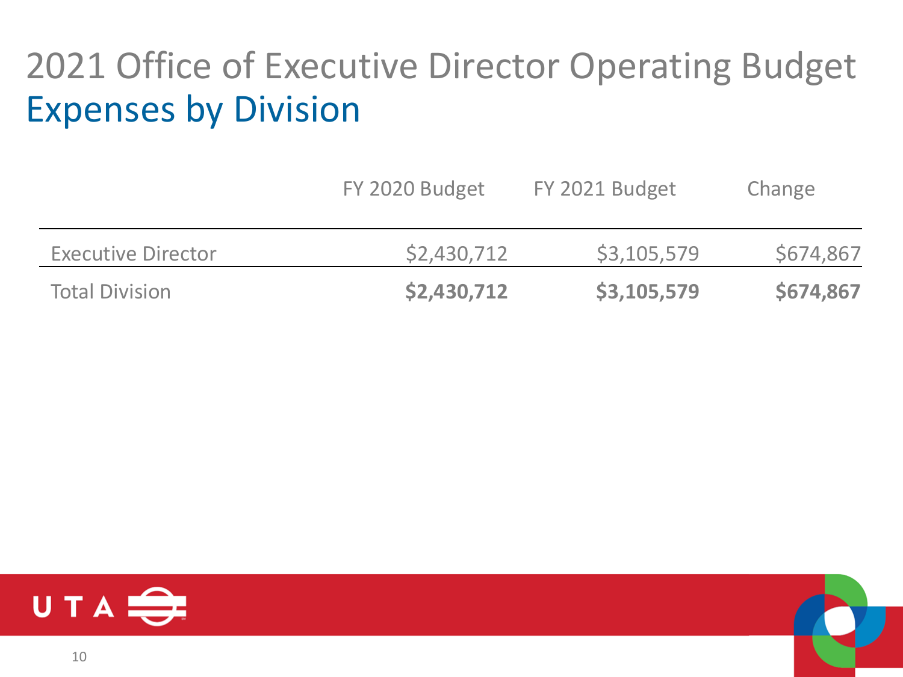# 2021 Office of Executive Director Operating Budget

## Expenses by Division

| | FY 2020 Budget | FY 2021 Budget | Change |
|---|---|---|---|
| Executive Director | $2,430,712 | $3,105,579 | $674,867 |
| Total Division | **$2,430,712** | **$3,105,579** | **$674,867** |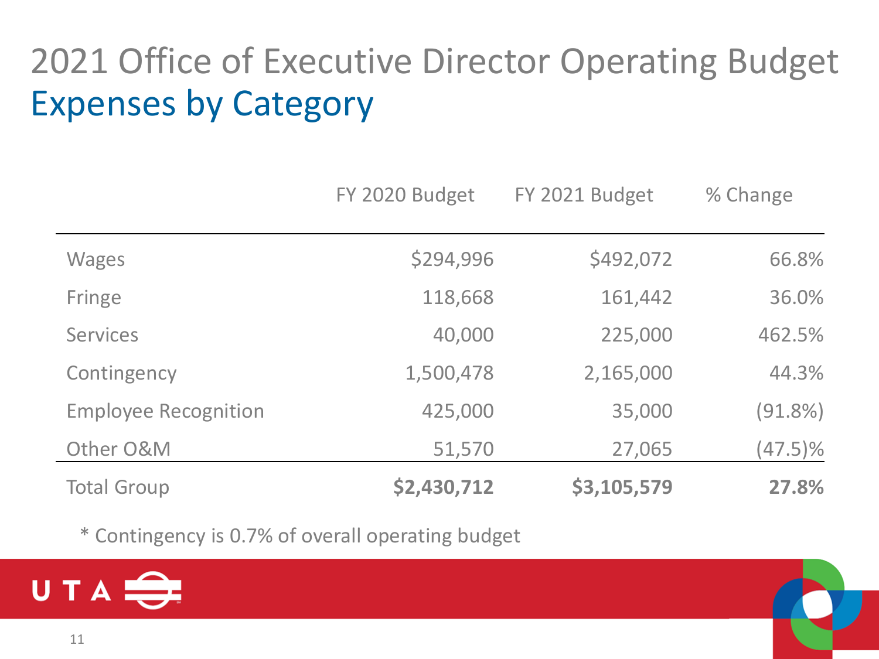# 2021 Office of Executive Director Operating Budget
## Expenses by Category

| | FY 2020 Budget | FY 2021 Budget | % Change |
|---|---|---|---|
| Wages | $294,996 | $492,072 | 66.8% |
| Fringe | 118,668 | 161,442 | 36.0% |
| Services | 40,000 | 225,000 | 462.5% |
| Contingency | 1,500,478 | 2,165,000 | 44.3% |
| Employee Recognition | 425,000 | 35,000 | (91.8%) |
| Other O&M | 51,570 | 27,065 | (47.5)% |
| Total Group | **$2,430,712** | **$3,105,579** | **27.8%** |

* Contingency is 0.7% of overall operating budget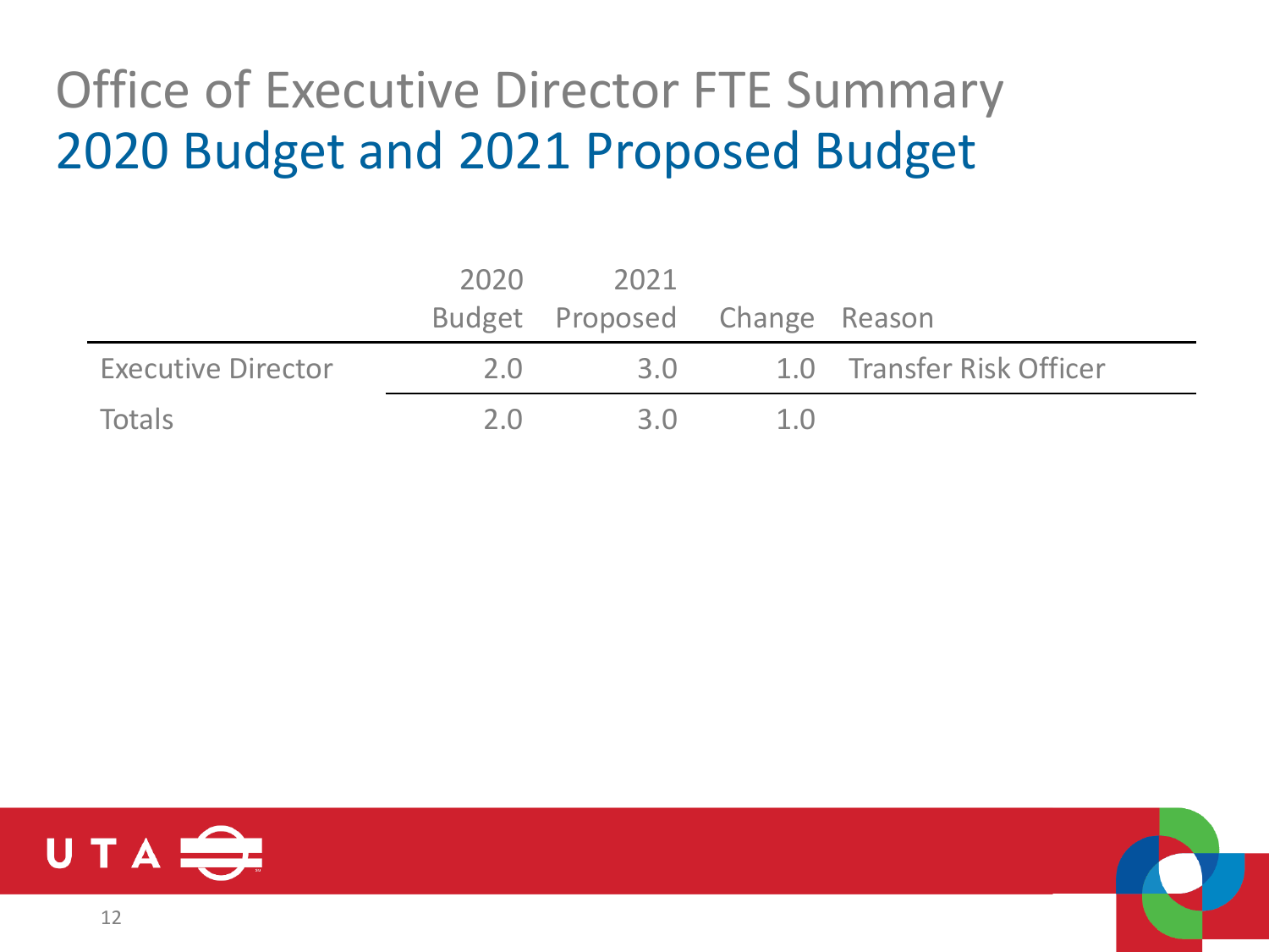# Office of Executive Director FTE Summary
## 2020 Budget and 2021 Proposed Budget

| | 2020 Budget | 2021 Proposed | Change | Reason |
|---|---|---|---|---|
| Executive Director | 2.0 | 3.0 | 1.0 | Transfer Risk Officer |
| Totals | 2.0 | 3.0 | 1.0 | |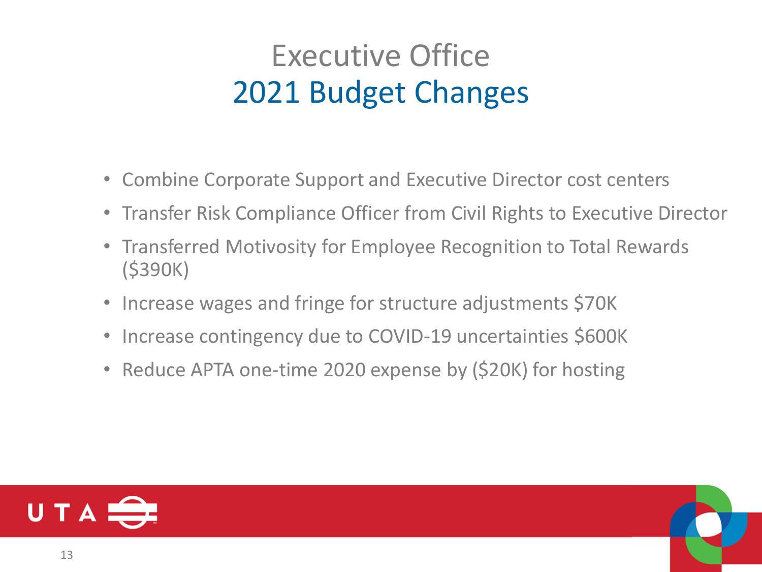# Executive Office
## 2021 Budget Changes

- Combine Corporate Support and Executive Director cost centers
- Transfer Risk Compliance Officer from Civil Rights to Executive Director
- Transferred Motivosity for Employee Recognition to Total Rewards ($390K)
- Increase wages and fringe for structure adjustments $70K
- Increase contingency due to COVID-19 uncertainties $600K
- Reduce APTA one-time 2020 expense by ($20K) for hosting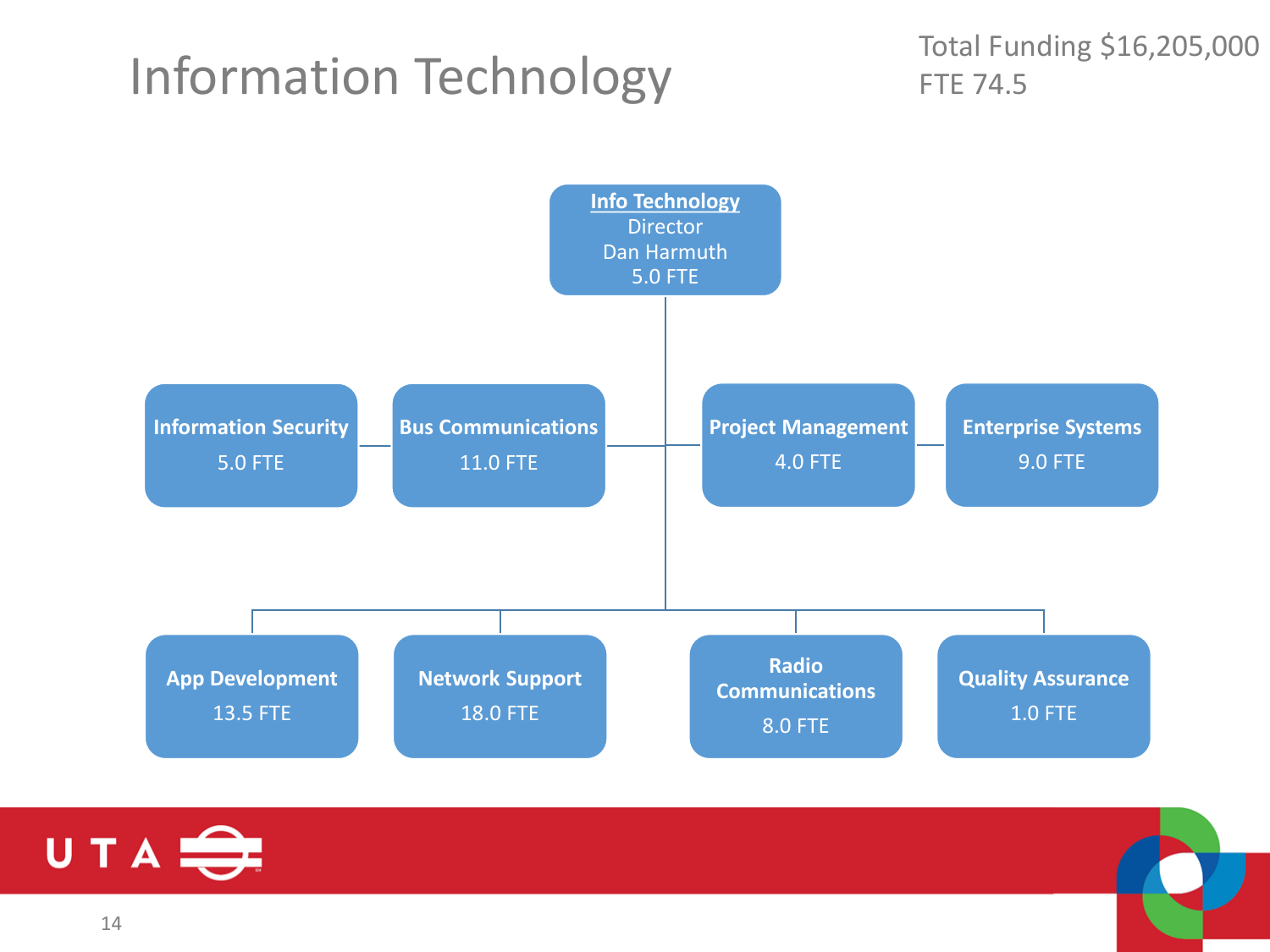# Information Technology

Total Funding $16,205,000
FTE 74.5

**Info Technology**
Director
Dan Harmuth
5.0 FTE

- **Information Security** – 5.0 FTE
- **Bus Communications** – 11.0 FTE
- **Project Management** – 4.0 FTE
- **Enterprise Systems** – 9.0 FTE
- **App Development** – 13.5 FTE
- **Network Support** – 18.0 FTE
- **Radio Communications** – 8.0 FTE
- **Quality Assurance** – 1.0 FTE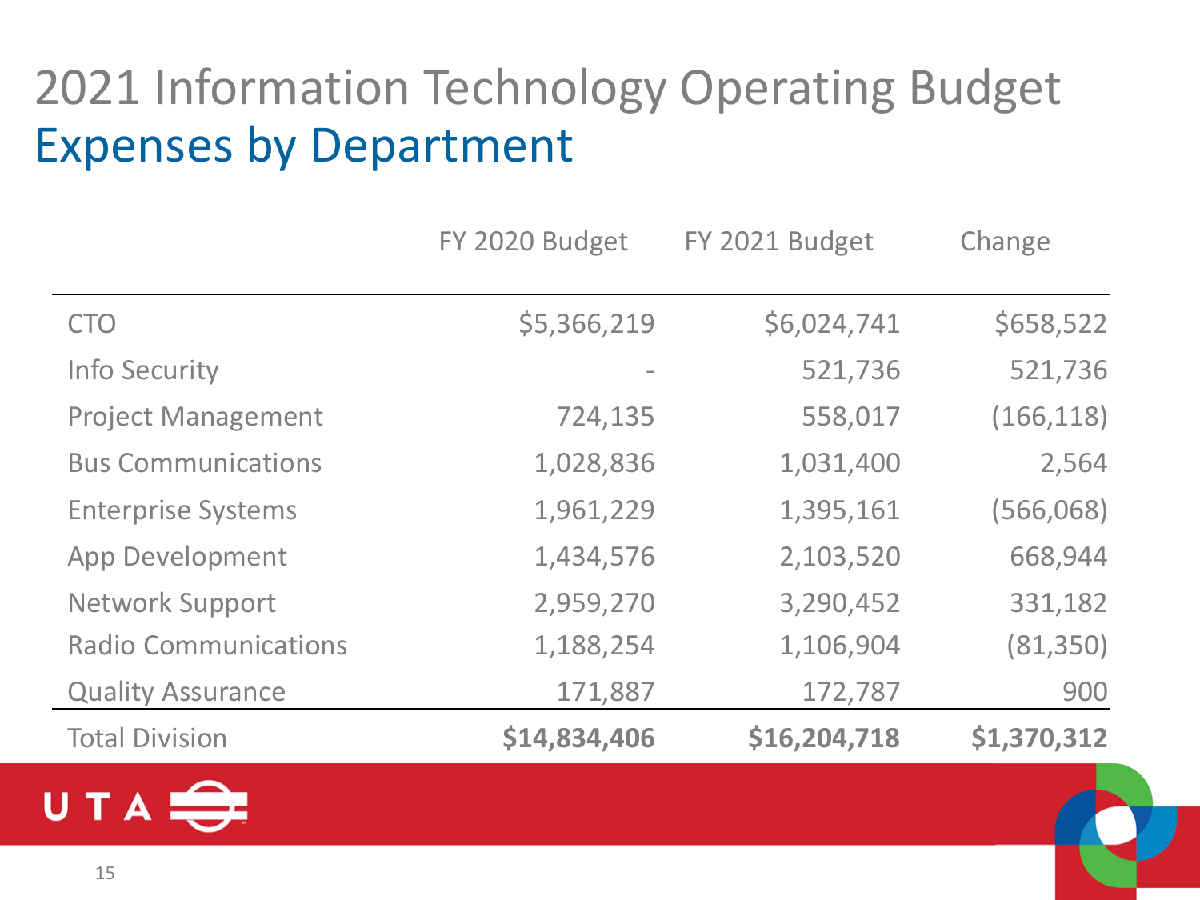# 2021 Information Technology Operating Budget

## Expenses by Department

| | FY 2020 Budget | FY 2021 Budget | Change |
|---|---|---|---|
| CTO | $5,366,219 | $6,024,741 | $658,522 |
| Info Security | - | 521,736 | 521,736 |
| Project Management | 724,135 | 558,017 | (166,118) |
| Bus Communications | 1,028,836 | 1,031,400 | 2,564 |
| Enterprise Systems | 1,961,229 | 1,395,161 | (566,068) |
| App Development | 1,434,576 | 2,103,520 | 668,944 |
| Network Support | 2,959,270 | 3,290,452 | 331,182 |
| Radio Communications | 1,188,254 | 1,106,904 | (81,350) |
| Quality Assurance | 171,887 | 172,787 | 900 |
| Total Division | **$14,834,406** | **$16,204,718** | **$1,370,312** |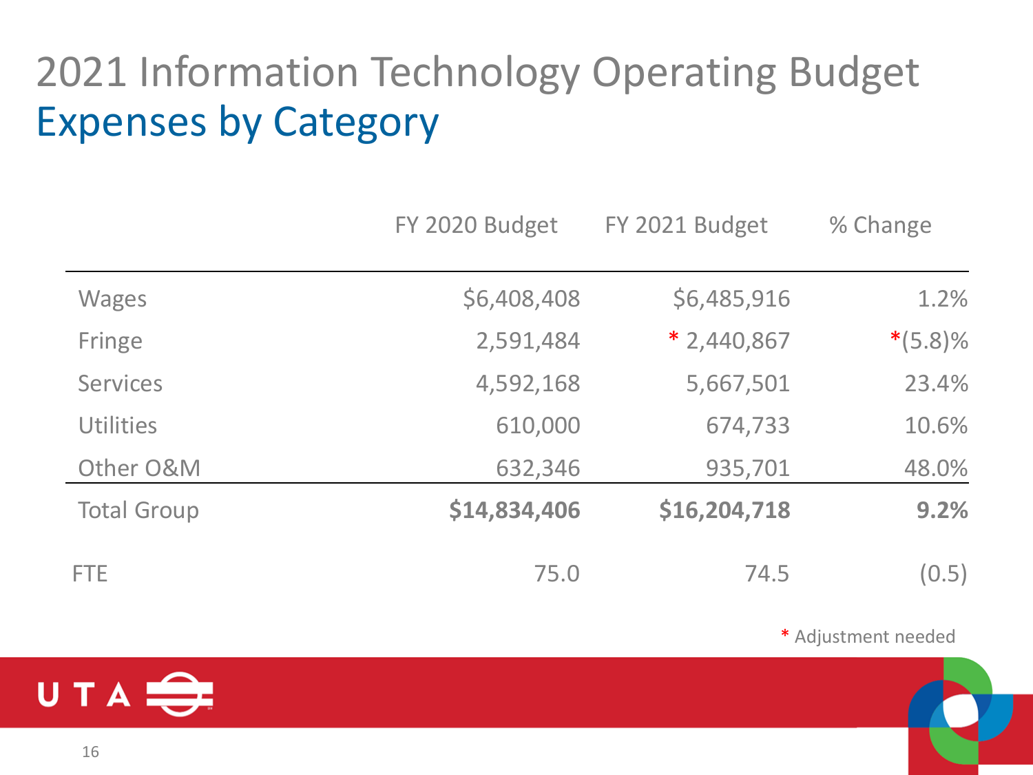# 2021 Information Technology Operating Budget

## Expenses by Category

| | FY 2020 Budget | FY 2021 Budget | % Change |
|---|---|---|---|
| Wages | $6,408,408 | $6,485,916 | 1.2% |
| Fringe | 2,591,484 | * 2,440,867 | *(5.8)% |
| Services | 4,592,168 | 5,667,501 | 23.4% |
| Utilities | 610,000 | 674,733 | 10.6% |
| Other O&M | 632,346 | 935,701 | 48.0% |
| Total Group | **$14,834,406** | **$16,204,718** | **9.2%** |
| FTE | 75.0 | 74.5 | (0.5) |

* Adjustment needed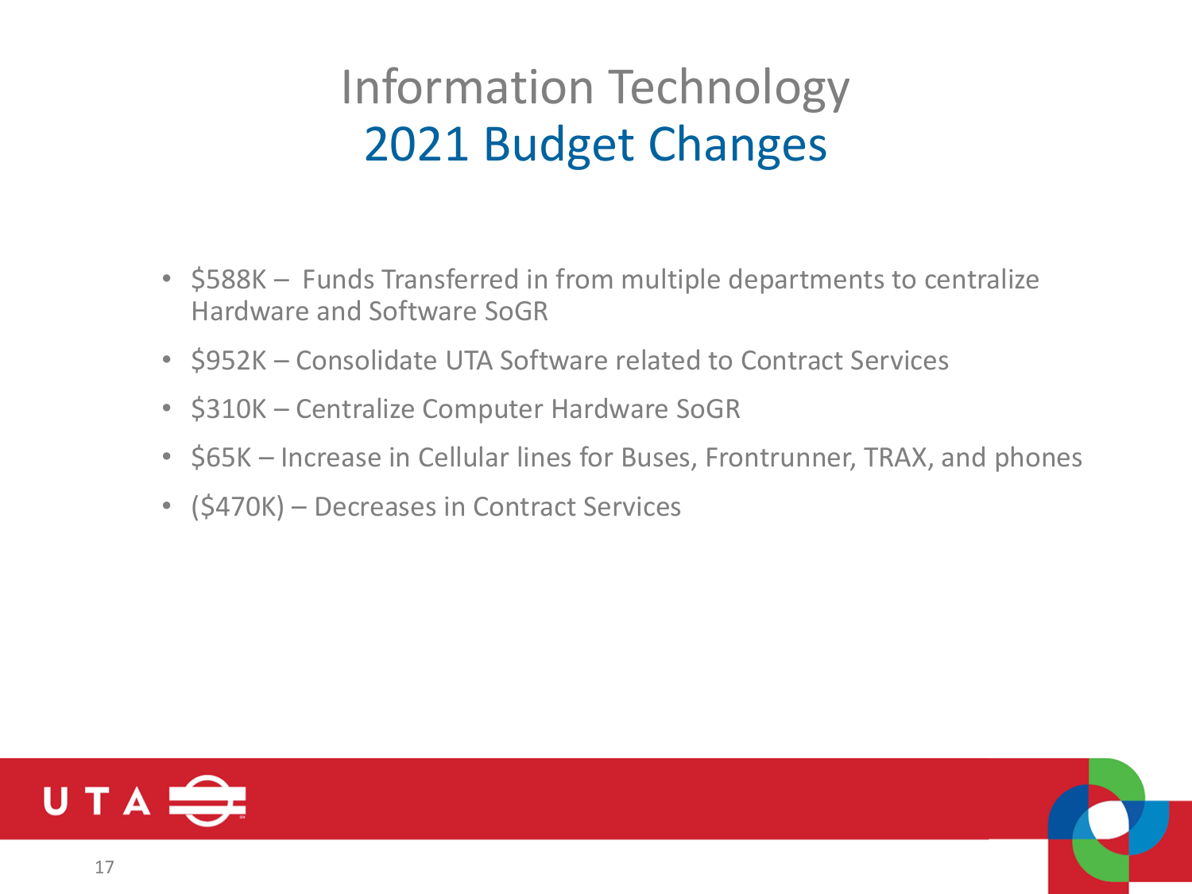# Information Technology
## 2021 Budget Changes

- $588K – Funds Transferred in from multiple departments to centralize Hardware and Software SoGR
- $952K – Consolidate UTA Software related to Contract Services
- $310K – Centralize Computer Hardware SoGR
- $65K – Increase in Cellular lines for Buses, Frontrunner, TRAX, and phones
- ($470K) – Decreases in Contract Services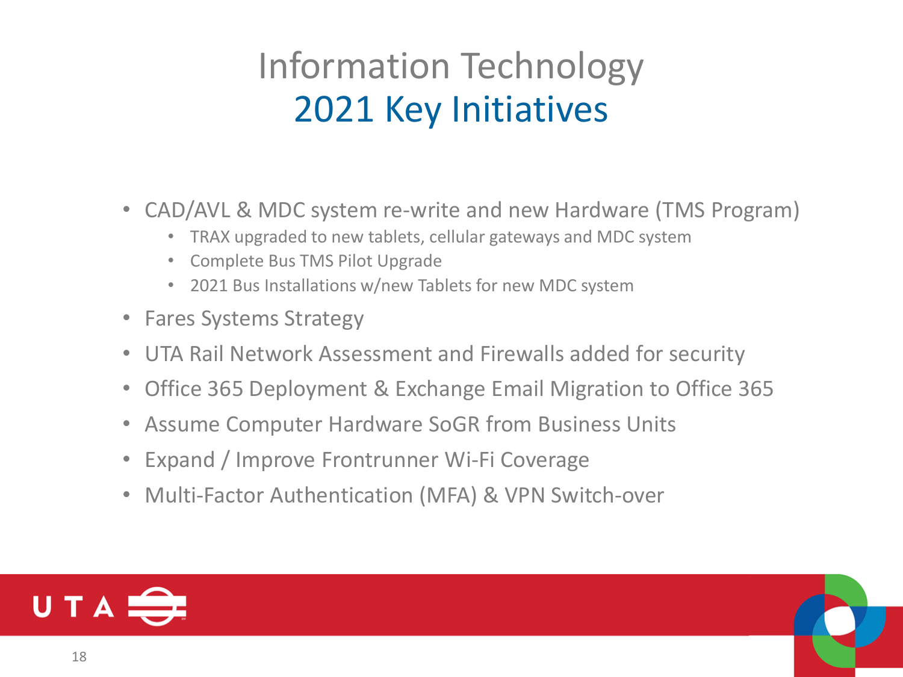# Information Technology
## 2021 Key Initiatives

- CAD/AVL & MDC system re-write and new Hardware (TMS Program)
  - TRAX upgraded to new tablets, cellular gateways and MDC system
  - Complete Bus TMS Pilot Upgrade
  - 2021 Bus Installations w/new Tablets for new MDC system
- Fares Systems Strategy
- UTA Rail Network Assessment and Firewalls added for security
- Office 365 Deployment & Exchange Email Migration to Office 365
- Assume Computer Hardware SoGR from Business Units
- Expand / Improve Frontrunner Wi-Fi Coverage
- Multi-Factor Authentication (MFA) & VPN Switch-over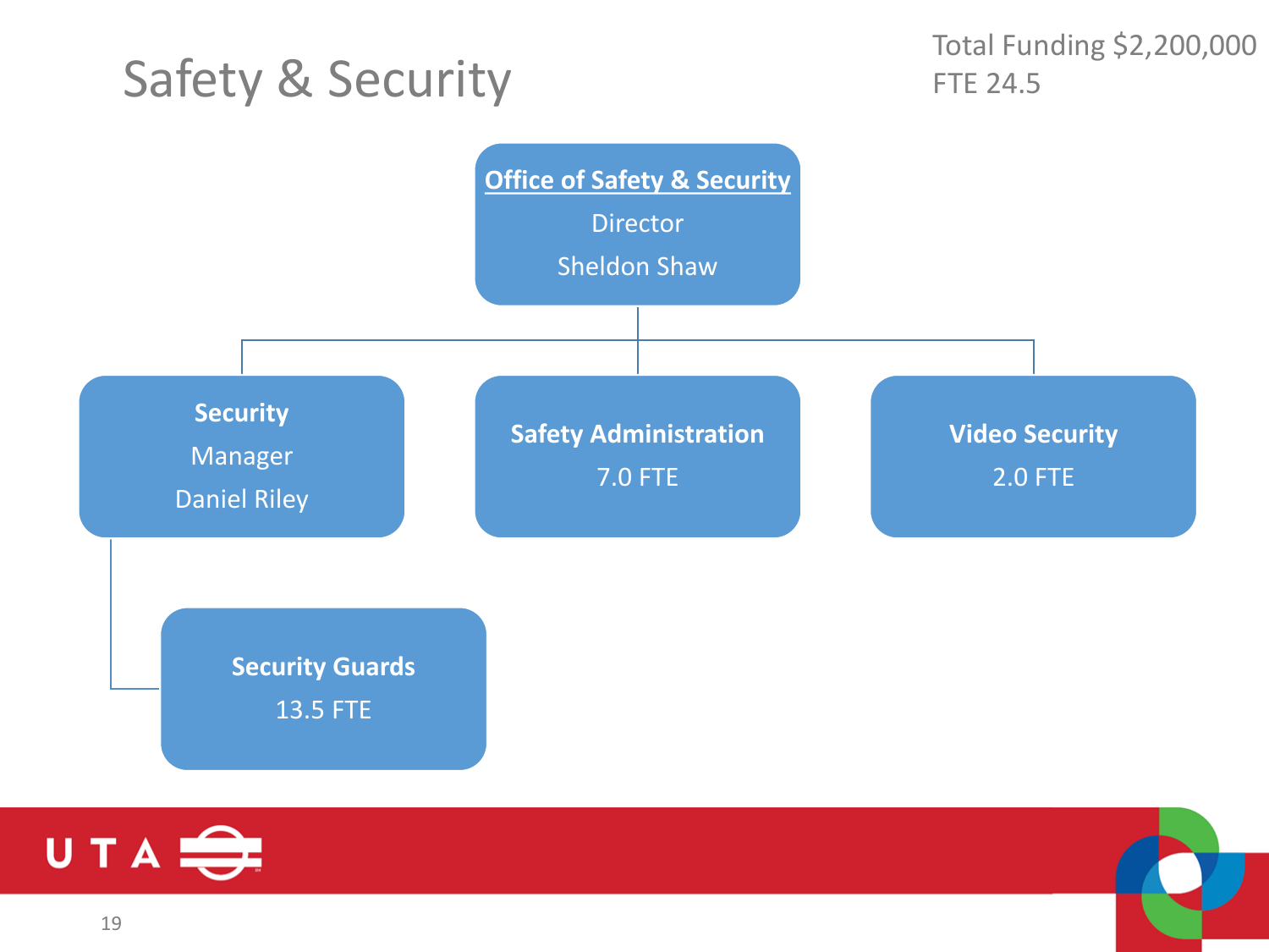# Safety & Security

Total Funding $2,200,000
FTE 24.5

**Office of Safety & Security**
Director
Sheldon Shaw

- **Security**
  Manager
  Daniel Riley
  - **Security Guards**
    13.5 FTE
- **Safety Administration**
  7.0 FTE
- **Video Security**
  2.0 FTE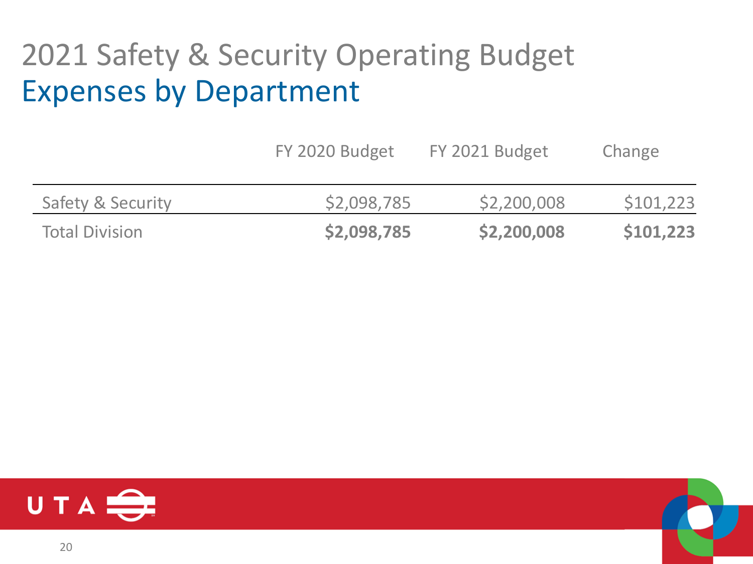# 2021 Safety & Security Operating Budget

## Expenses by Department

| | FY 2020 Budget | FY 2021 Budget | Change |
|---|---|---|---|
| Safety & Security | $2,098,785 | $2,200,008 | $101,223 |
| Total Division | **$2,098,785** | **$2,200,008** | **$101,223** |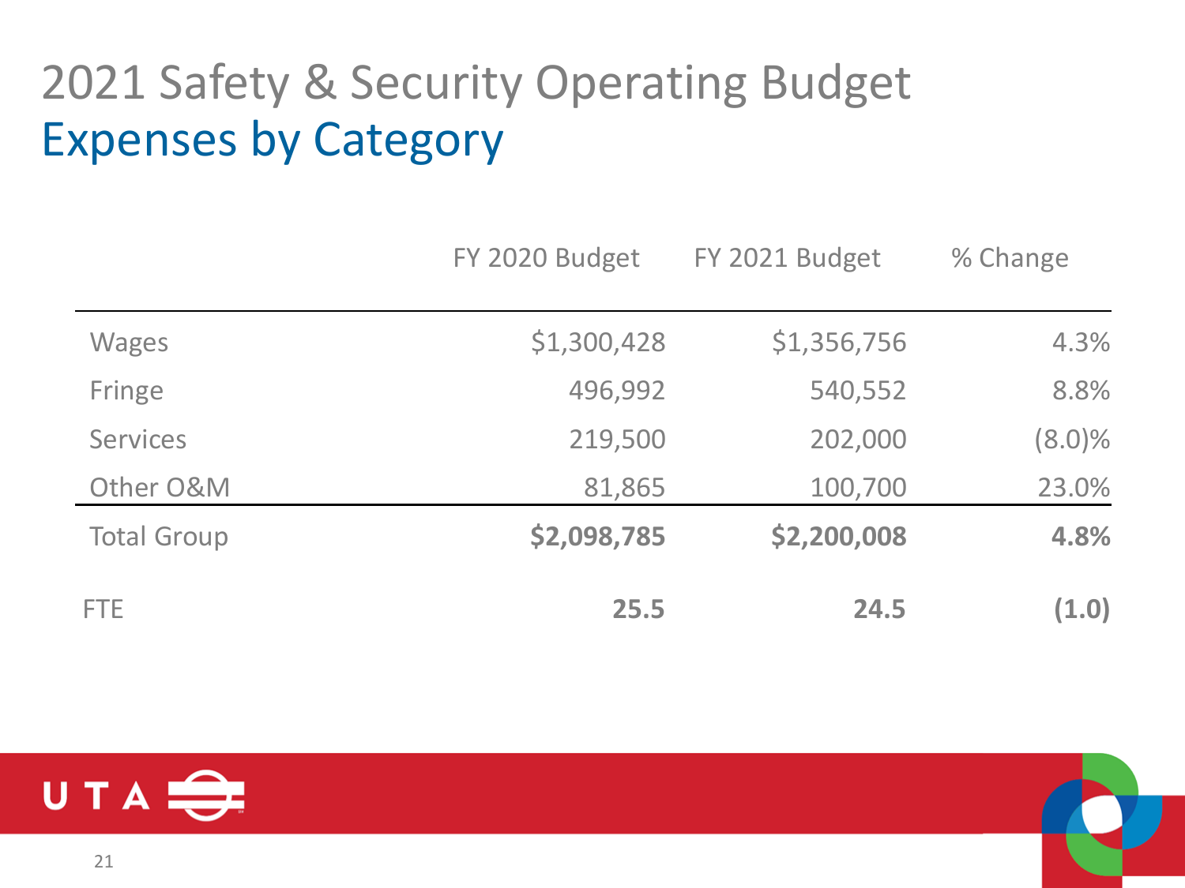# 2021 Safety & Security Operating Budget

## Expenses by Category

| | FY 2020 Budget | FY 2021 Budget | % Change |
|---|---|---|---|
| Wages | $1,300,428 | $1,356,756 | 4.3% |
| Fringe | 496,992 | 540,552 | 8.8% |
| Services | 219,500 | 202,000 | (8.0)% |
| Other O&M | 81,865 | 100,700 | 23.0% |
| Total Group | **$2,098,785** | **$2,200,008** | **4.8%** |
| FTE | **25.5** | **24.5** | **(1.0)** |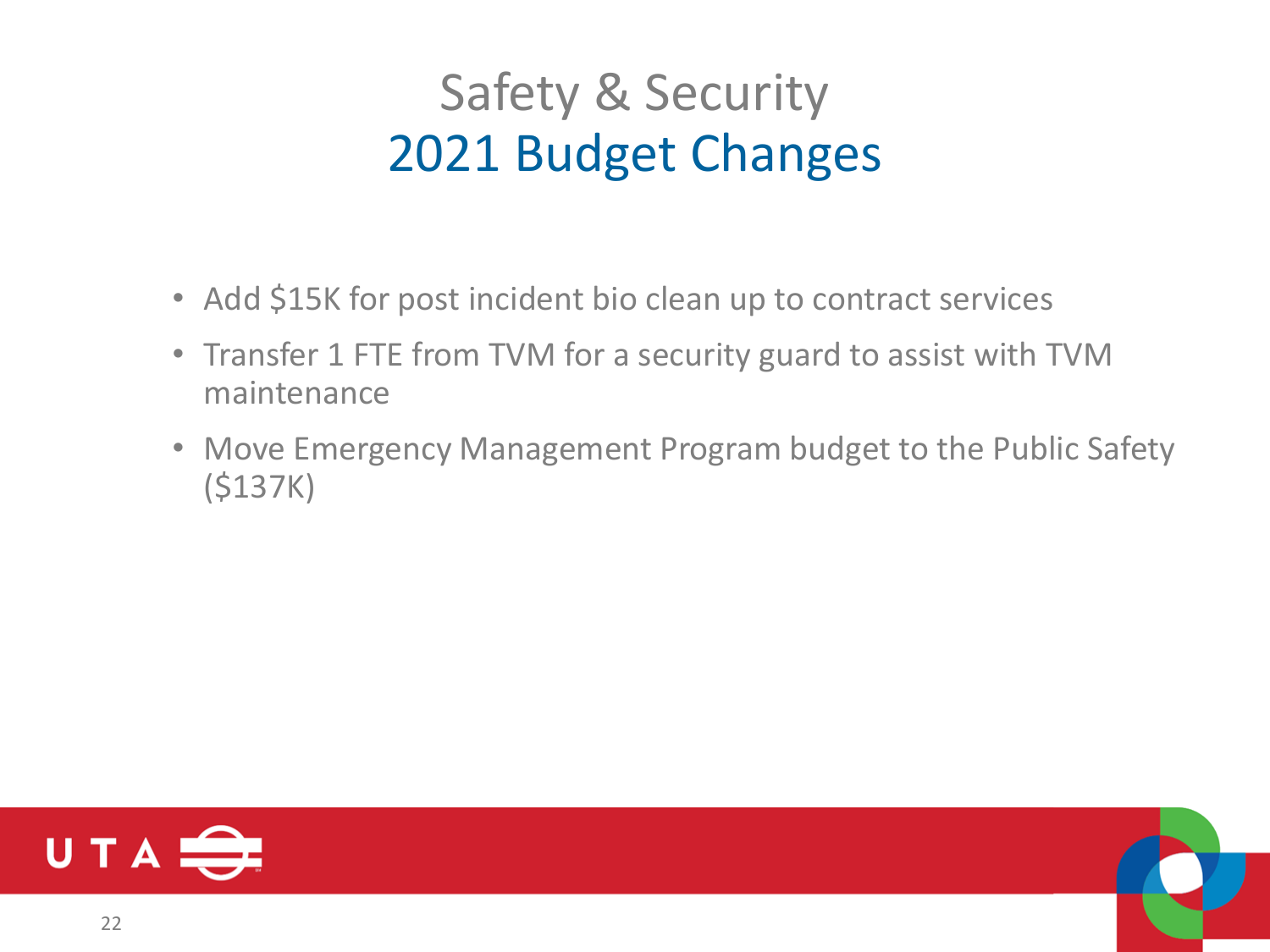# Safety & Security
## 2021 Budget Changes

- Add $15K for post incident bio clean up to contract services
- Transfer 1 FTE from TVM for a security guard to assist with TVM maintenance
- Move Emergency Management Program budget to the Public Safety ($137K)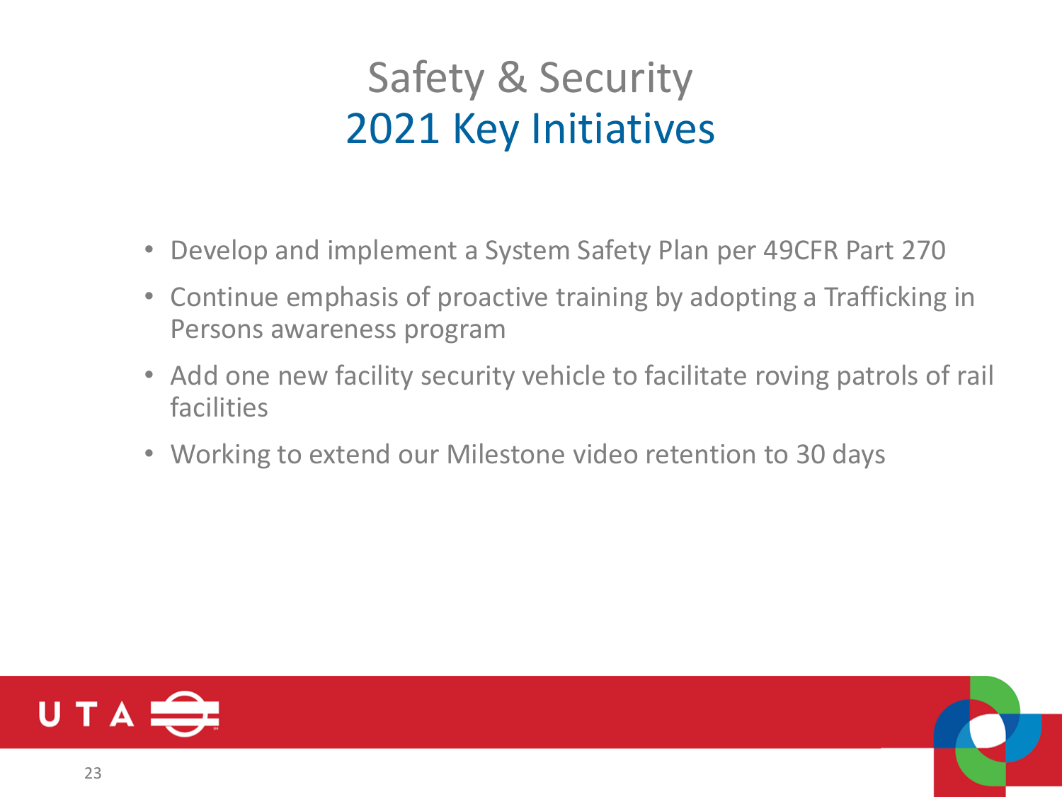# Safety & Security
## 2021 Key Initiatives

- Develop and implement a System Safety Plan per 49CFR Part 270
- Continue emphasis of proactive training by adopting a Trafficking in Persons awareness program
- Add one new facility security vehicle to facilitate roving patrols of rail facilities
- Working to extend our Milestone video retention to 30 days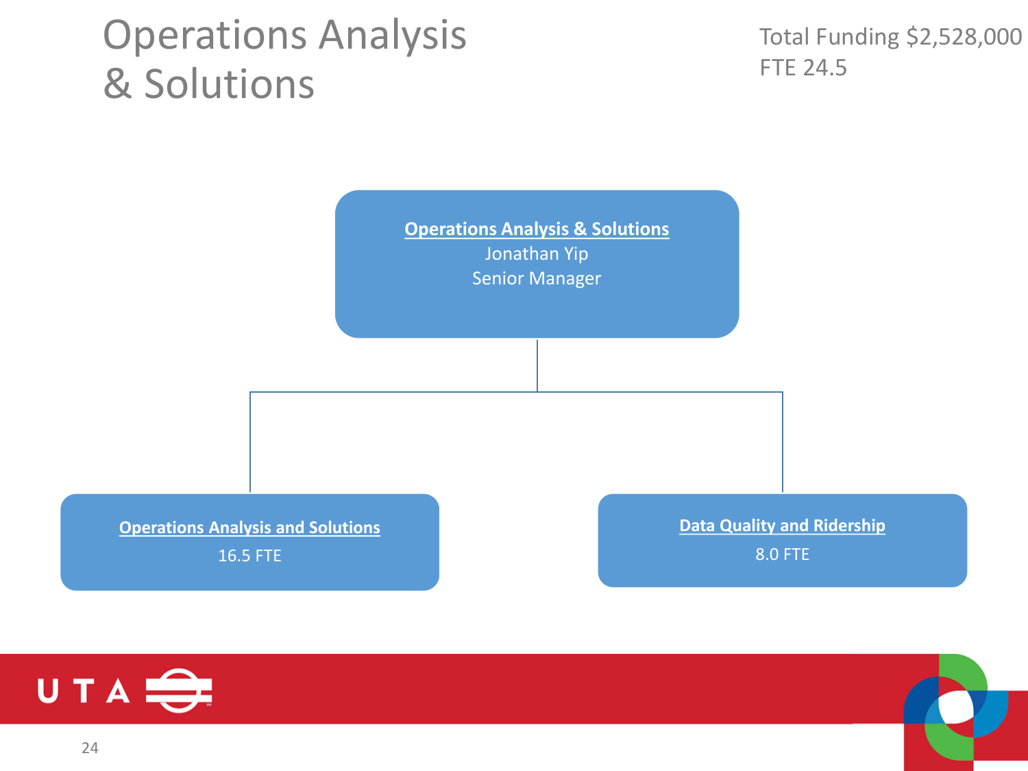# Operations Analysis & Solutions

Total Funding $2,528,000
FTE 24.5

**Operations Analysis & Solutions**
Jonathan Yip
Senior Manager

- **Operations Analysis and Solutions**
  16.5 FTE
- **Data Quality and Ridership**
  8.0 FTE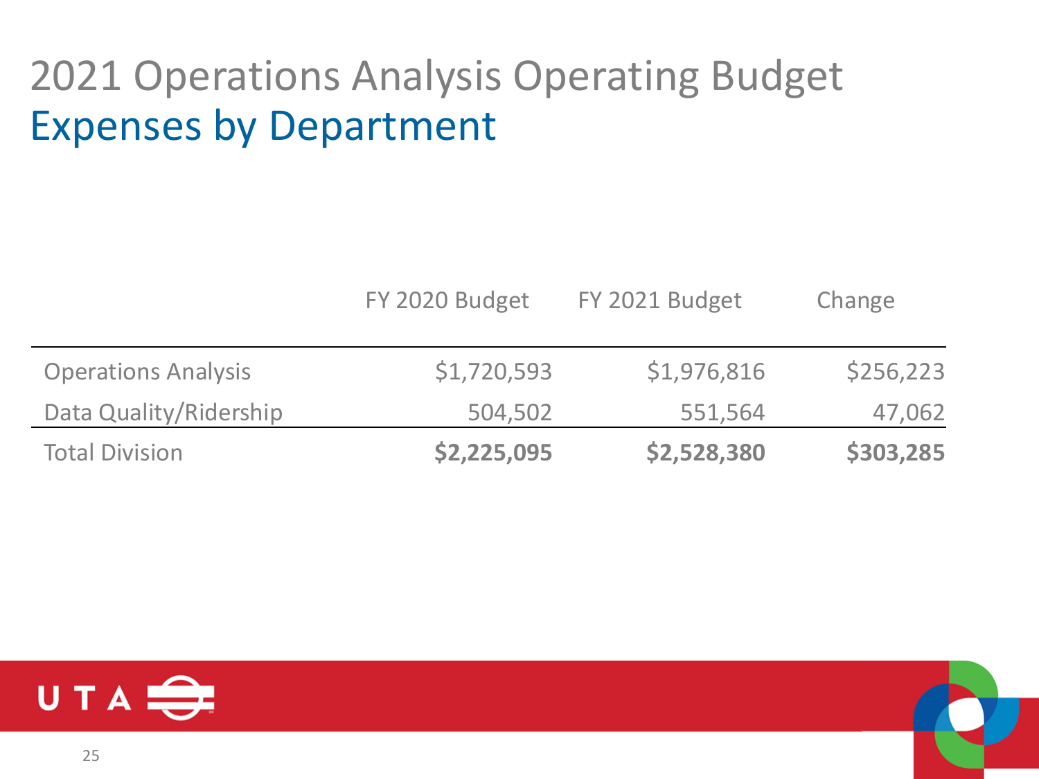# 2021 Operations Analysis Operating Budget

## Expenses by Department

| | FY 2020 Budget | FY 2021 Budget | Change |
|---|---|---|---|
| Operations Analysis | $1,720,593 | $1,976,816 | $256,223 |
| Data Quality/Ridership | 504,502 | 551,564 | 47,062 |
| Total Division | **$2,225,095** | **$2,528,380** | **$303,285** |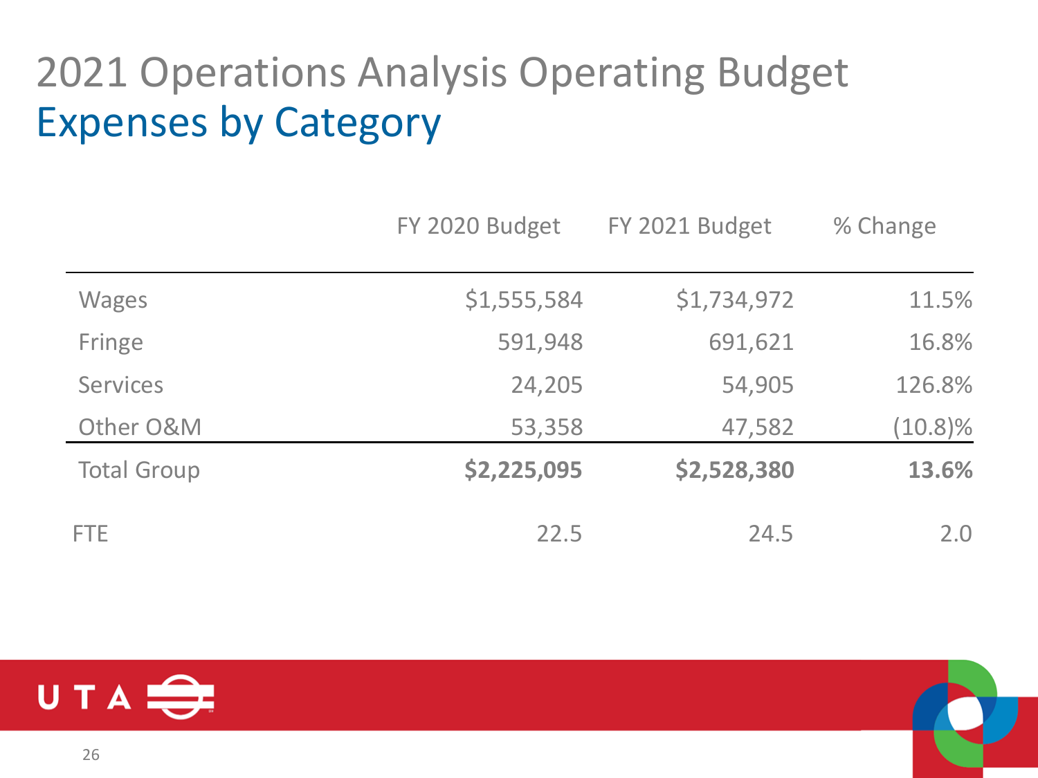# 2021 Operations Analysis Operating Budget

## Expenses by Category

| | FY 2020 Budget | FY 2021 Budget | % Change |
|---|---|---|---|
| Wages | $1,555,584 | $1,734,972 | 11.5% |
| Fringe | 591,948 | 691,621 | 16.8% |
| Services | 24,205 | 54,905 | 126.8% |
| Other O&M | 53,358 | 47,582 | (10.8)% |
| Total Group | **$2,225,095** | **$2,528,380** | **13.6%** |
| FTE | 22.5 | 24.5 | 2.0 |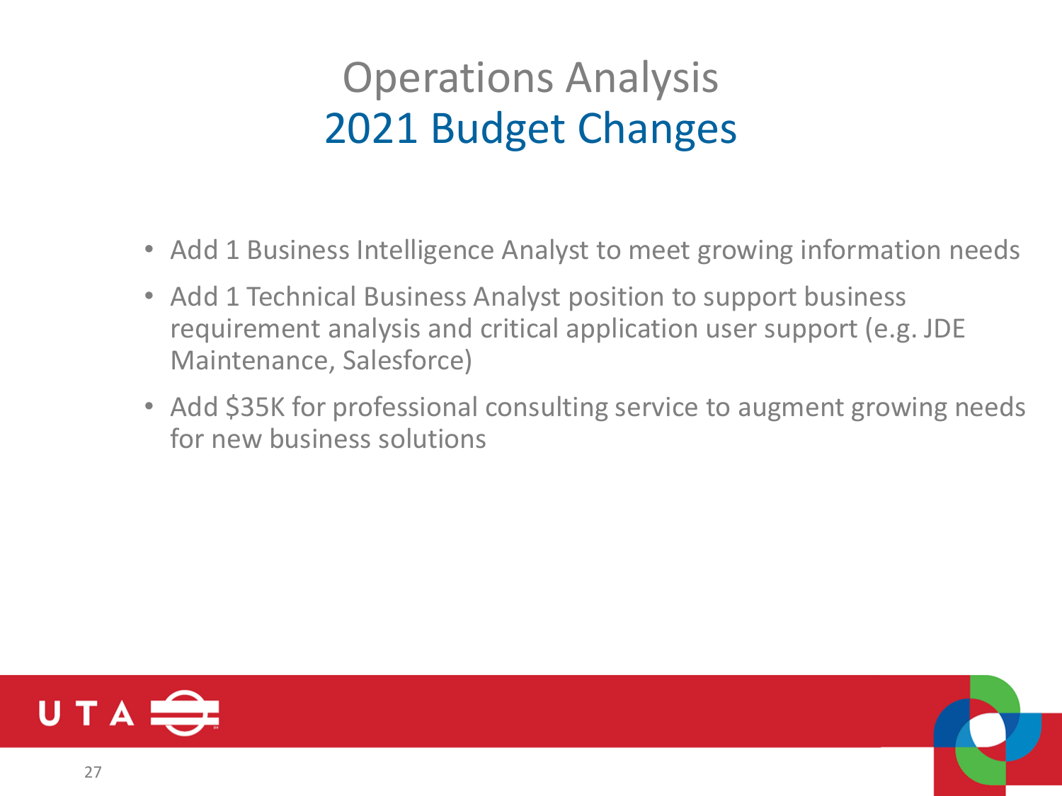# Operations Analysis
## 2021 Budget Changes

- Add 1 Business Intelligence Analyst to meet growing information needs
- Add 1 Technical Business Analyst position to support business requirement analysis and critical application user support (e.g. JDE Maintenance, Salesforce)
- Add $35K for professional consulting service to augment growing needs for new business solutions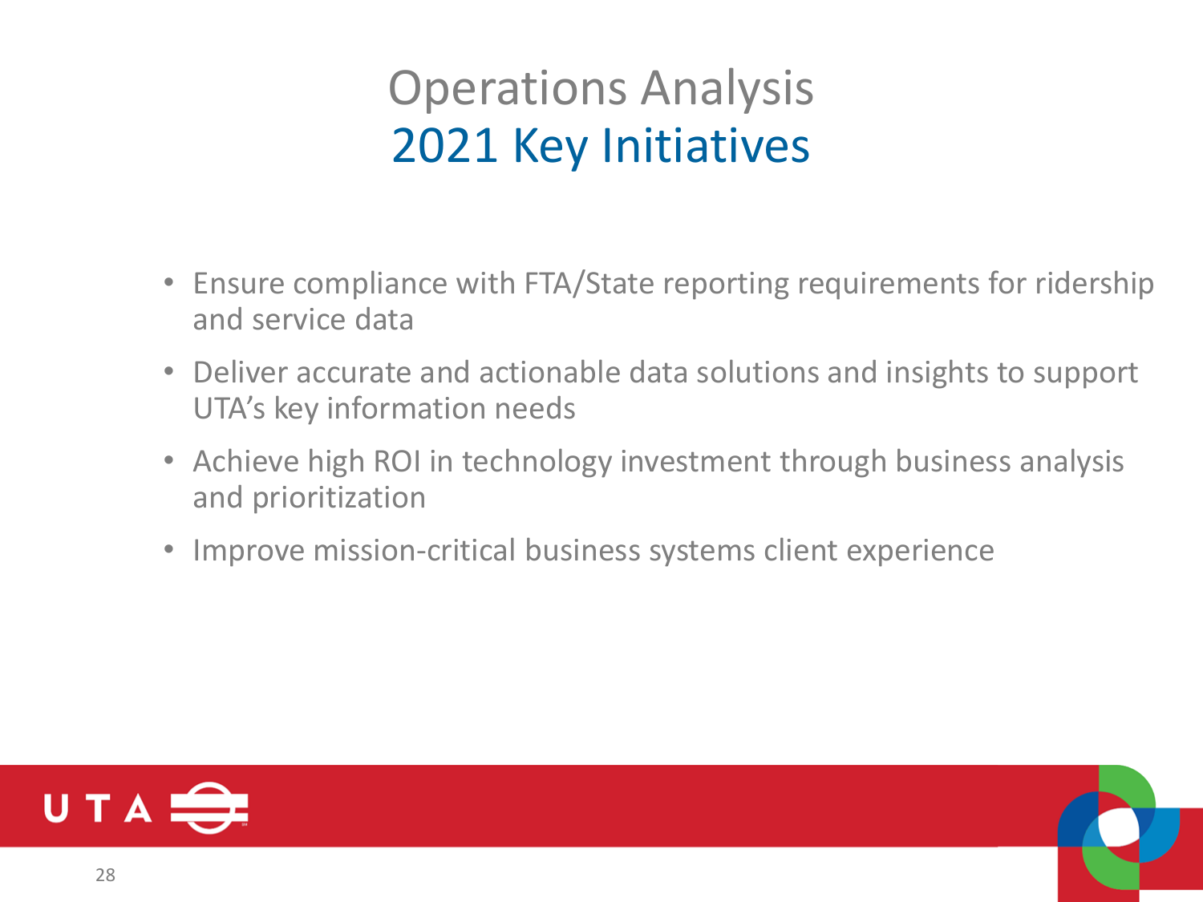# Operations Analysis
## 2021 Key Initiatives

- Ensure compliance with FTA/State reporting requirements for ridership and service data
- Deliver accurate and actionable data solutions and insights to support UTA's key information needs
- Achieve high ROI in technology investment through business analysis and prioritization
- Improve mission-critical business systems client experience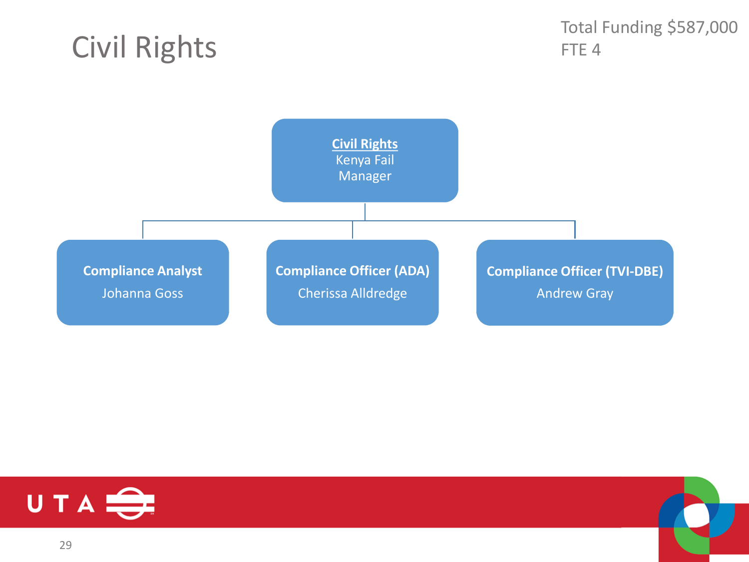# Civil Rights

Total Funding $587,000
FTE 4

**Civil Rights**
Kenya Fail
Manager

- **Compliance Analyst**
  Johanna Goss
- **Compliance Officer (ADA)**
  Cherissa Alldredge
- **Compliance Officer (TVI-DBE)**
  Andrew Gray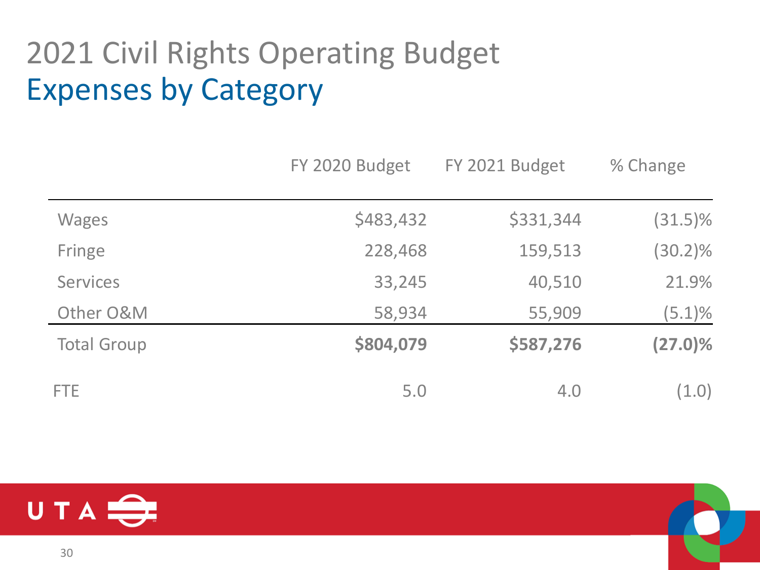# 2021 Civil Rights Operating Budget

## Expenses by Category

| | FY 2020 Budget | FY 2021 Budget | % Change |
|---|---|---|---|
| Wages | $483,432 | $331,344 | (31.5)% |
| Fringe | 228,468 | 159,513 | (30.2)% |
| Services | 33,245 | 40,510 | 21.9% |
| Other O&M | 58,934 | 55,909 | (5.1)% |
| Total Group | **$804,079** | **$587,276** | **(27.0)%** |
| FTE | 5.0 | 4.0 | (1.0) |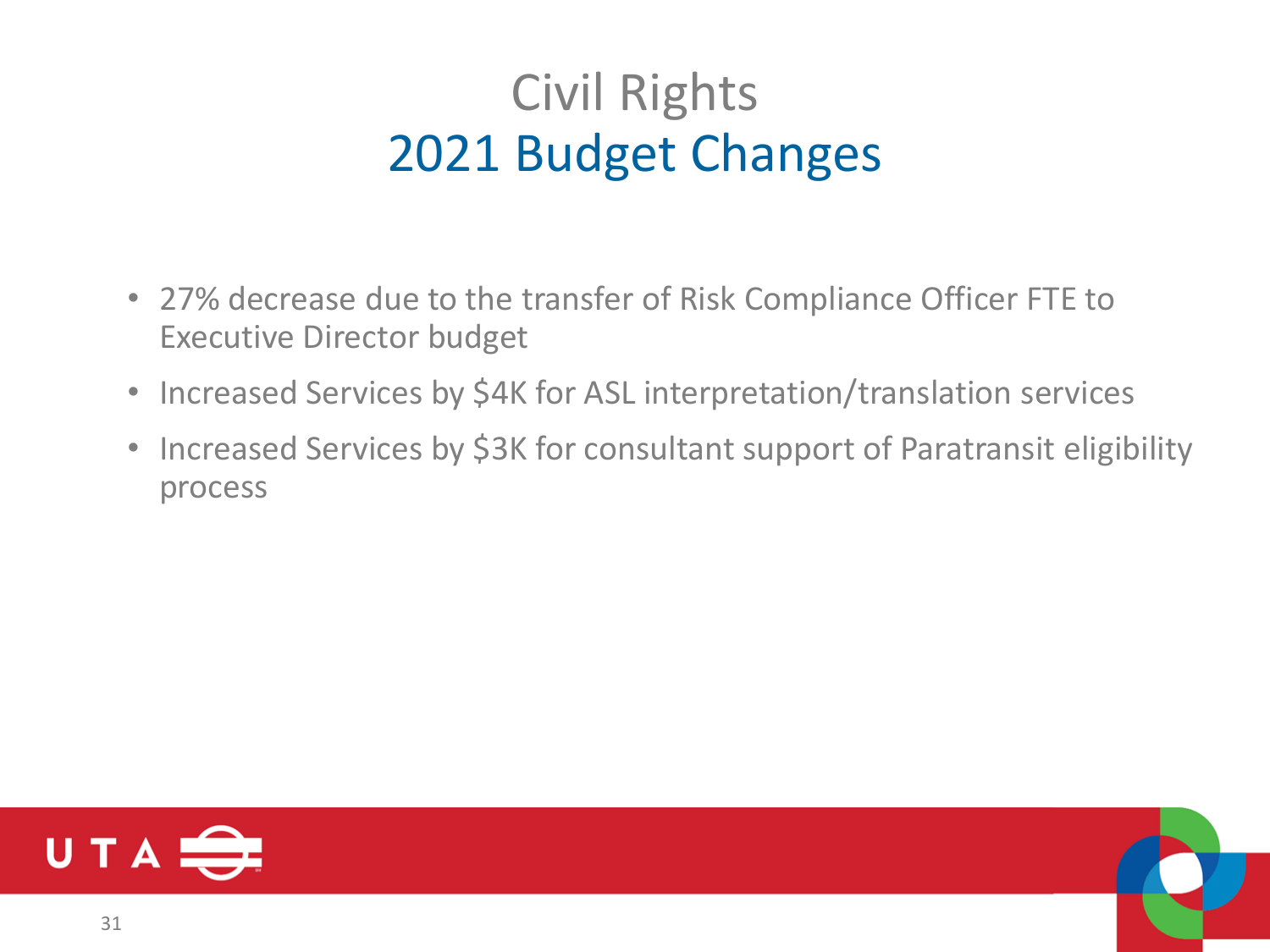# Civil Rights
## 2021 Budget Changes

- 27% decrease due to the transfer of Risk Compliance Officer FTE to Executive Director budget
- Increased Services by $4K for ASL interpretation/translation services
- Increased Services by $3K for consultant support of Paratransit eligibility process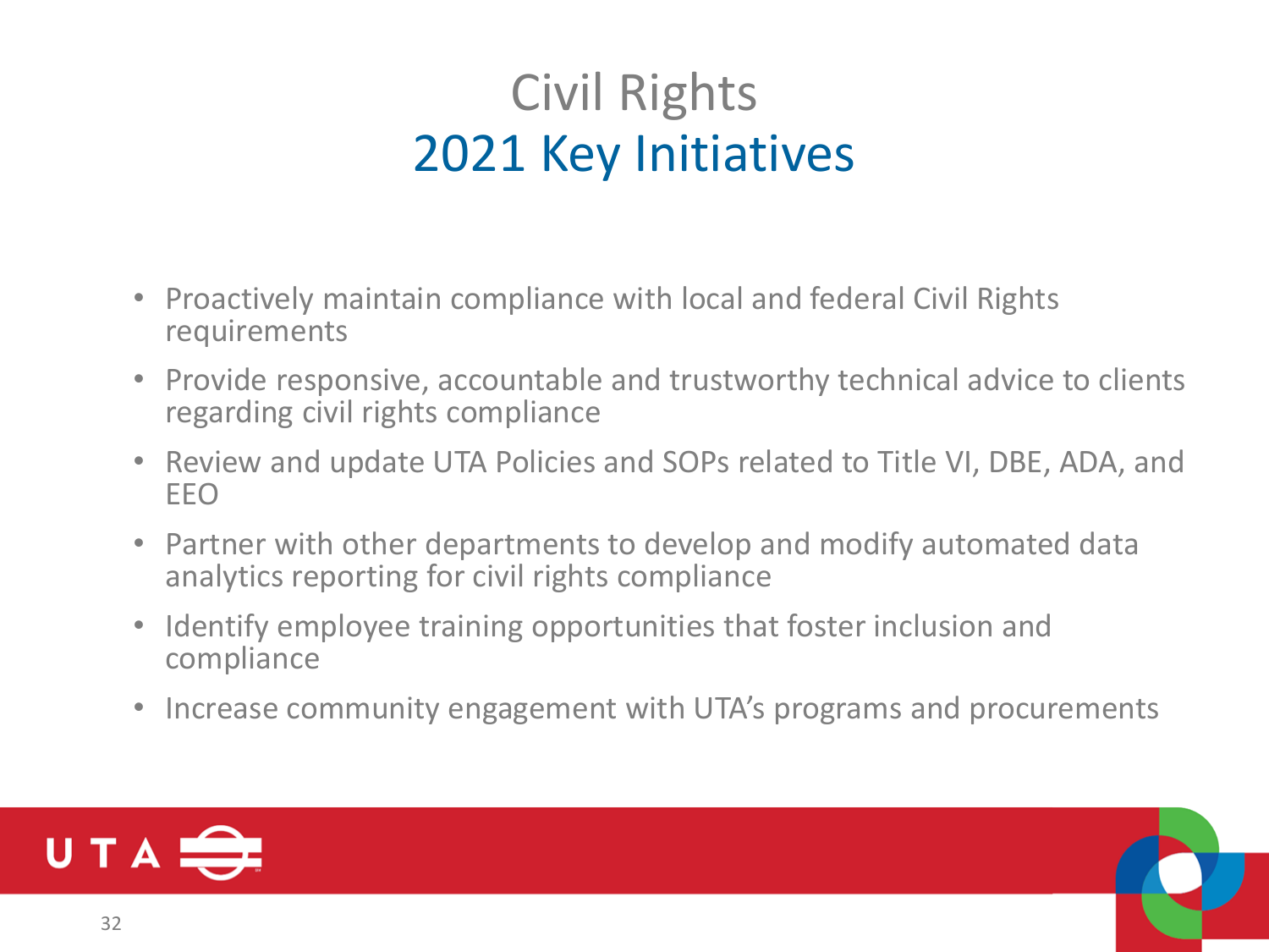# Civil Rights
## 2021 Key Initiatives

- Proactively maintain compliance with local and federal Civil Rights requirements
- Provide responsive, accountable and trustworthy technical advice to clients regarding civil rights compliance
- Review and update UTA Policies and SOPs related to Title VI, DBE, ADA, and EEO
- Partner with other departments to develop and modify automated data analytics reporting for civil rights compliance
- Identify employee training opportunities that foster inclusion and compliance
- Increase community engagement with UTA's programs and procurements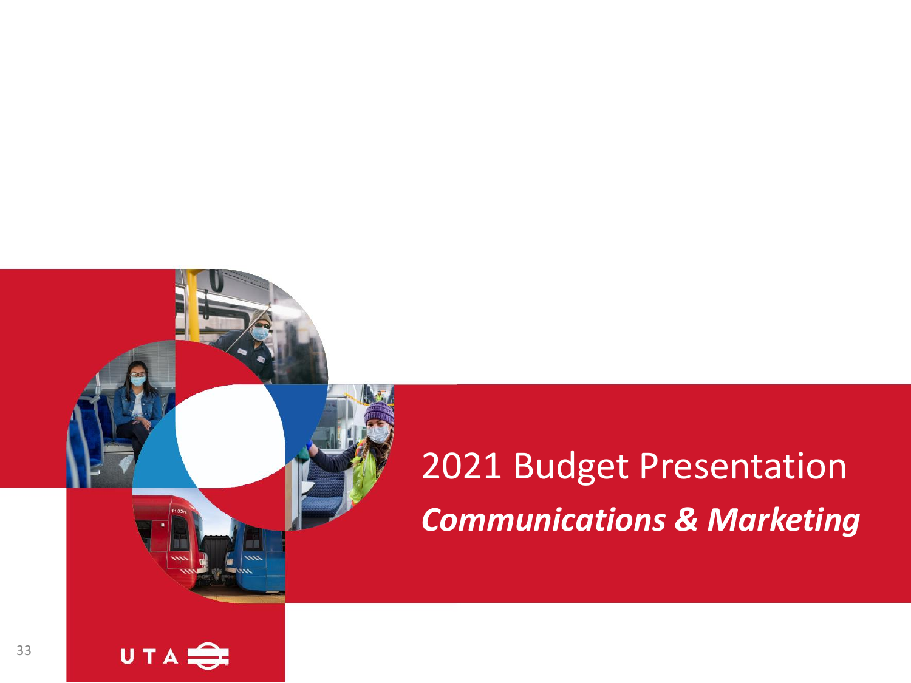# 2021 Budget Presentation

## *Communications & Marketing*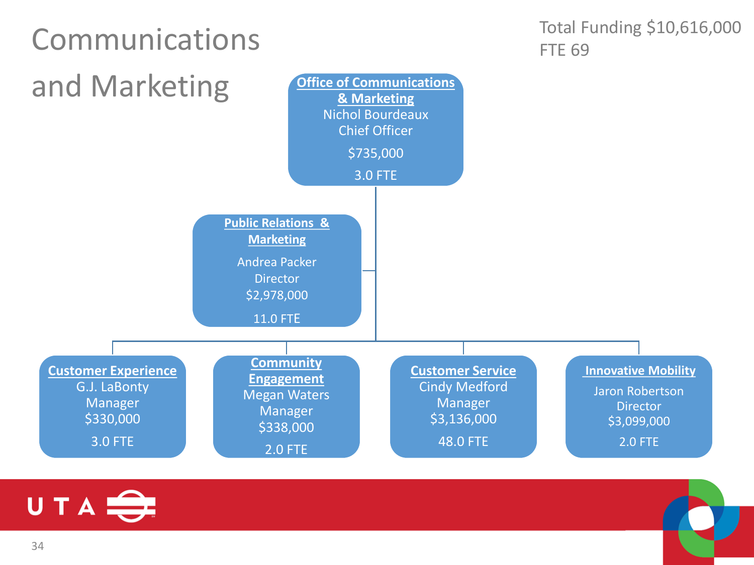# Communications and Marketing

Total Funding $10,616,000
FTE 69

**Office of Communications & Marketing**
Nichol Bourdeaux
Chief Officer
$735,000
3.0 FTE

**Public Relations & Marketing**
Andrea Packer
Director
$2,978,000
11.0 FTE

**Customer Experience**
G.J. LaBonty
Manager
$330,000
3.0 FTE

**Community Engagement**
Megan Waters
Manager
$338,000
2.0 FTE

**Customer Service**
Cindy Medford
Manager
$3,136,000
48.0 FTE

**Innovative Mobility**
Jaron Robertson
Director
$3,099,000
2.0 FTE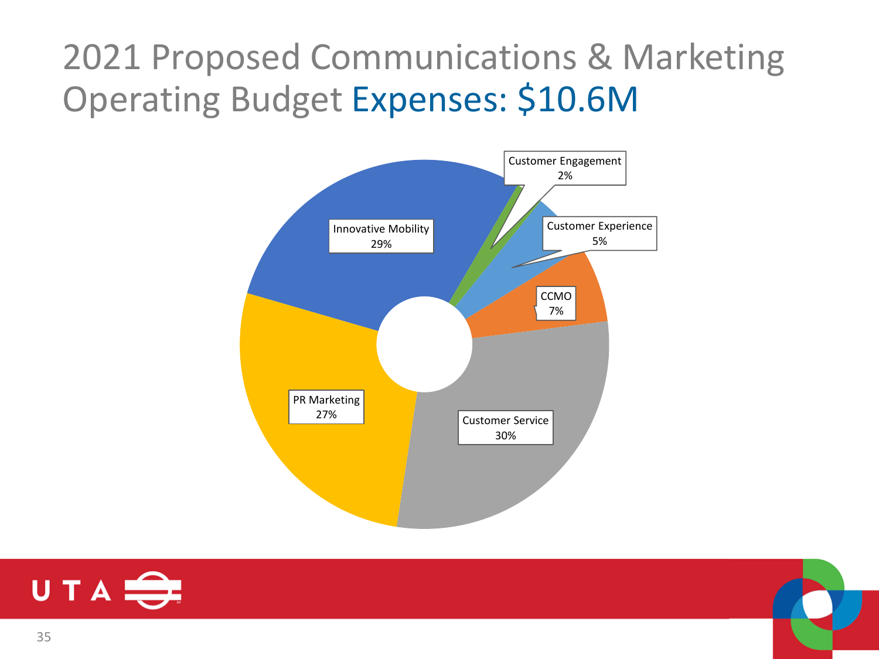# 2021 Proposed Communications & Marketing Operating Budget Expenses: $10.6M

| Category | Percentage |
| --- | --- |
| Innovative Mobility | 29% |
| Customer Engagement | 2% |
| Customer Experience | 5% |
| CCMO | 7% |
| Customer Service | 30% |
| PR Marketing | 27% |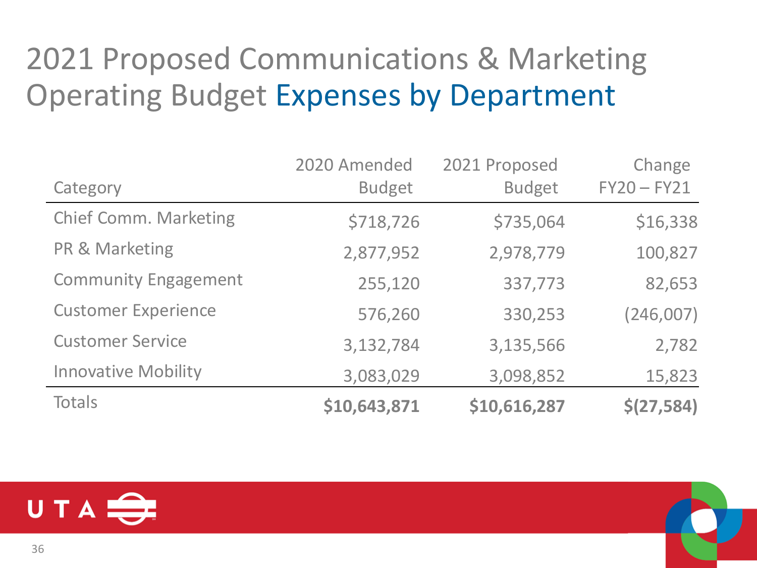# 2021 Proposed Communications & Marketing Operating Budget Expenses by Department

| Category | 2020 Amended Budget | 2021 Proposed Budget | Change FY20 – FY21 |
|---|---|---|---|
| Chief Comm. Marketing | $718,726 | $735,064 | $16,338 |
| PR & Marketing | 2,877,952 | 2,978,779 | 100,827 |
| Community Engagement | 255,120 | 337,773 | 82,653 |
| Customer Experience | 576,260 | 330,253 | (246,007) |
| Customer Service | 3,132,784 | 3,135,566 | 2,782 |
| Innovative Mobility | 3,083,029 | 3,098,852 | 15,823 |
| Totals | **$10,643,871** | **$10,616,287** | **$(27,584)** |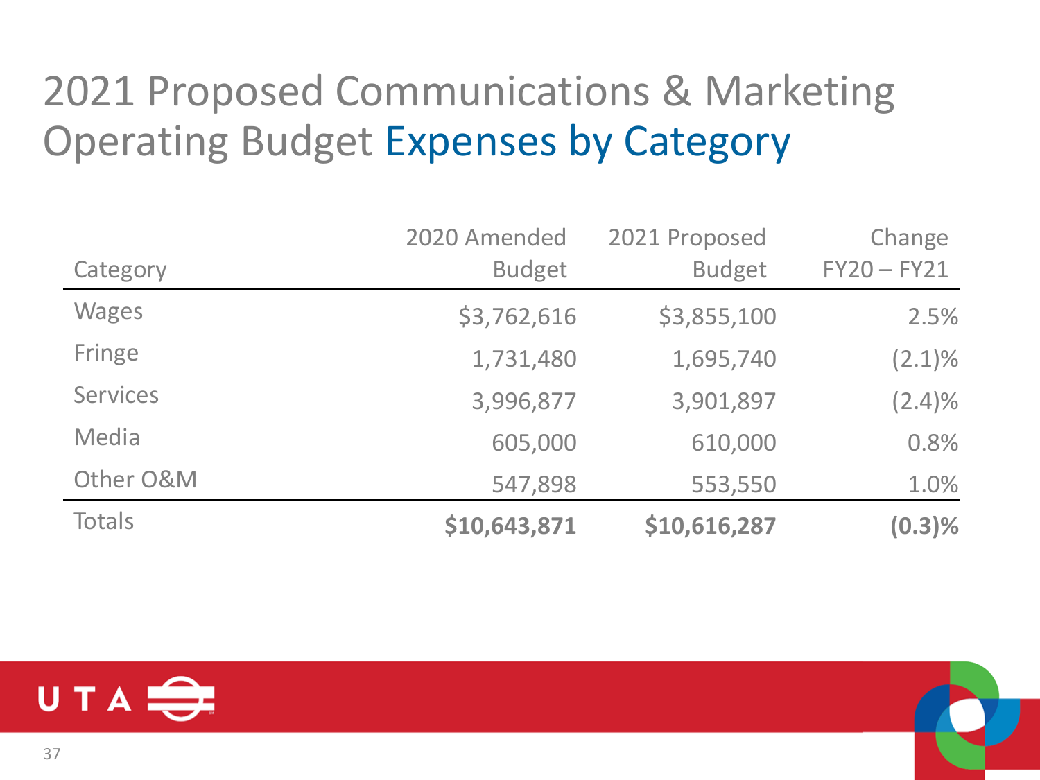# 2021 Proposed Communications & Marketing Operating Budget Expenses by Category

| Category | 2020 Amended Budget | 2021 Proposed Budget | Change FY20 – FY21 |
|---|---|---|---|
| Wages | $3,762,616 | $3,855,100 | 2.5% |
| Fringe | 1,731,480 | 1,695,740 | (2.1)% |
| Services | 3,996,877 | 3,901,897 | (2.4)% |
| Media | 605,000 | 610,000 | 0.8% |
| Other O&M | 547,898 | 553,550 | 1.0% |
| Totals | **$10,643,871** | **$10,616,287** | **(0.3)%** |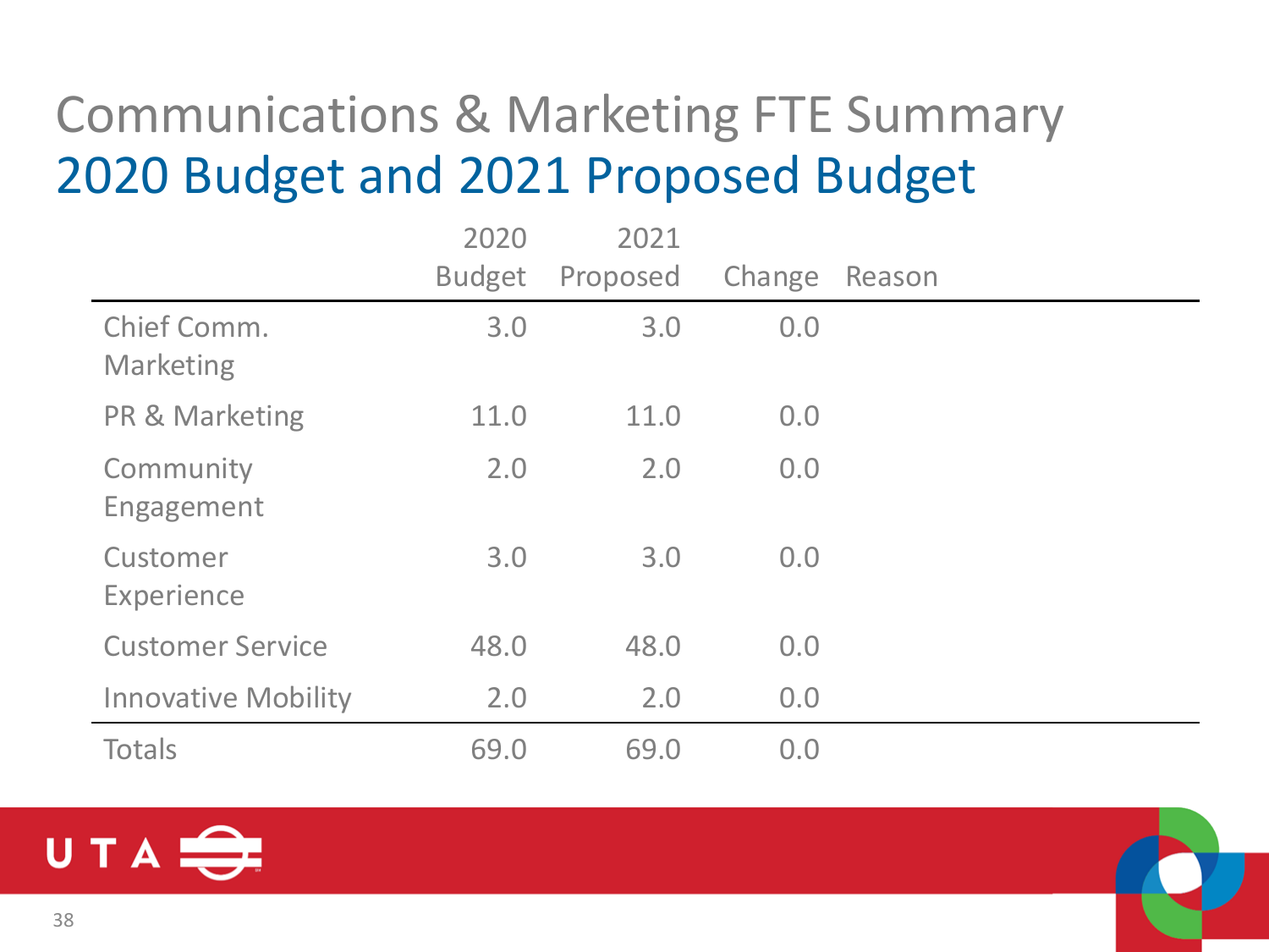# Communications & Marketing FTE Summary
## 2020 Budget and 2021 Proposed Budget

| | 2020 Budget | 2021 Proposed | Change | Reason |
|---|---|---|---|---|
| Chief Comm. Marketing | 3.0 | 3.0 | 0.0 | |
| PR & Marketing | 11.0 | 11.0 | 0.0 | |
| Community Engagement | 2.0 | 2.0 | 0.0 | |
| Customer Experience | 3.0 | 3.0 | 0.0 | |
| Customer Service | 48.0 | 48.0 | 0.0 | |
| Innovative Mobility | 2.0 | 2.0 | 0.0 | |
| Totals | 69.0 | 69.0 | 0.0 | |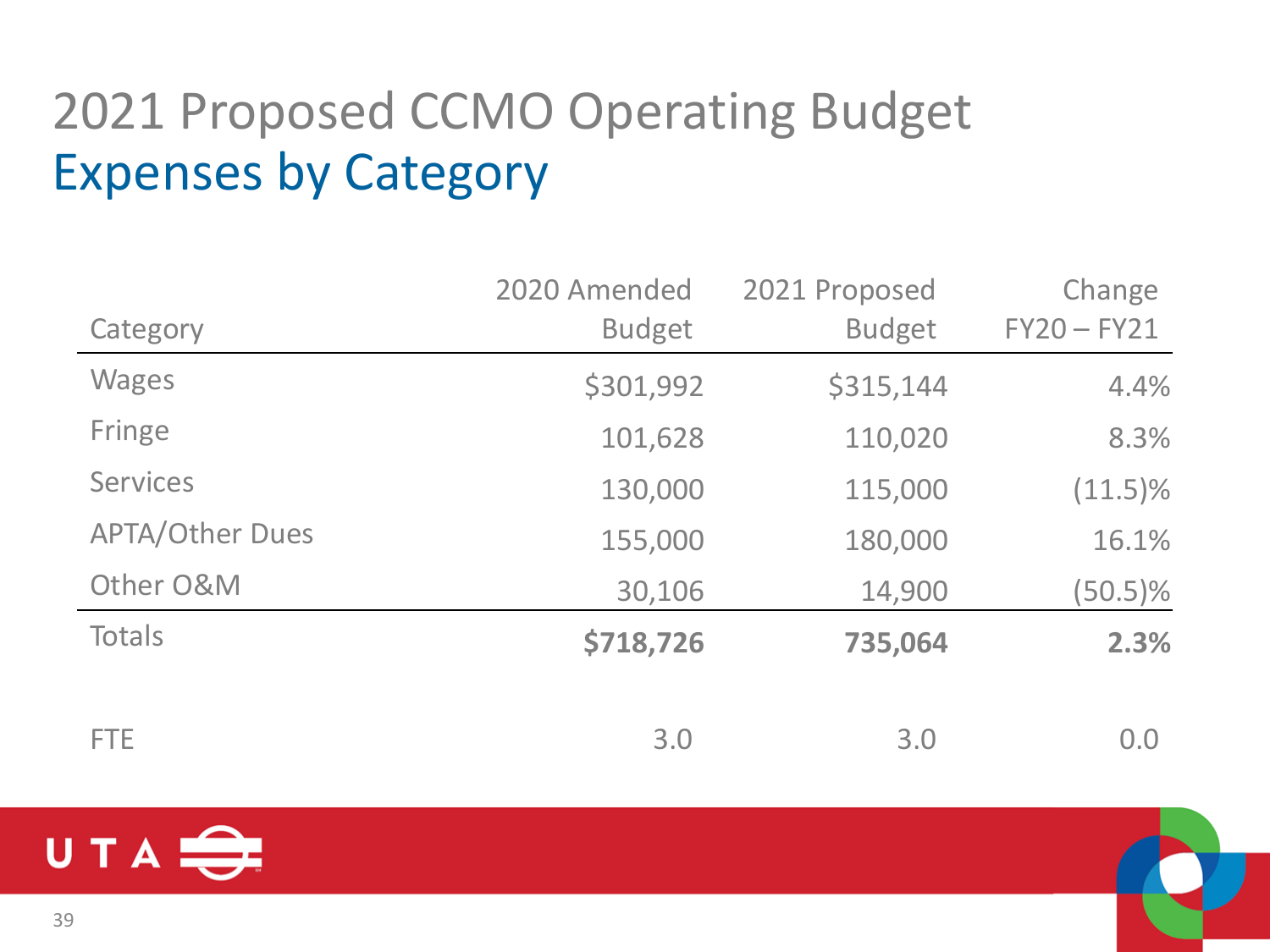# 2021 Proposed CCMO Operating Budget

## Expenses by Category

| Category | 2020 Amended Budget | 2021 Proposed Budget | Change FY20 – FY21 |
|---|---|---|---|
| Wages | $301,992 | $315,144 | 4.4% |
| Fringe | 101,628 | 110,020 | 8.3% |
| Services | 130,000 | 115,000 | (11.5)% |
| APTA/Other Dues | 155,000 | 180,000 | 16.1% |
| Other O&M | 30,106 | 14,900 | (50.5)% |
| Totals | **$718,726** | **735,064** | **2.3%** |
| | | | |
| FTE | 3.0 | 3.0 | 0.0 |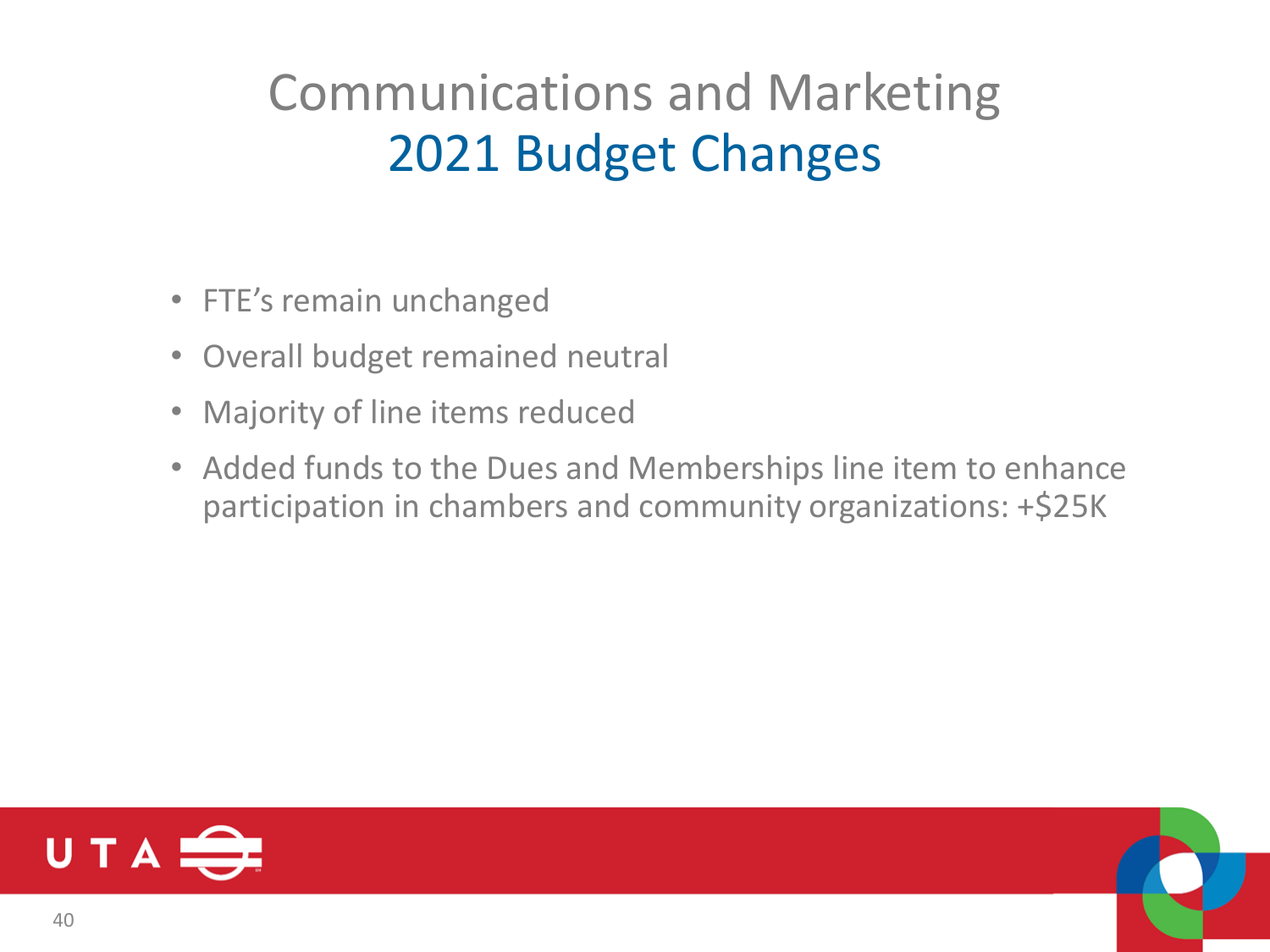# Communications and Marketing
## 2021 Budget Changes

- FTE's remain unchanged
- Overall budget remained neutral
- Majority of line items reduced
- Added funds to the Dues and Memberships line item to enhance participation in chambers and community organizations: +$25K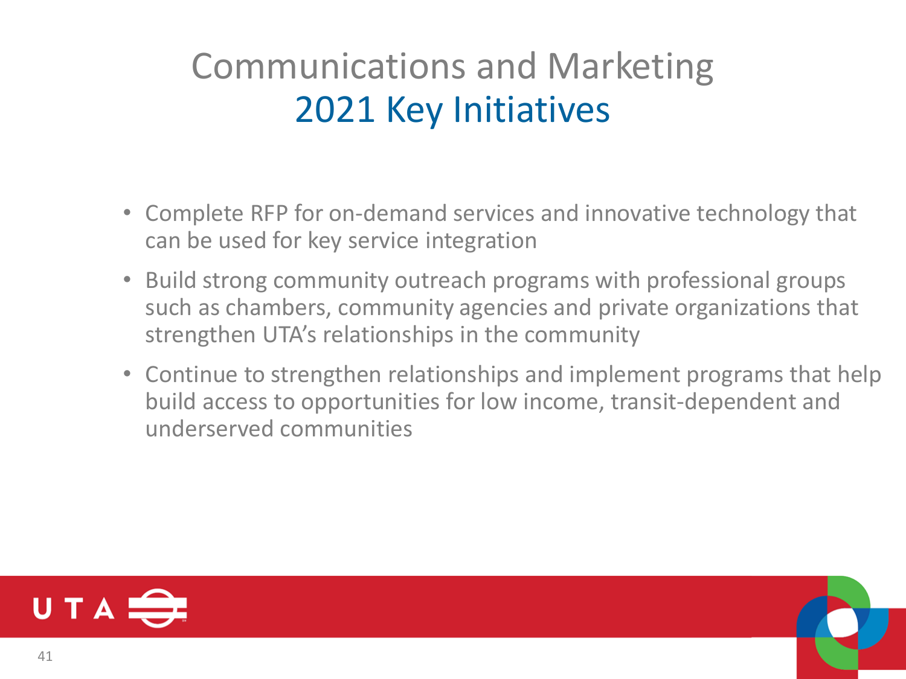# Communications and Marketing
## 2021 Key Initiatives

- Complete RFP for on-demand services and innovative technology that can be used for key service integration
- Build strong community outreach programs with professional groups such as chambers, community agencies and private organizations that strengthen UTA's relationships in the community
- Continue to strengthen relationships and implement programs that help build access to opportunities for low income, transit-dependent and underserved communities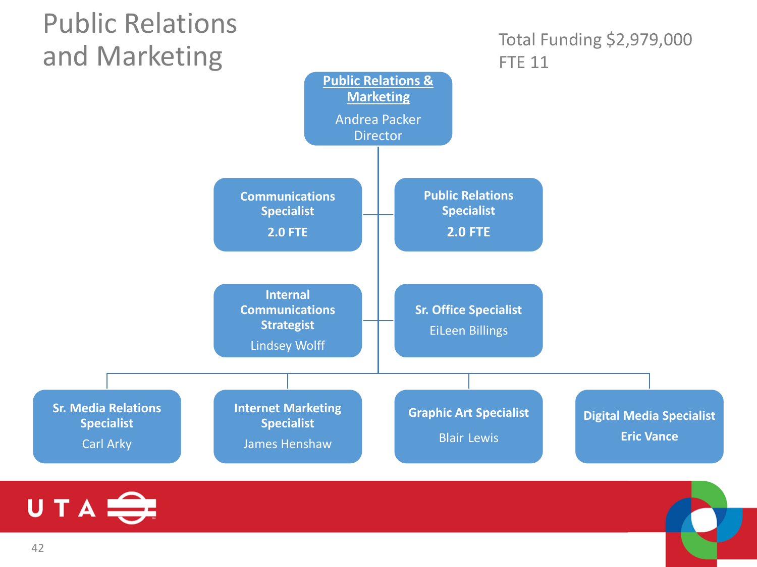# Public Relations and Marketing

Total Funding $2,979,000
FTE 11

**Public Relations & Marketing**
Andrea Packer
Director

- **Communications Specialist** — **2.0 FTE**
- **Public Relations Specialist** — **2.0 FTE**
- **Internal Communications Strategist** — Lindsey Wolff
- **Sr. Office Specialist** — EiLeen Billings
- **Sr. Media Relations Specialist** — Carl Arky
- **Internet Marketing Specialist** — James Henshaw
- **Graphic Art Specialist** — Blair Lewis
- **Digital Media Specialist** — **Eric Vance**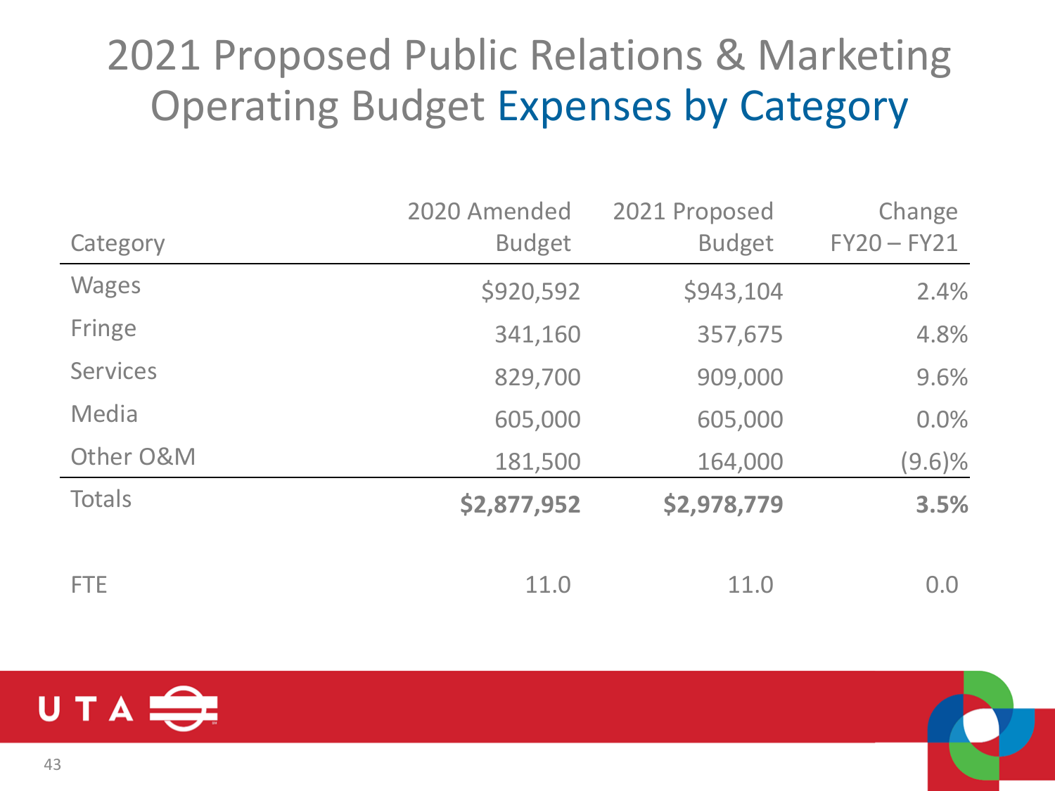# 2021 Proposed Public Relations & Marketing Operating Budget Expenses by Category

| Category | 2020 Amended Budget | 2021 Proposed Budget | Change FY20 – FY21 |
|---|---|---|---|
| Wages | $920,592 | $943,104 | 2.4% |
| Fringe | 341,160 | 357,675 | 4.8% |
| Services | 829,700 | 909,000 | 9.6% |
| Media | 605,000 | 605,000 | 0.0% |
| Other O&M | 181,500 | 164,000 | (9.6)% |
| Totals | **$2,877,952** | **$2,978,779** | **3.5%** |
| | | | |
| FTE | 11.0 | 11.0 | 0.0 |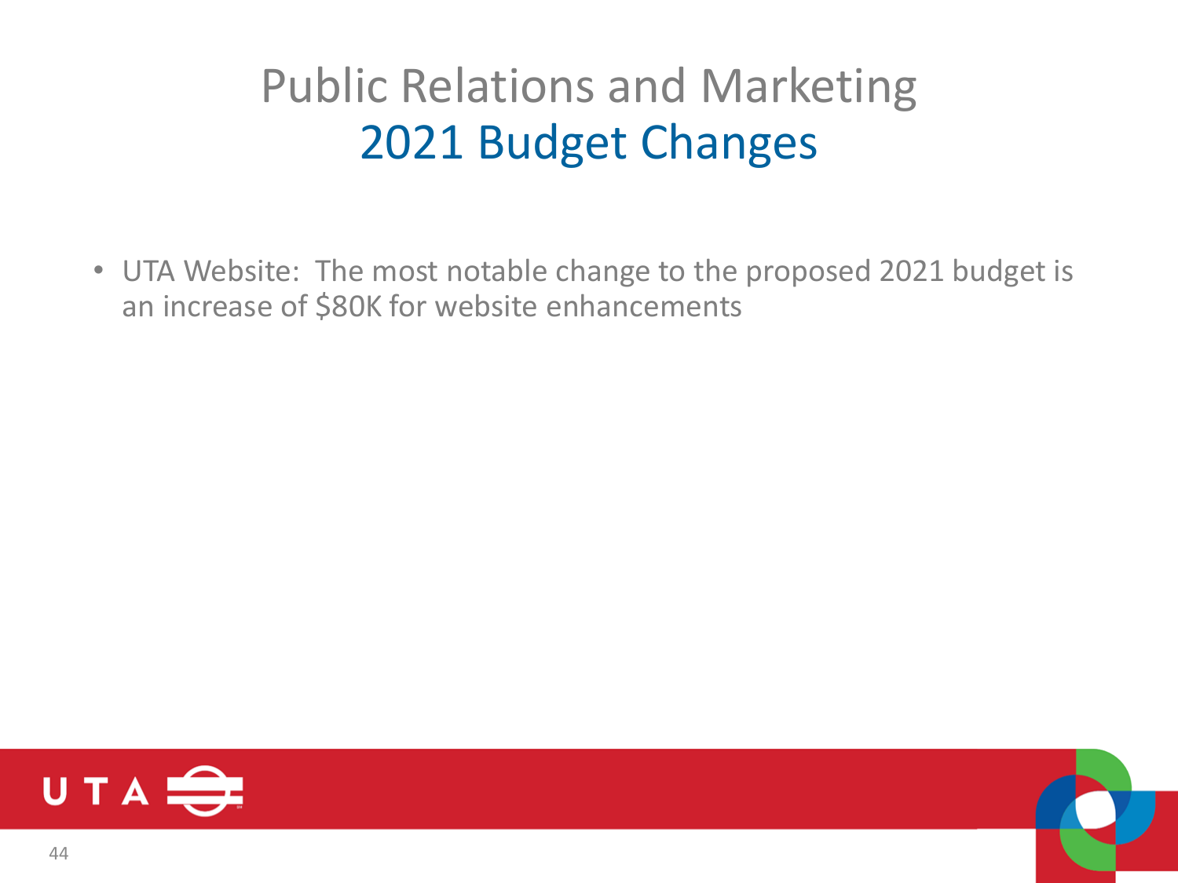# Public Relations and Marketing
## 2021 Budget Changes

- UTA Website: The most notable change to the proposed 2021 budget is an increase of $80K for website enhancements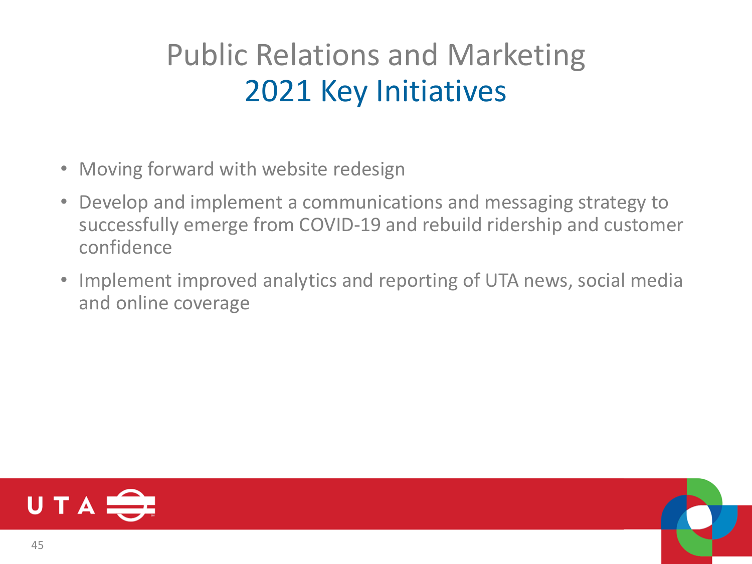# Public Relations and Marketing
## 2021 Key Initiatives

- Moving forward with website redesign
- Develop and implement a communications and messaging strategy to successfully emerge from COVID-19 and rebuild ridership and customer confidence
- Implement improved analytics and reporting of UTA news, social media and online coverage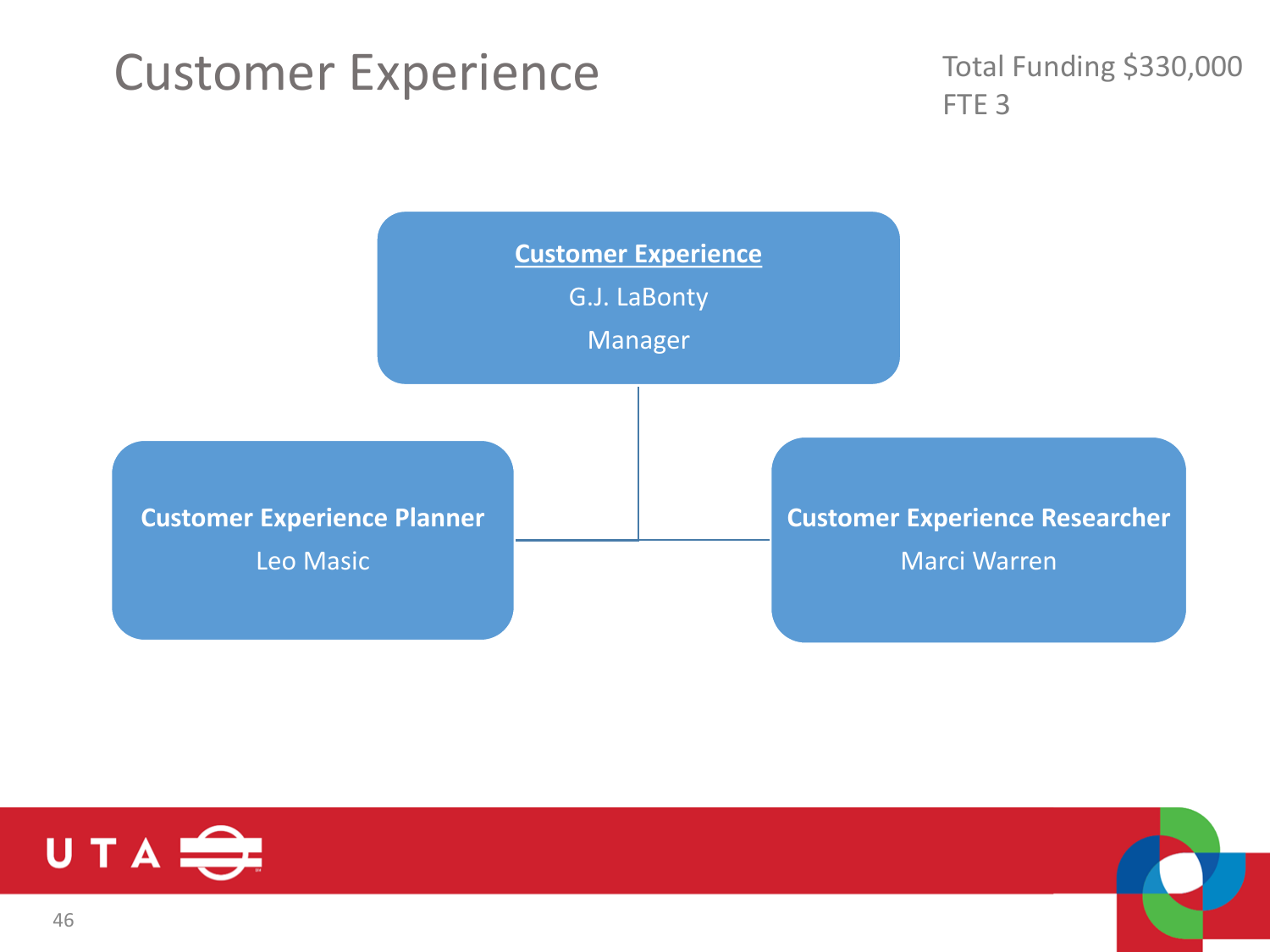# Customer Experience

Total Funding $330,000
FTE 3

**Customer Experience**
G.J. LaBonty
Manager

- **Customer Experience Planner**
  Leo Masic
- **Customer Experience Researcher**
  Marci Warren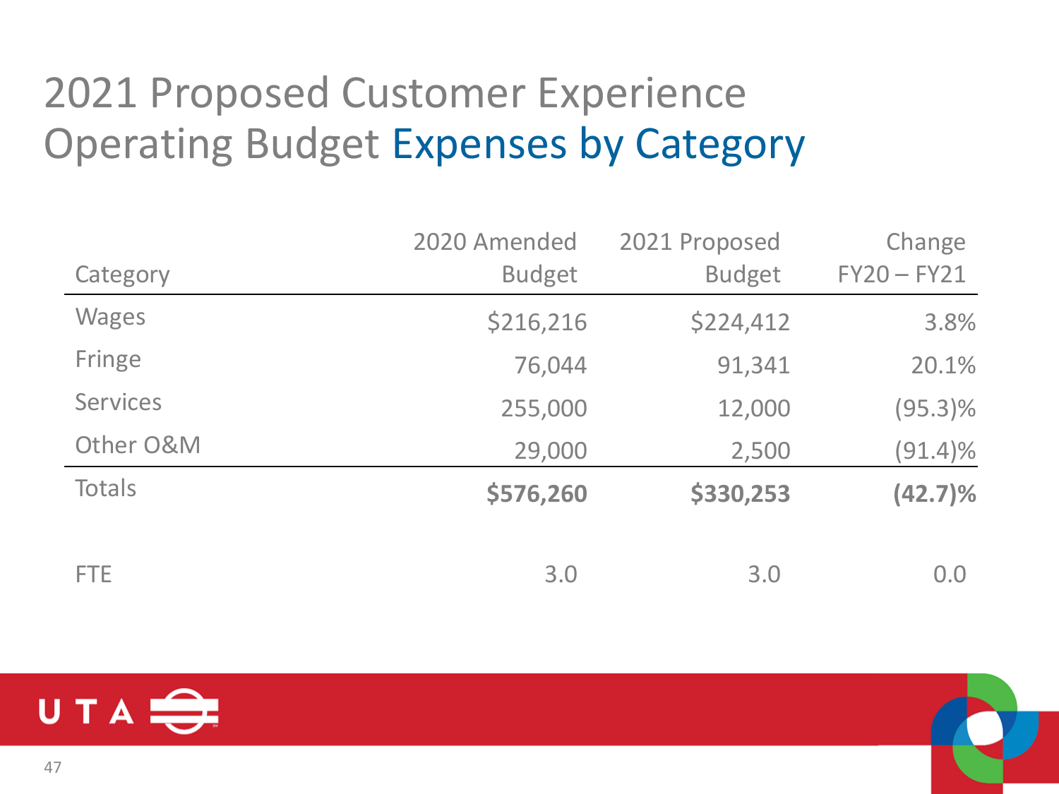# 2021 Proposed Customer Experience Operating Budget Expenses by Category

| Category | 2020 Amended Budget | 2021 Proposed Budget | Change FY20 – FY21 |
|---|---|---|---|
| Wages | $216,216 | $224,412 | 3.8% |
| Fringe | 76,044 | 91,341 | 20.1% |
| Services | 255,000 | 12,000 | (95.3)% |
| Other O&M | 29,000 | 2,500 | (91.4)% |
| Totals | **$576,260** | **$330,253** | **(42.7)%** |
| | | | |
| FTE | 3.0 | 3.0 | 0.0 |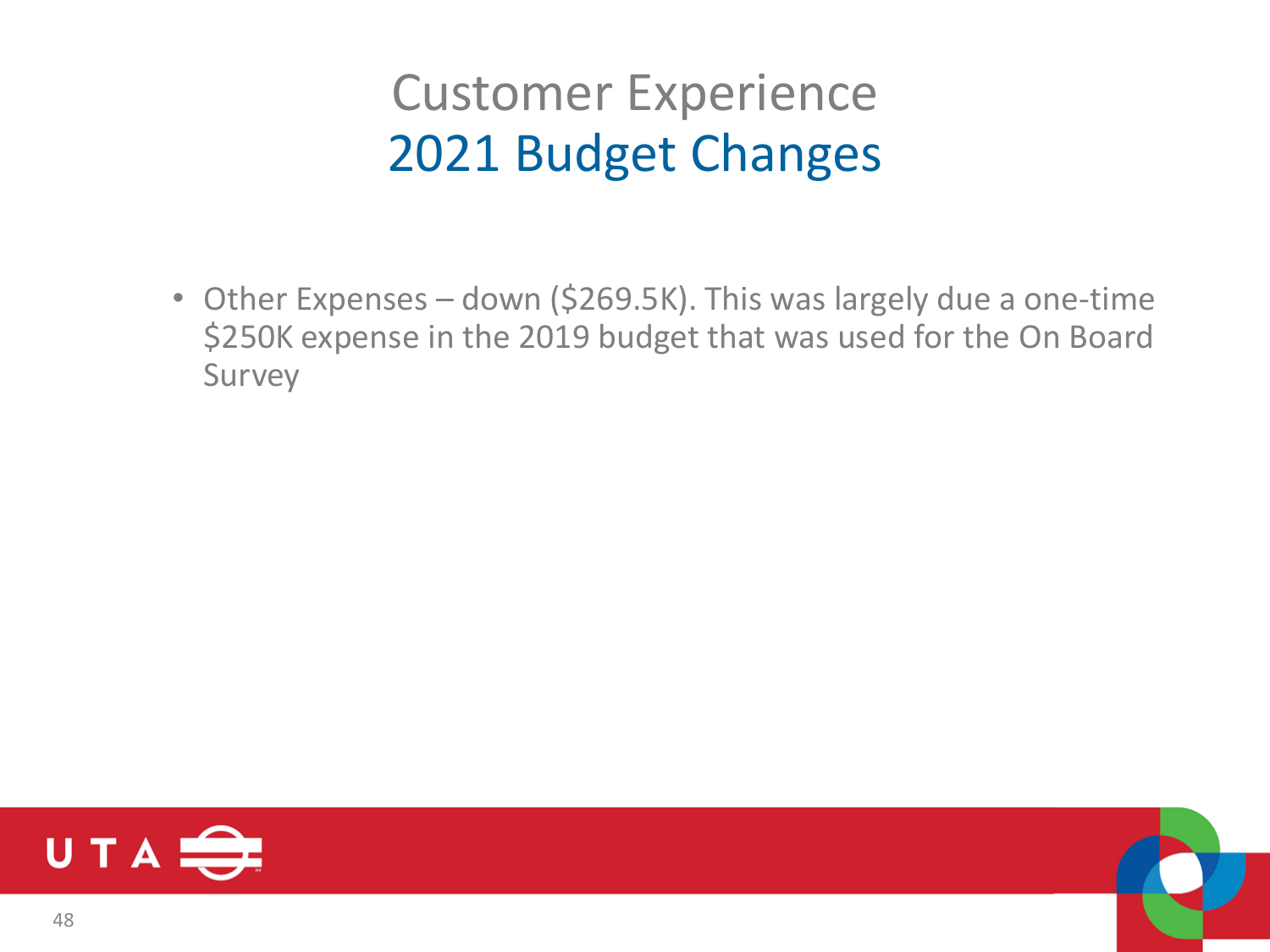# Customer Experience
## 2021 Budget Changes

- Other Expenses – down ($269.5K). This was largely due a one-time $250K expense in the 2019 budget that was used for the On Board Survey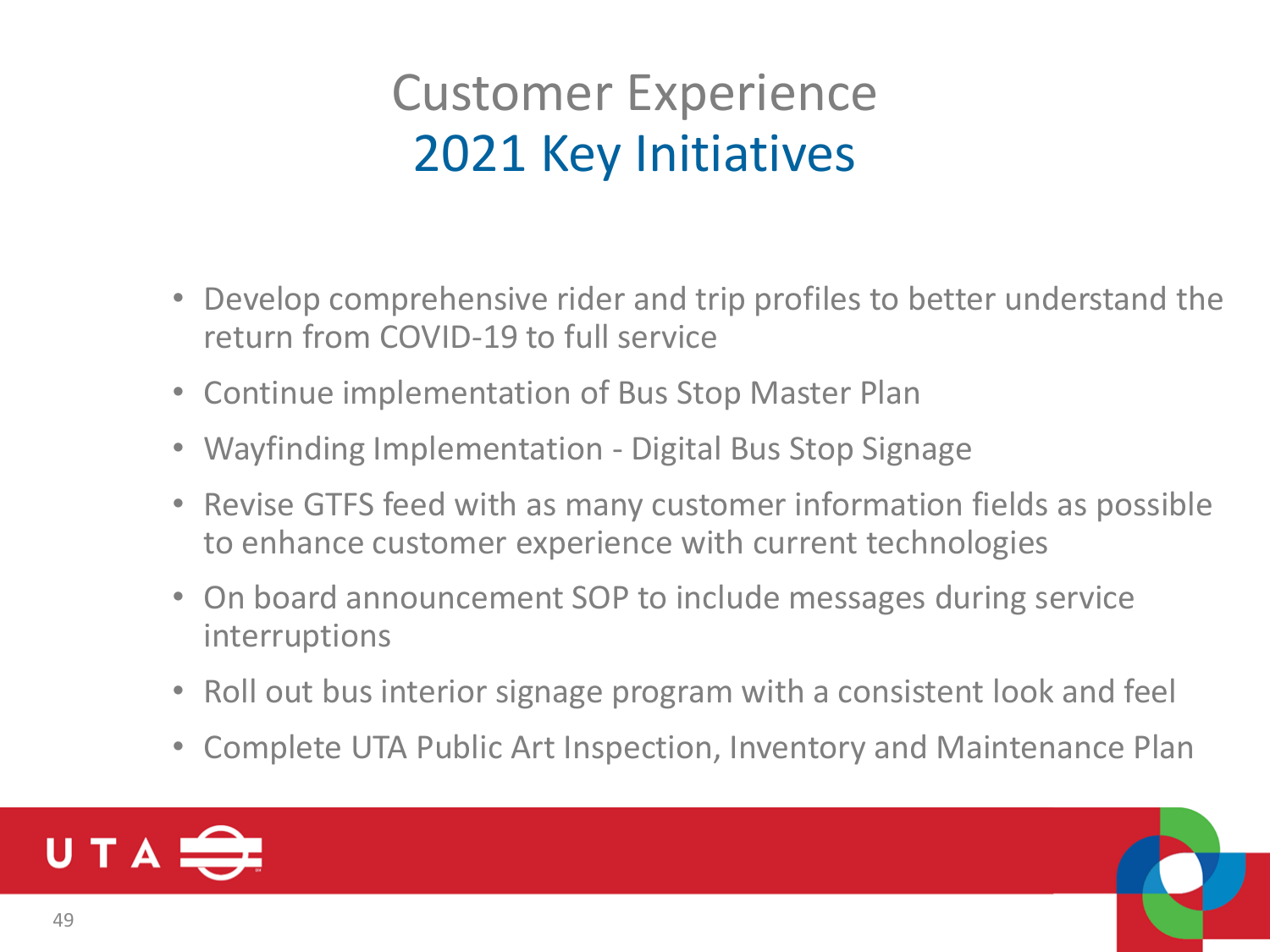# Customer Experience
## 2021 Key Initiatives

- Develop comprehensive rider and trip profiles to better understand the return from COVID-19 to full service
- Continue implementation of Bus Stop Master Plan
- Wayfinding Implementation - Digital Bus Stop Signage
- Revise GTFS feed with as many customer information fields as possible to enhance customer experience with current technologies
- On board announcement SOP to include messages during service interruptions
- Roll out bus interior signage program with a consistent look and feel
- Complete UTA Public Art Inspection, Inventory and Maintenance Plan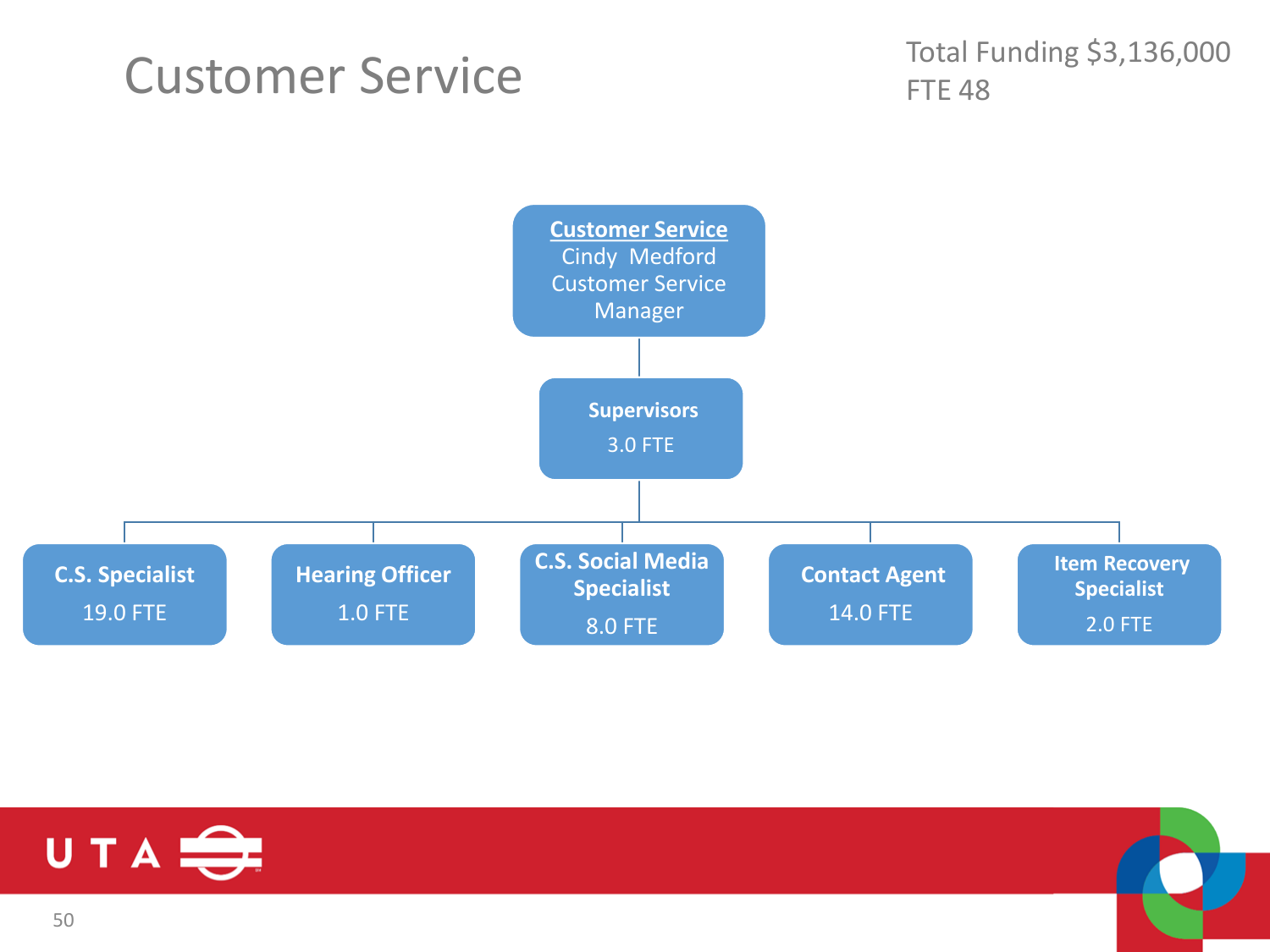# Customer Service

Total Funding $3,136,000
FTE 48

**Customer Service**
Cindy Medford
Customer Service Manager

- **Supervisors** 3.0 FTE
  - **C.S. Specialist** 19.0 FTE
  - **Hearing Officer** 1.0 FTE
  - **C.S. Social Media Specialist** 8.0 FTE
  - **Contact Agent** 14.0 FTE
  - **Item Recovery Specialist** 2.0 FTE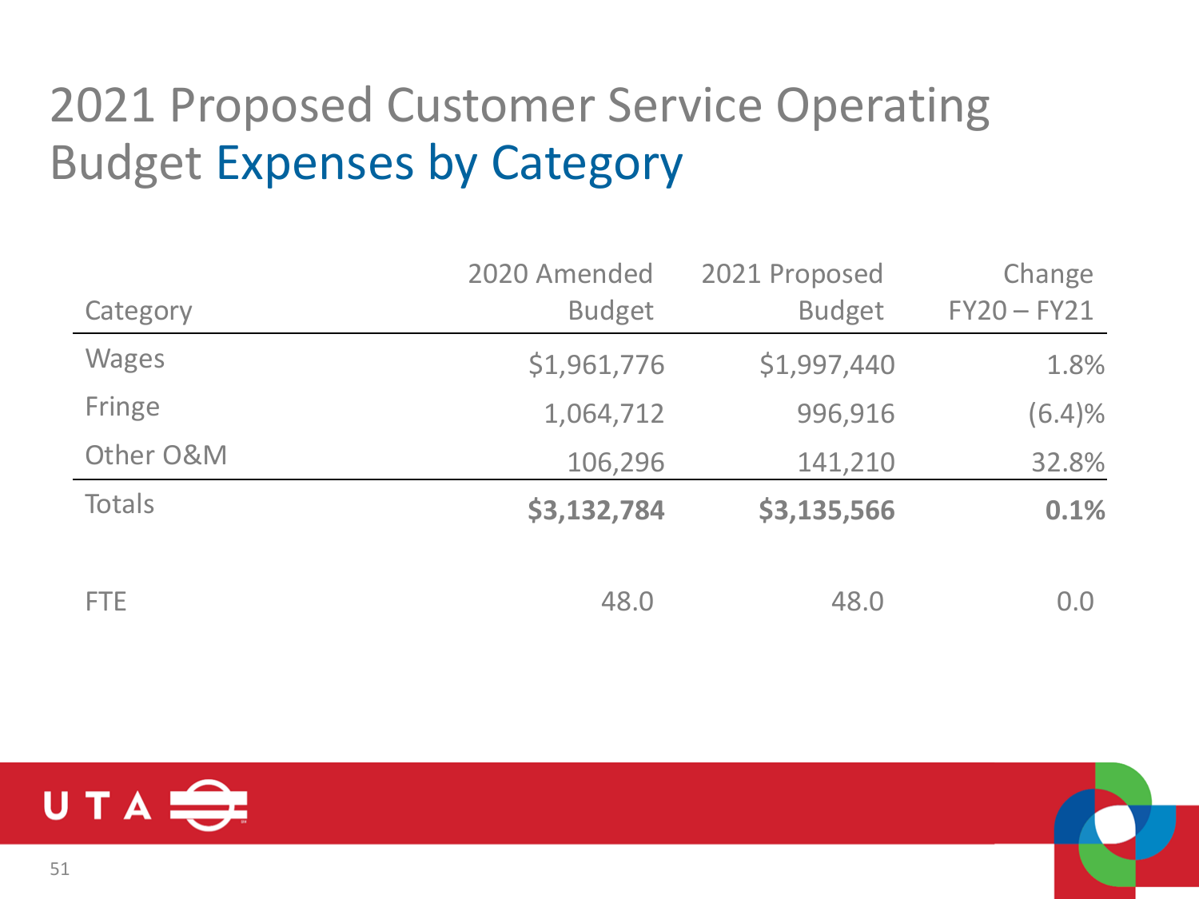# 2021 Proposed Customer Service Operating Budget Expenses by Category

| Category | 2020 Amended Budget | 2021 Proposed Budget | Change FY20 – FY21 |
|---|---|---|---|
| Wages | $1,961,776 | $1,997,440 | 1.8% |
| Fringe | 1,064,712 | 996,916 | (6.4)% |
| Other O&M | 106,296 | 141,210 | 32.8% |
| Totals | **$3,132,784** | **$3,135,566** | **0.1%** |
| | | | |
| FTE | 48.0 | 48.0 | 0.0 |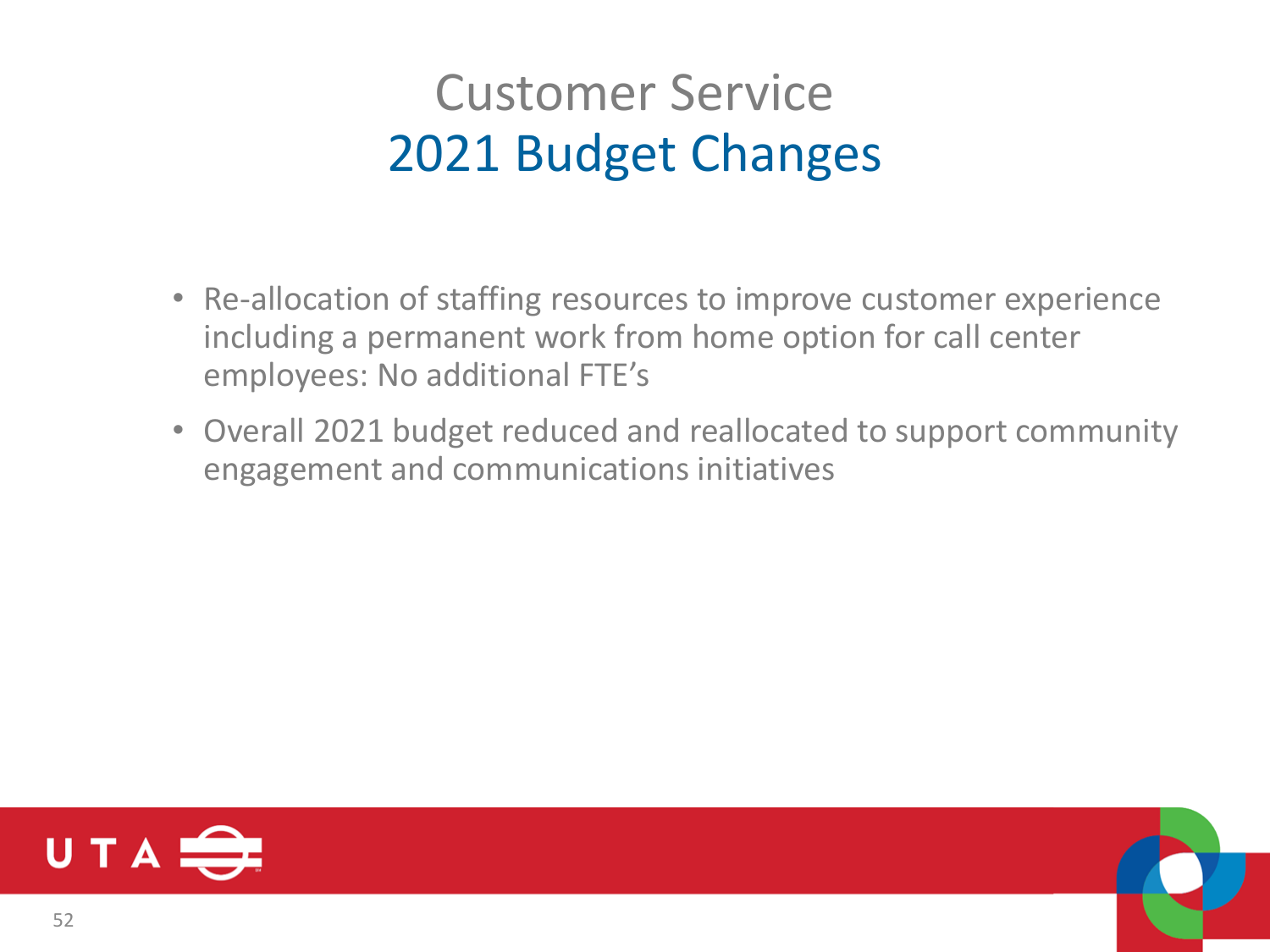# Customer Service
## 2021 Budget Changes

- Re-allocation of staffing resources to improve customer experience including a permanent work from home option for call center employees: No additional FTE's
- Overall 2021 budget reduced and reallocated to support community engagement and communications initiatives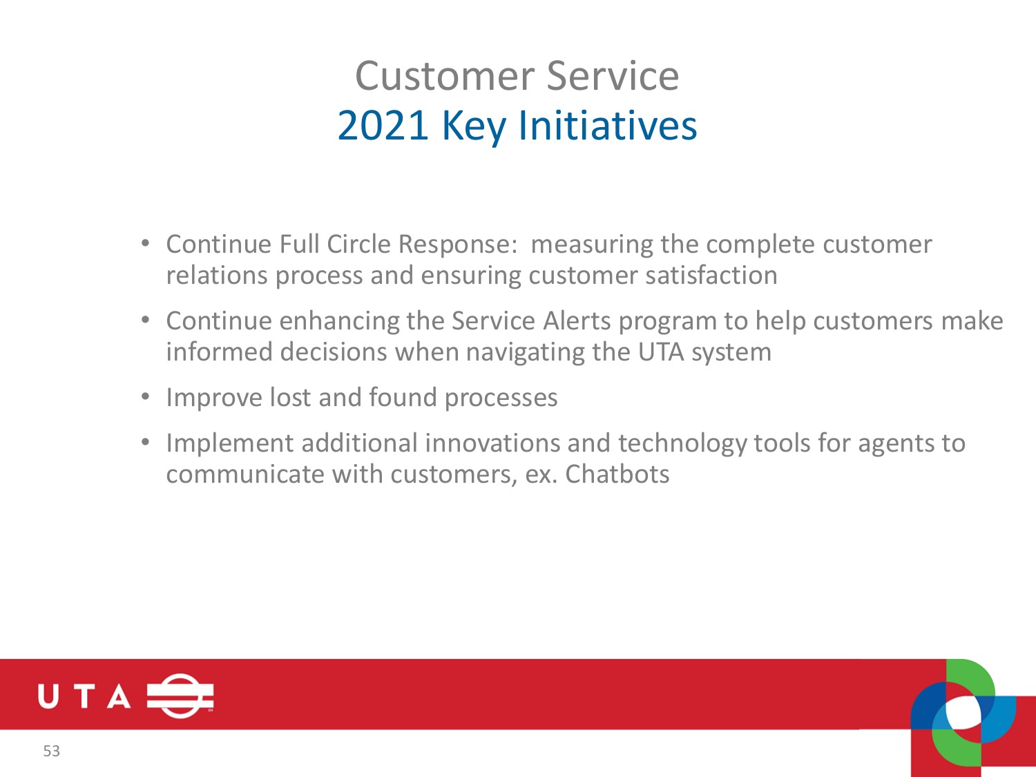# Customer Service
## 2021 Key Initiatives

- Continue Full Circle Response: measuring the complete customer relations process and ensuring customer satisfaction
- Continue enhancing the Service Alerts program to help customers make informed decisions when navigating the UTA system
- Improve lost and found processes
- Implement additional innovations and technology tools for agents to communicate with customers, ex. Chatbots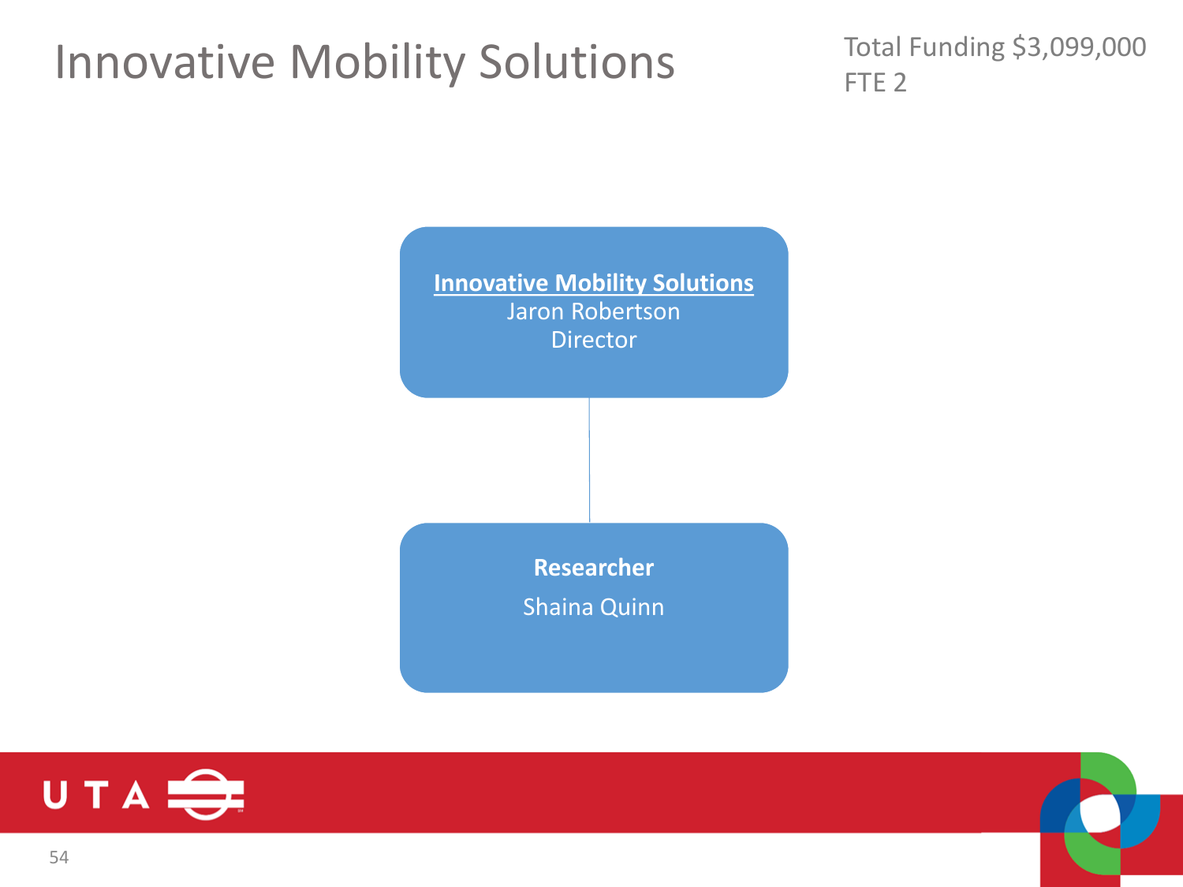# Innovative Mobility Solutions

Total Funding $3,099,000
FTE 2

**Innovative Mobility Solutions**
Jaron Robertson
Director

**Researcher**
Shaina Quinn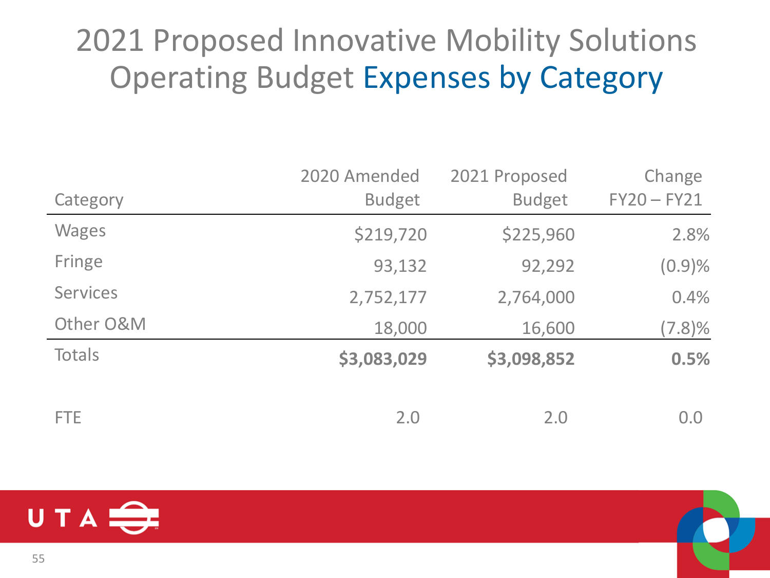# 2021 Proposed Innovative Mobility Solutions Operating Budget Expenses by Category

| Category | 2020 Amended Budget | 2021 Proposed Budget | Change FY20 – FY21 |
|---|---|---|---|
| Wages | $219,720 | $225,960 | 2.8% |
| Fringe | 93,132 | 92,292 | (0.9)% |
| Services | 2,752,177 | 2,764,000 | 0.4% |
| Other O&M | 18,000 | 16,600 | (7.8)% |
| Totals | **$3,083,029** | **$3,098,852** | **0.5%** |
| | | | |
| FTE | 2.0 | 2.0 | 0.0 |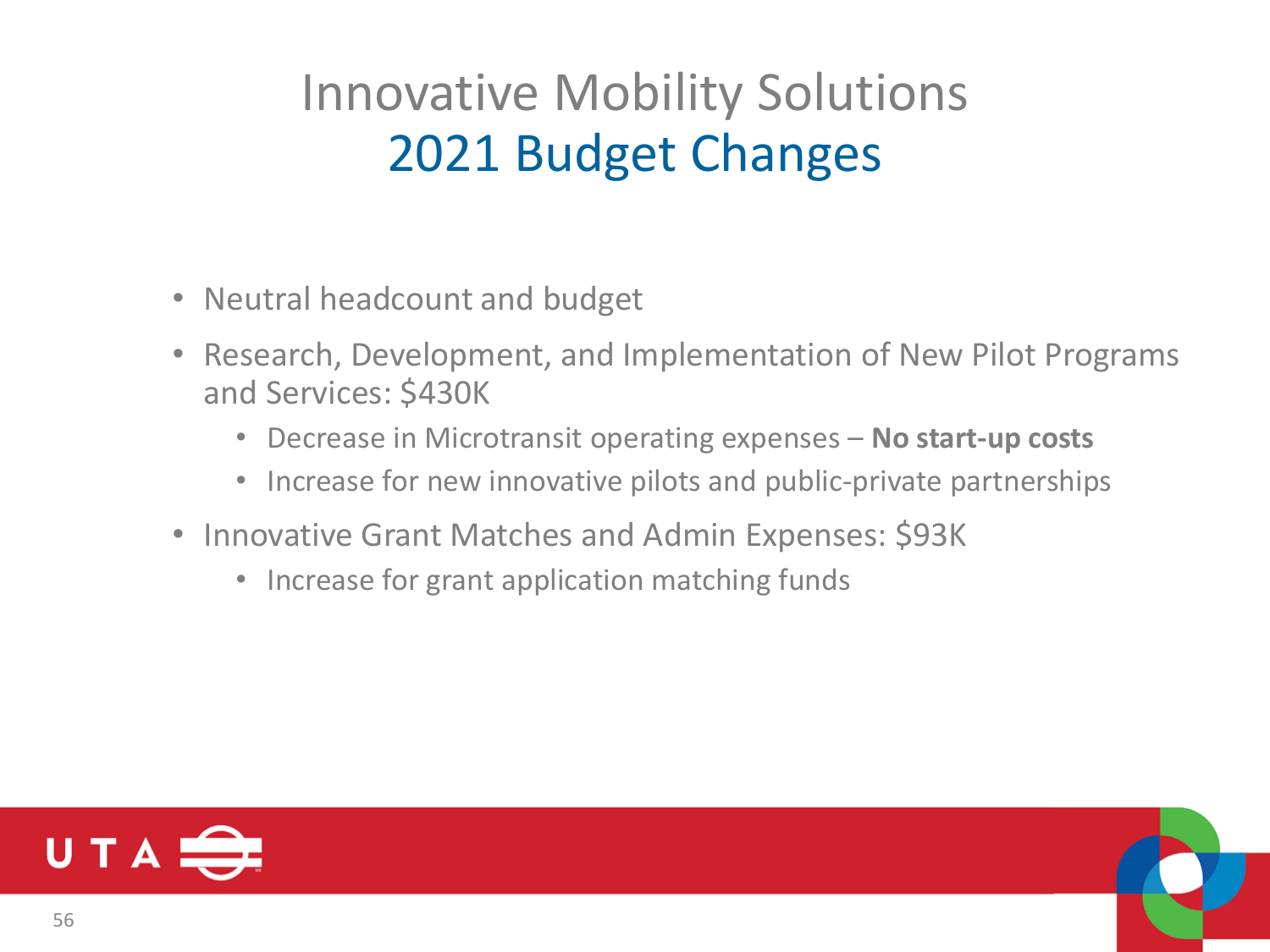# Innovative Mobility Solutions
## 2021 Budget Changes

- Neutral headcount and budget
- Research, Development, and Implementation of New Pilot Programs and Services: $430K
  - Decrease in Microtransit operating expenses – **No start-up costs**
  - Increase for new innovative pilots and public-private partnerships
- Innovative Grant Matches and Admin Expenses: $93K
  - Increase for grant application matching funds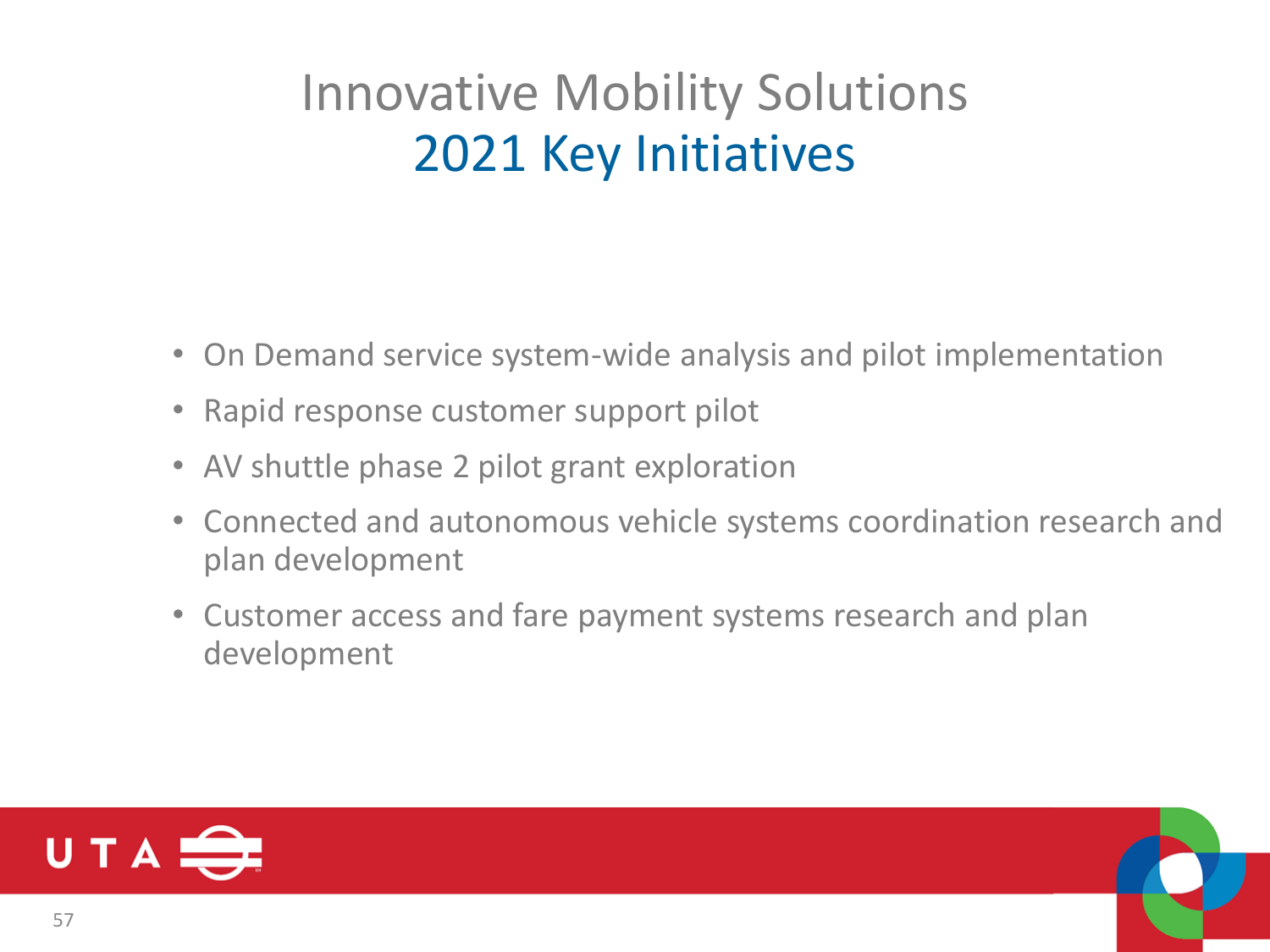# Innovative Mobility Solutions
## 2021 Key Initiatives

- On Demand service system-wide analysis and pilot implementation
- Rapid response customer support pilot
- AV shuttle phase 2 pilot grant exploration
- Connected and autonomous vehicle systems coordination research and plan development
- Customer access and fare payment systems research and plan development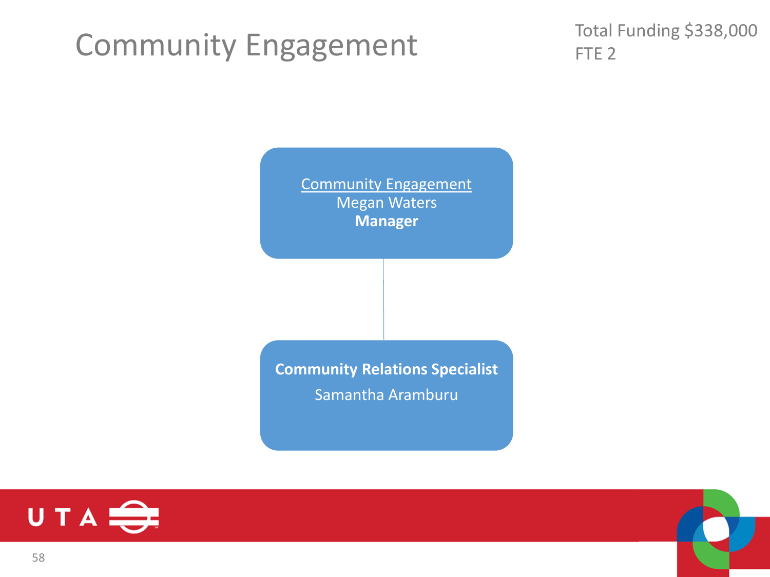# Community Engagement

Total Funding $338,000
FTE 2

Community Engagement
Megan Waters
**Manager**

**Community Relations Specialist**
Samantha Aramburu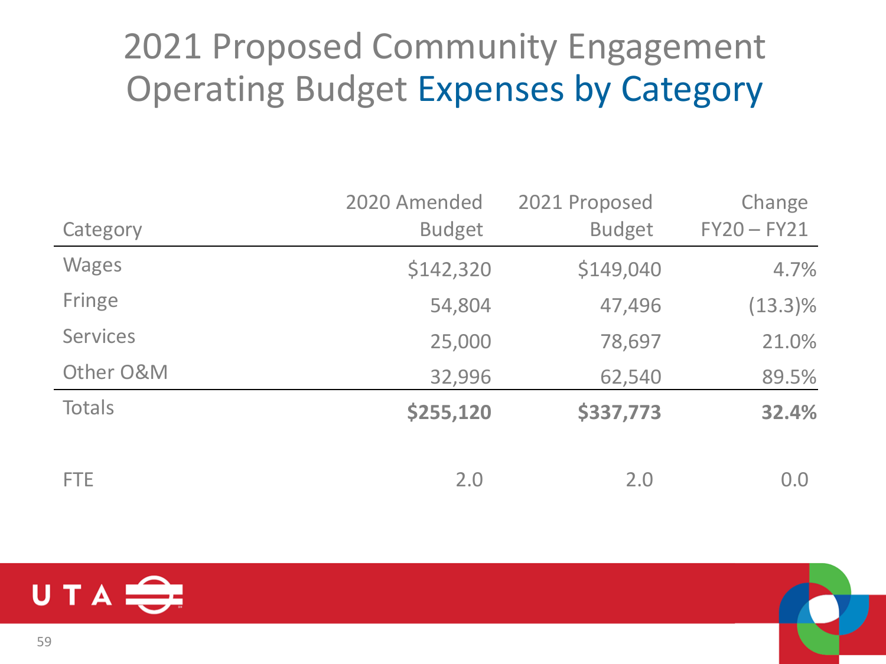# 2021 Proposed Community Engagement Operating Budget Expenses by Category

| Category | 2020 Amended Budget | 2021 Proposed Budget | Change FY20 – FY21 |
|---|---|---|---|
| Wages | $142,320 | $149,040 | 4.7% |
| Fringe | 54,804 | 47,496 | (13.3)% |
| Services | 25,000 | 78,697 | 21.0% |
| Other O&M | 32,996 | 62,540 | 89.5% |
| Totals | **$255,120** | **$337,773** | **32.4%** |
| | | | |
| FTE | 2.0 | 2.0 | 0.0 |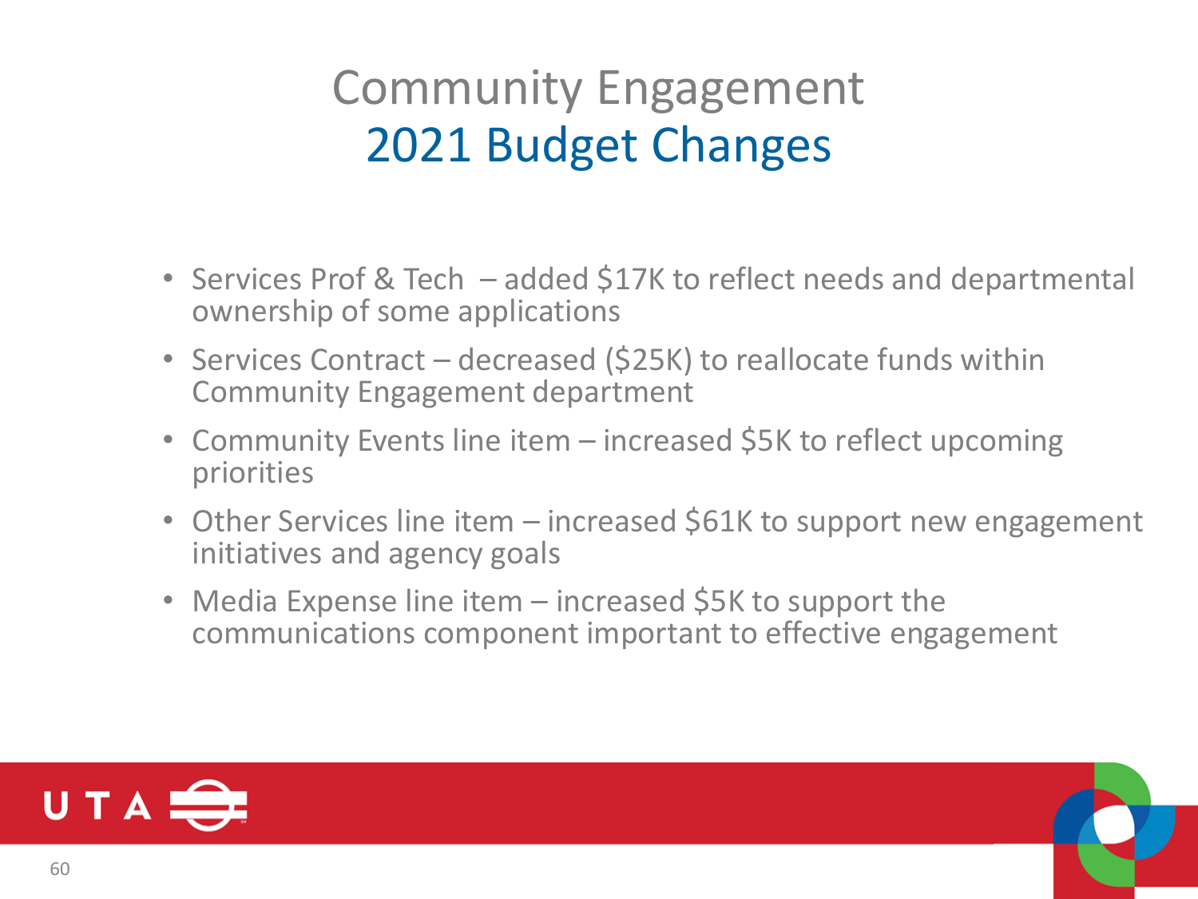# Community Engagement
## 2021 Budget Changes

- Services Prof & Tech – added $17K to reflect needs and departmental ownership of some applications
- Services Contract – decreased ($25K) to reallocate funds within Community Engagement department
- Community Events line item – increased $5K to reflect upcoming priorities
- Other Services line item – increased $61K to support new engagement initiatives and agency goals
- Media Expense line item – increased $5K to support the communications component important to effective engagement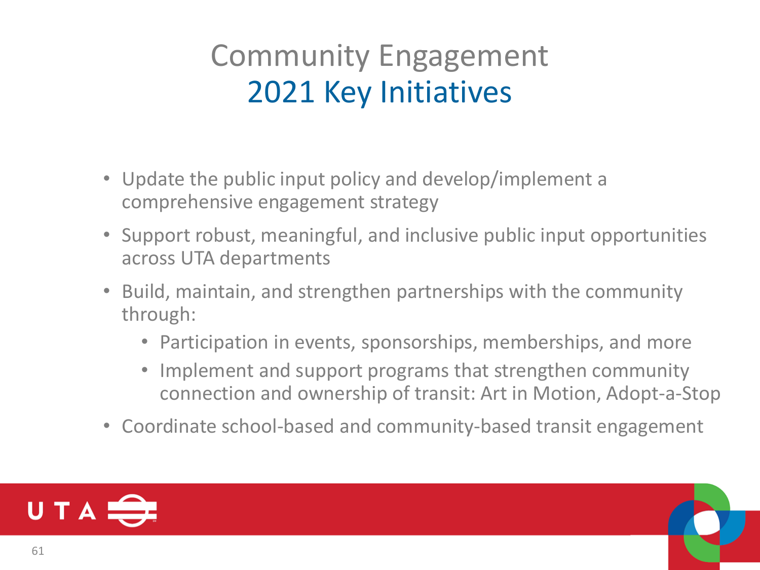# Community Engagement
## 2021 Key Initiatives

- Update the public input policy and develop/implement a comprehensive engagement strategy
- Support robust, meaningful, and inclusive public input opportunities across UTA departments
- Build, maintain, and strengthen partnerships with the community through:
  - Participation in events, sponsorships, memberships, and more
  - Implement and support programs that strengthen community connection and ownership of transit: Art in Motion, Adopt-a-Stop
- Coordinate school-based and community-based transit engagement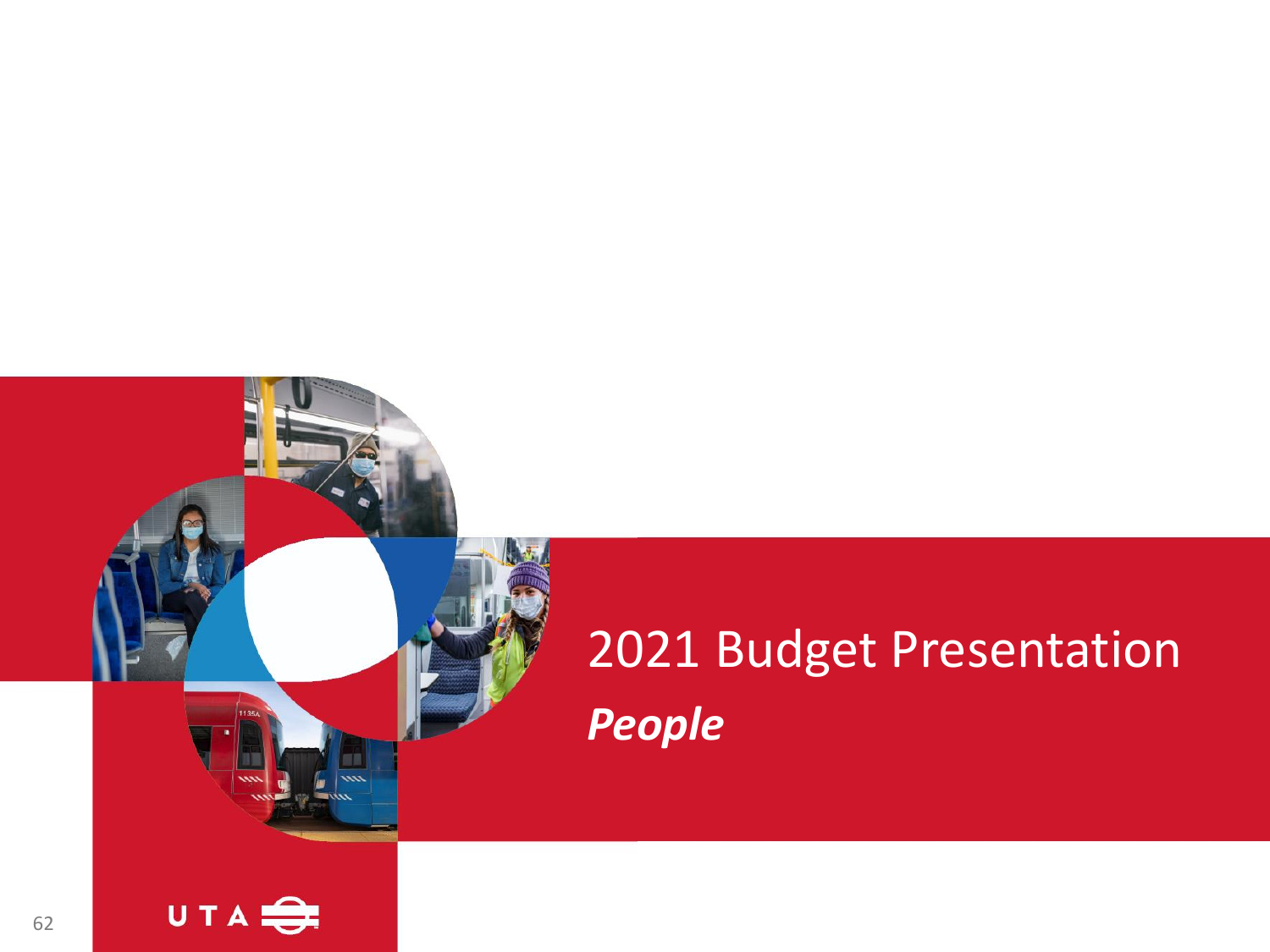# 2021 Budget Presentation

***People***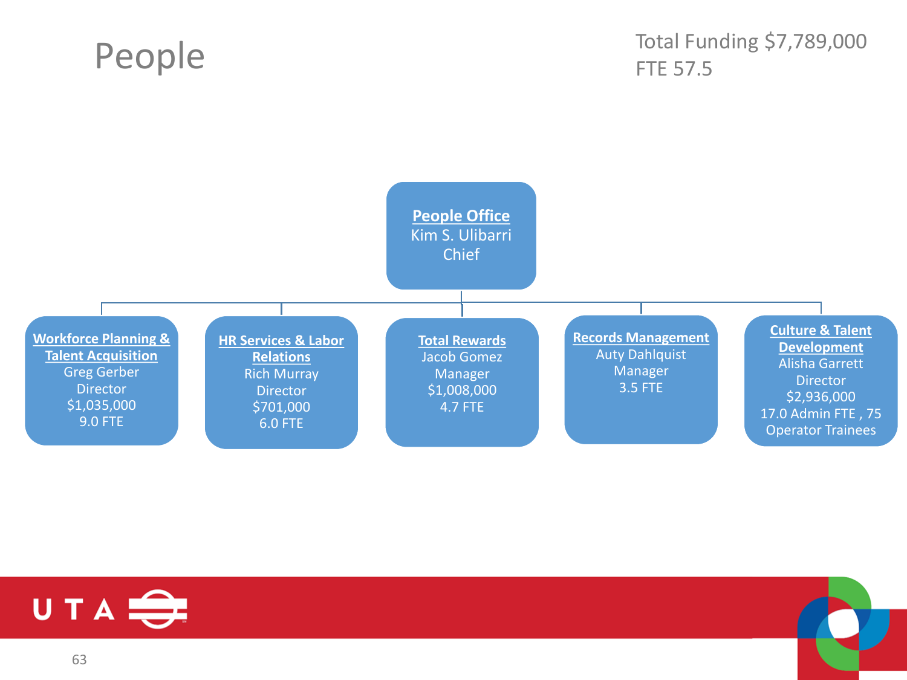# People

Total Funding $7,789,000
FTE 57.5

**People Office**
Kim S. Ulibarri
Chief

- **Workforce Planning & Talent Acquisition**
  Greg Gerber
  Director
  $1,035,000
  9.0 FTE

- **HR Services & Labor Relations**
  Rich Murray
  Director
  $701,000
  6.0 FTE

- **Total Rewards**
  Jacob Gomez
  Manager
  $1,008,000
  4.7 FTE

- **Records Management**
  Auty Dahlquist
  Manager
  3.5 FTE

- **Culture & Talent Development**
  Alisha Garrett
  Director
  $2,936,000
  17.0 Admin FTE , 75 Operator Trainees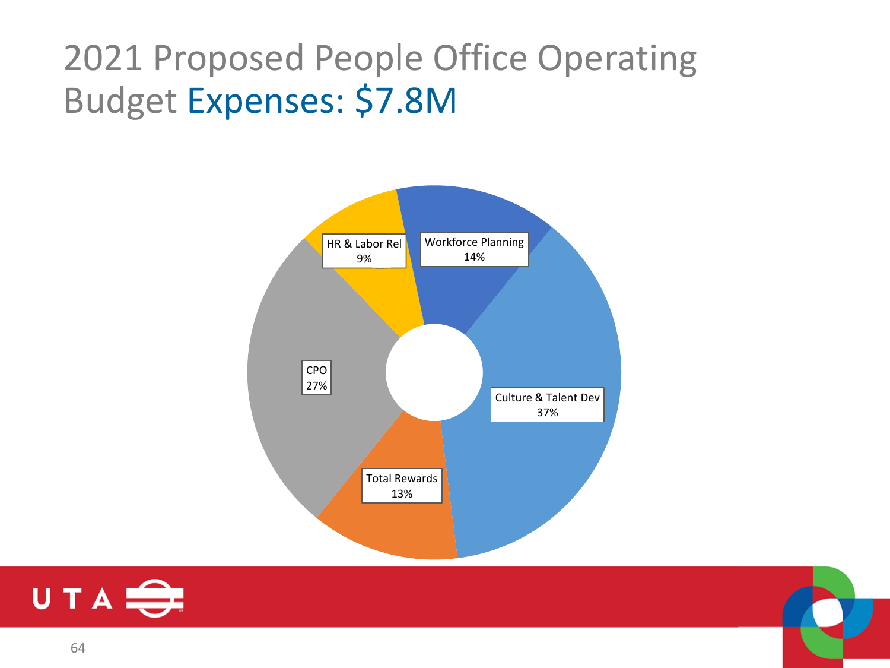# 2021 Proposed People Office Operating Budget Expenses: $7.8M

| Category | Share |
| --- | --- |
| HR & Labor Rel | 9% |
| Workforce Planning | 14% |
| Culture & Talent Dev | 37% |
| Total Rewards | 13% |
| CPO | 27% |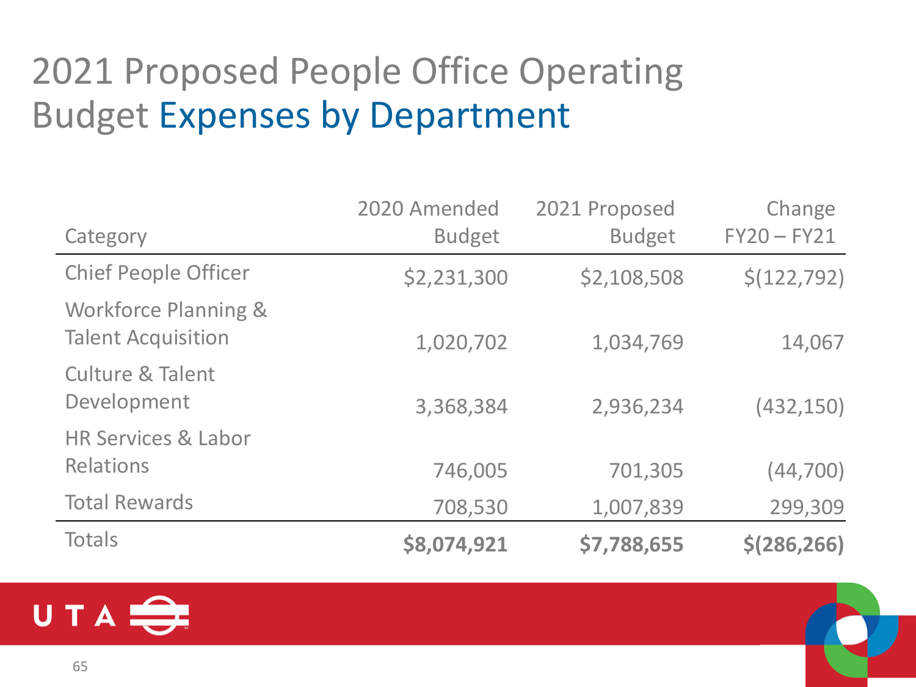# 2021 Proposed People Office Operating Budget Expenses by Department

| Category | 2020 Amended Budget | 2021 Proposed Budget | Change FY20 – FY21 |
|---|---|---|---|
| Chief People Officer | $2,231,300 | $2,108,508 | $(122,792) |
| Workforce Planning & Talent Acquisition | 1,020,702 | 1,034,769 | 14,067 |
| Culture & Talent Development | 3,368,384 | 2,936,234 | (432,150) |
| HR Services & Labor Relations | 746,005 | 701,305 | (44,700) |
| Total Rewards | 708,530 | 1,007,839 | 299,309 |
| Totals | **$8,074,921** | **$7,788,655** | **$(286,266)** |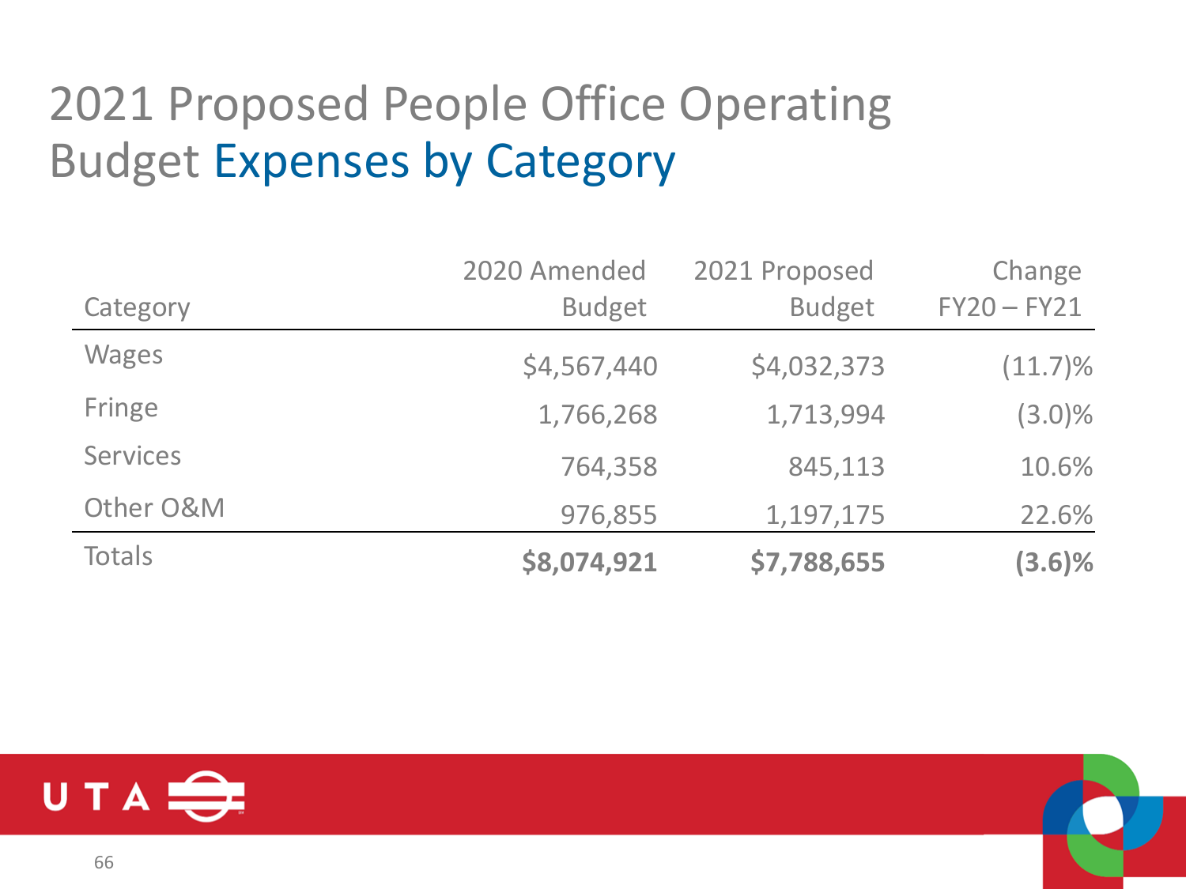# 2021 Proposed People Office Operating Budget Expenses by Category

| Category | 2020 Amended Budget | 2021 Proposed Budget | Change FY20 – FY21 |
|---|---|---|---|
| Wages | $4,567,440 | $4,032,373 | (11.7)% |
| Fringe | 1,766,268 | 1,713,994 | (3.0)% |
| Services | 764,358 | 845,113 | 10.6% |
| Other O&M | 976,855 | 1,197,175 | 22.6% |
| Totals | **$8,074,921** | **$7,788,655** | **(3.6)%** |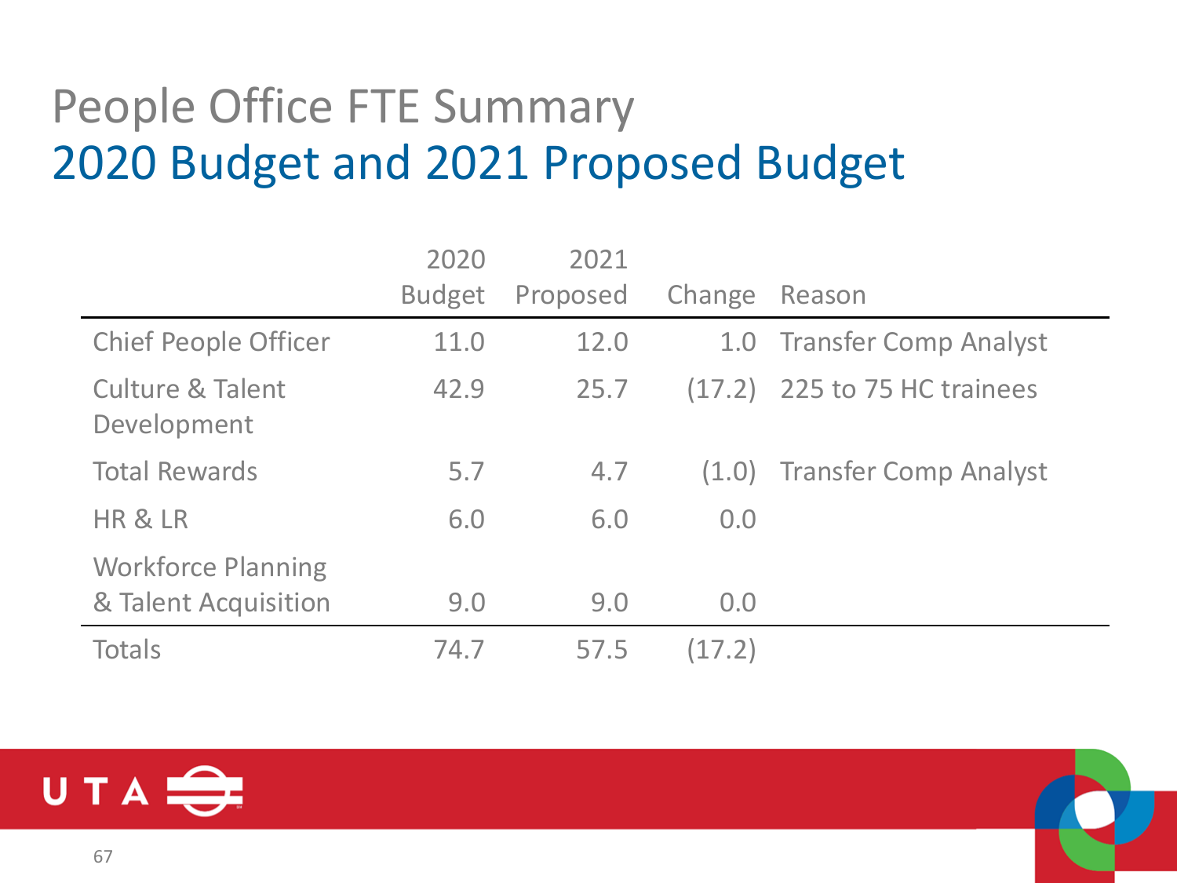# People Office FTE Summary

## 2020 Budget and 2021 Proposed Budget

| | 2020 Budget | 2021 Proposed | Change | Reason |
|---|---|---|---|---|
| Chief People Officer | 11.0 | 12.0 | 1.0 | Transfer Comp Analyst |
| Culture & Talent Development | 42.9 | 25.7 | (17.2) | 225 to 75 HC trainees |
| Total Rewards | 5.7 | 4.7 | (1.0) | Transfer Comp Analyst |
| HR & LR | 6.0 | 6.0 | 0.0 | |
| Workforce Planning & Talent Acquisition | 9.0 | 9.0 | 0.0 | |
| Totals | 74.7 | 57.5 | (17.2) | |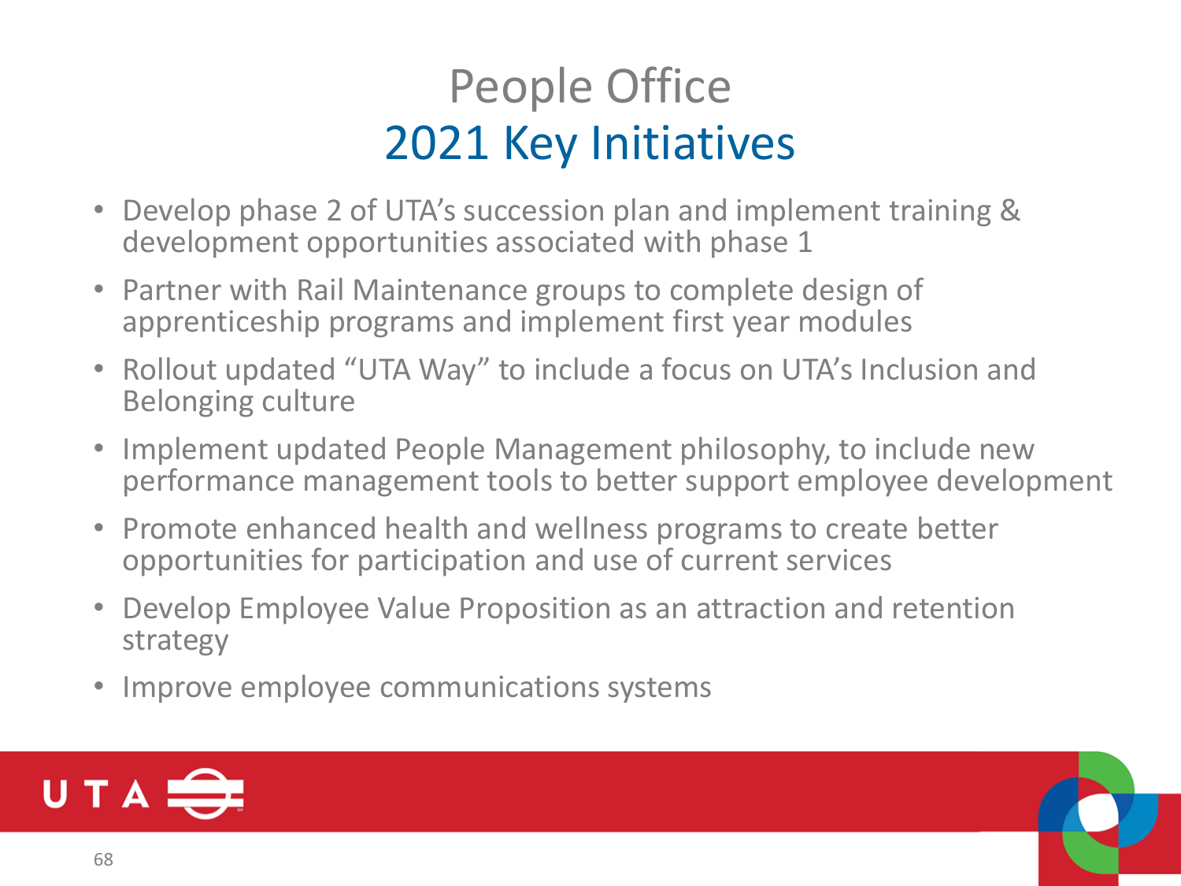# People Office
## 2021 Key Initiatives

- Develop phase 2 of UTA's succession plan and implement training & development opportunities associated with phase 1
- Partner with Rail Maintenance groups to complete design of apprenticeship programs and implement first year modules
- Rollout updated "UTA Way" to include a focus on UTA's Inclusion and Belonging culture
- Implement updated People Management philosophy, to include new performance management tools to better support employee development
- Promote enhanced health and wellness programs to create better opportunities for participation and use of current services
- Develop Employee Value Proposition as an attraction and retention strategy
- Improve employee communications systems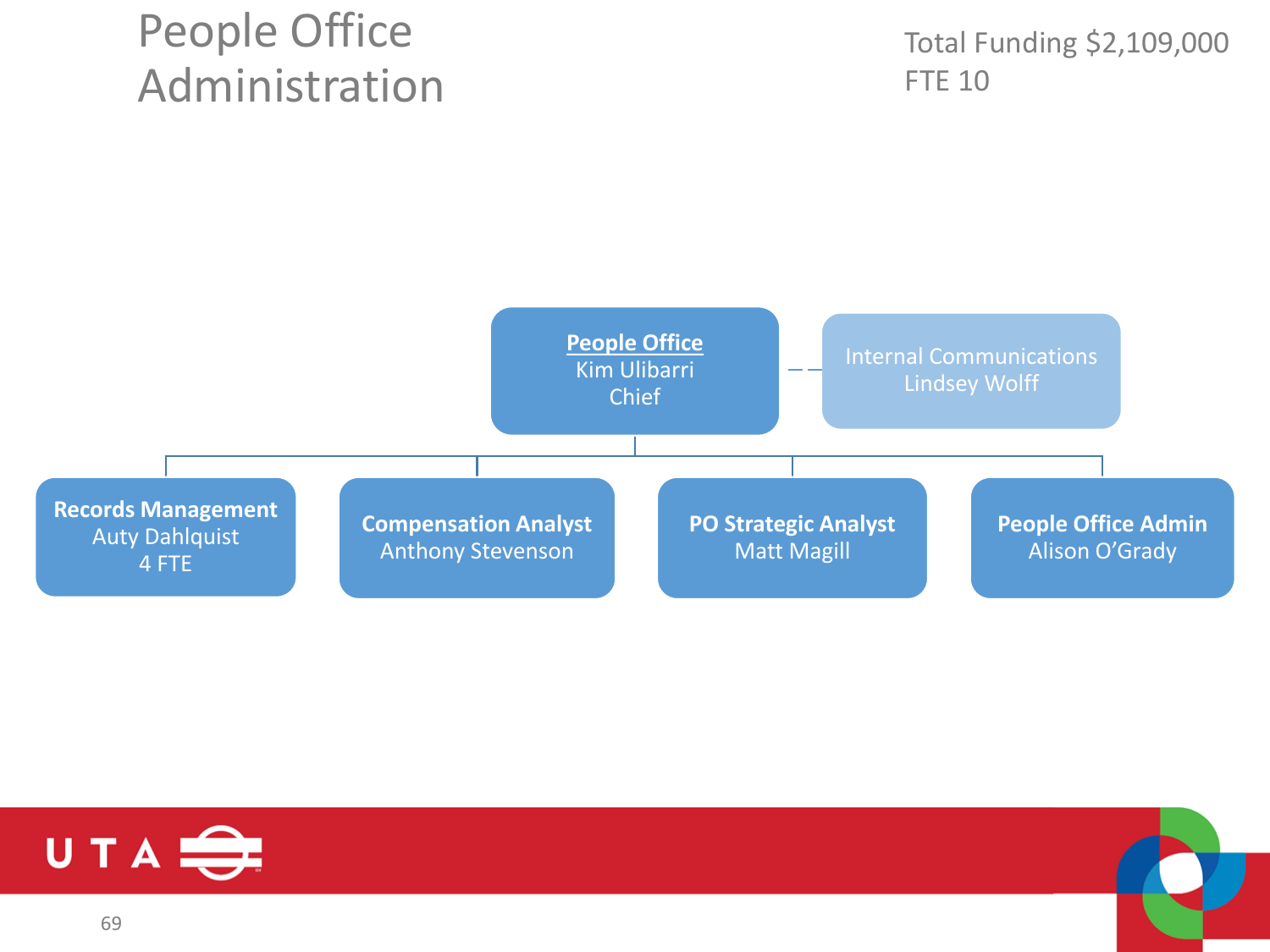# People Office Administration

Total Funding $2,109,000
FTE 10

**People Office**
Kim Ulibarri
Chief

Internal Communications
Lindsey Wolff

**Records Management**
Auty Dahlquist
4 FTE

**Compensation Analyst**
Anthony Stevenson

**PO Strategic Analyst**
Matt Magill

**People Office Admin**
Alison O'Grady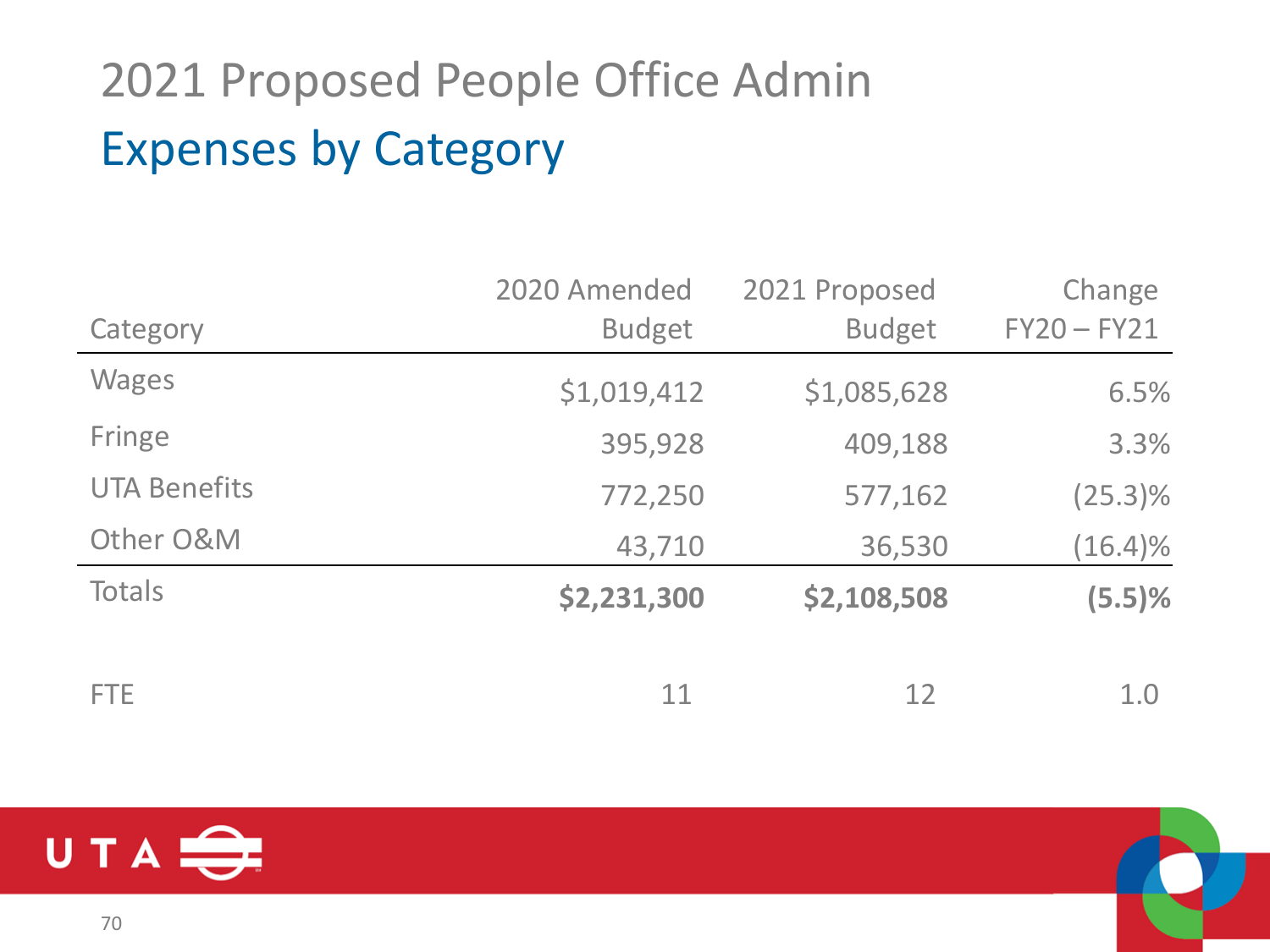# 2021 Proposed People Office Admin

## Expenses by Category

| Category | 2020 Amended Budget | 2021 Proposed Budget | Change FY20 – FY21 |
|---|---|---|---|
| Wages | $1,019,412 | $1,085,628 | 6.5% |
| Fringe | 395,928 | 409,188 | 3.3% |
| UTA Benefits | 772,250 | 577,162 | (25.3)% |
| Other O&M | 43,710 | 36,530 | (16.4)% |
| Totals | **$2,231,300** | **$2,108,508** | **(5.5)%** |
| | | | |
| FTE | 11 | 12 | 1.0 |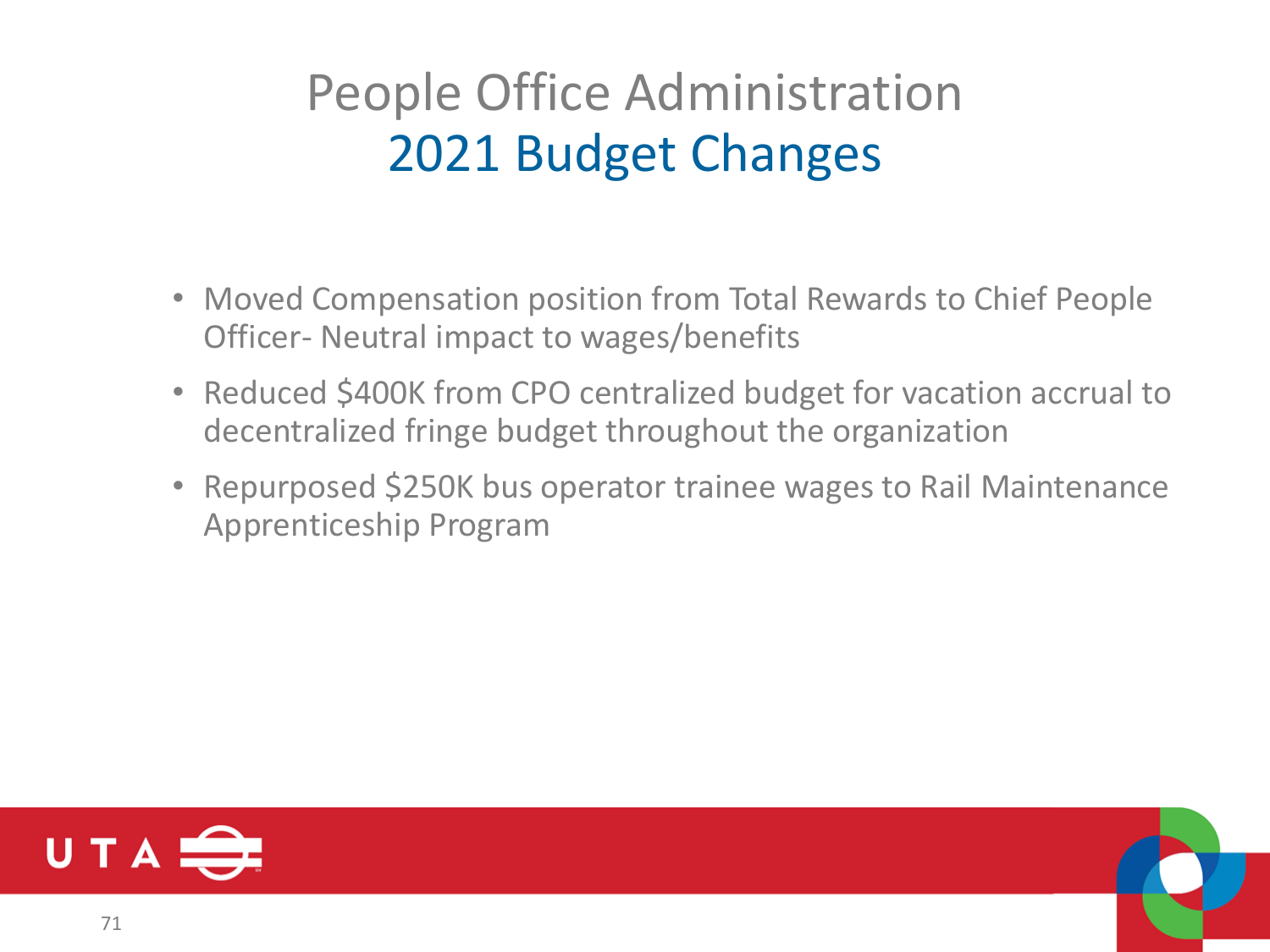# People Office Administration
## 2021 Budget Changes

- Moved Compensation position from Total Rewards to Chief People Officer- Neutral impact to wages/benefits
- Reduced $400K from CPO centralized budget for vacation accrual to decentralized fringe budget throughout the organization
- Repurposed $250K bus operator trainee wages to Rail Maintenance Apprenticeship Program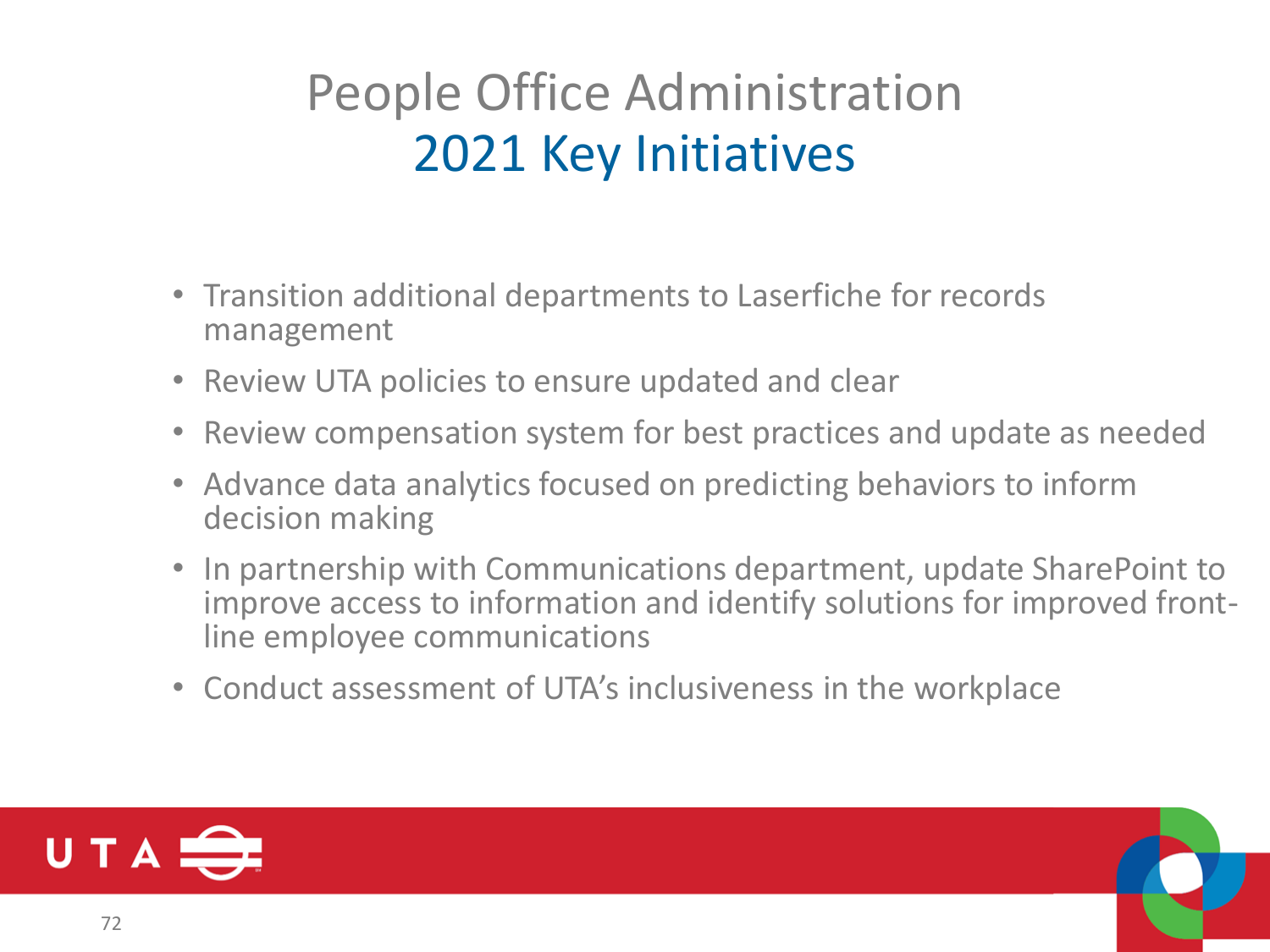# People Office Administration
## 2021 Key Initiatives

- Transition additional departments to Laserfiche for records management
- Review UTA policies to ensure updated and clear
- Review compensation system for best practices and update as needed
- Advance data analytics focused on predicting behaviors to inform decision making
- In partnership with Communications department, update SharePoint to improve access to information and identify solutions for improved front-line employee communications
- Conduct assessment of UTA's inclusiveness in the workplace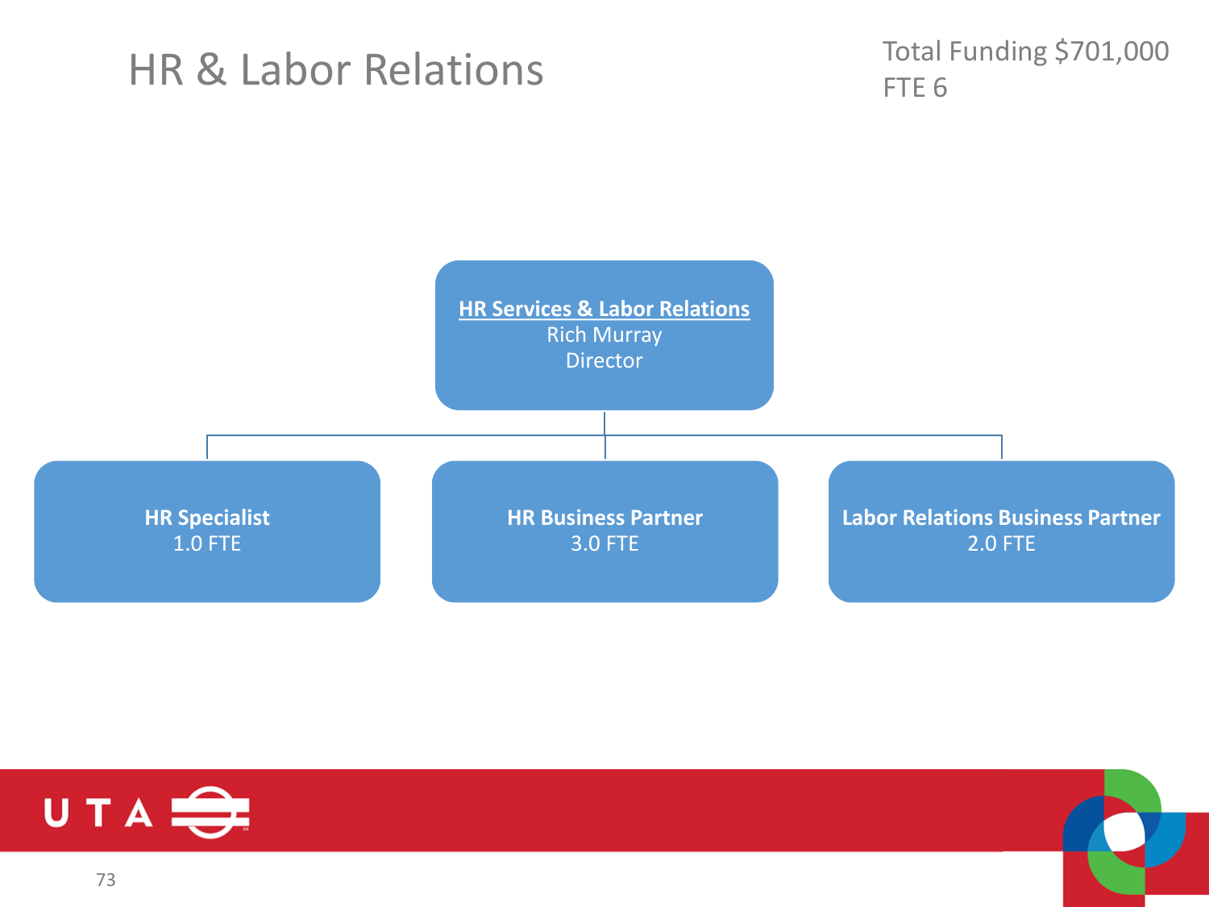# HR & Labor Relations

Total Funding $701,000
FTE 6

**HR Services & Labor Relations**
Rich Murray
Director

- **HR Specialist**
  1.0 FTE
- **HR Business Partner**
  3.0 FTE
- **Labor Relations Business Partner**
  2.0 FTE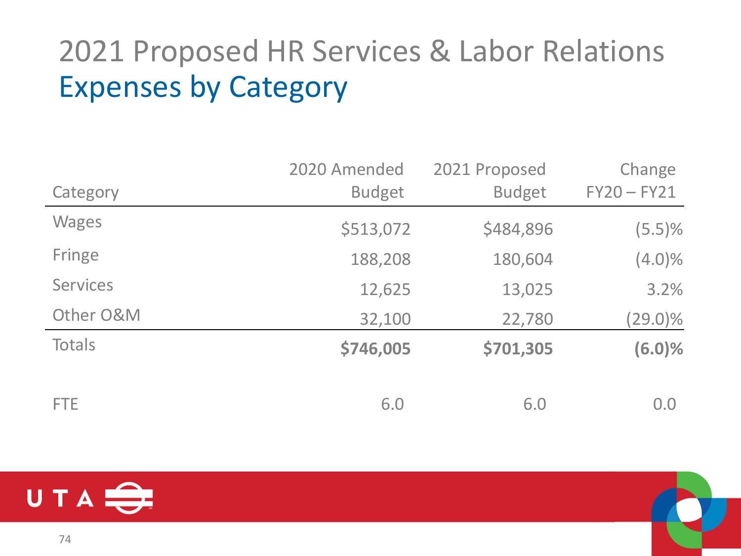# 2021 Proposed HR Services & Labor Relations
## Expenses by Category

| Category | 2020 Amended Budget | 2021 Proposed Budget | Change FY20 – FY21 |
|---|---|---|---|
| Wages | $513,072 | $484,896 | (5.5)% |
| Fringe | 188,208 | 180,604 | (4.0)% |
| Services | 12,625 | 13,025 | 3.2% |
| Other O&M | 32,100 | 22,780 | (29.0)% |
| Totals | **$746,005** | **$701,305** | **(6.0)%** |
| | | | |
| FTE | 6.0 | 6.0 | 0.0 |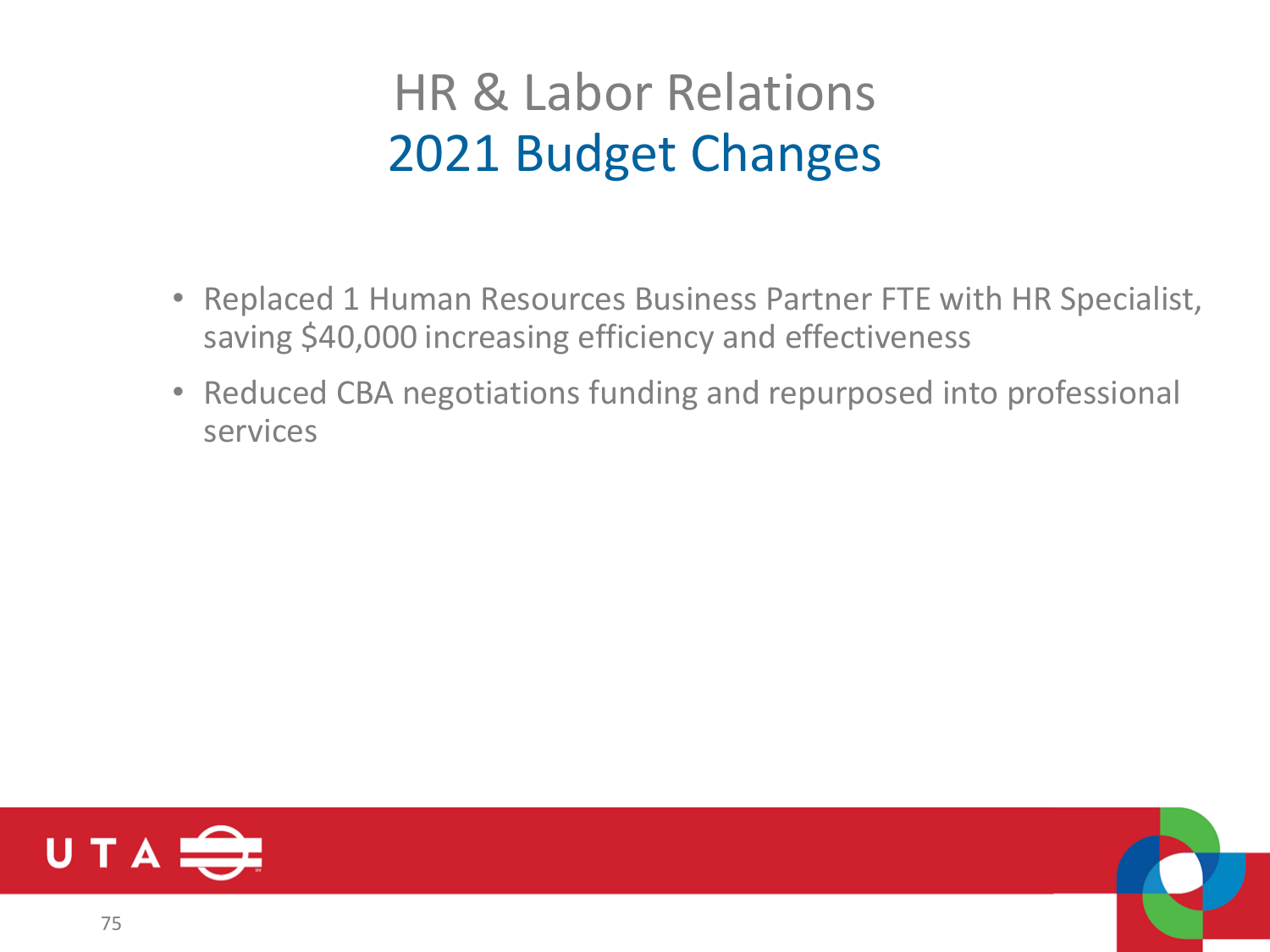# HR & Labor Relations
## 2021 Budget Changes

- Replaced 1 Human Resources Business Partner FTE with HR Specialist, saving $40,000 increasing efficiency and effectiveness
- Reduced CBA negotiations funding and repurposed into professional services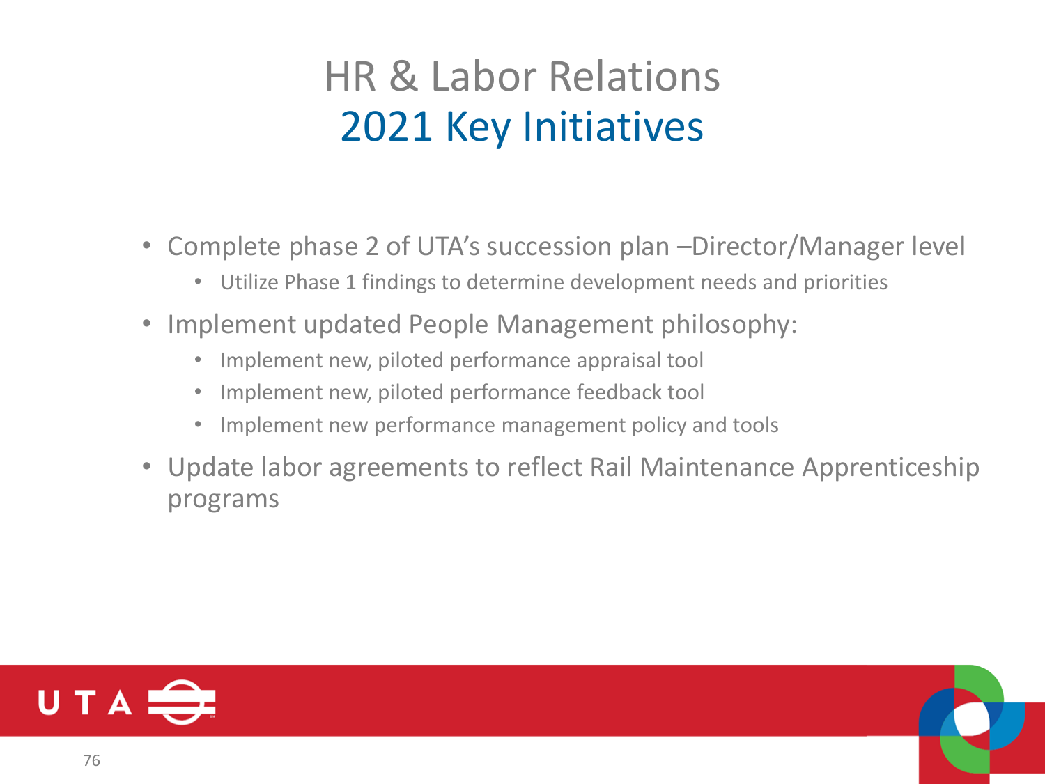# HR & Labor Relations
## 2021 Key Initiatives

- Complete phase 2 of UTA's succession plan –Director/Manager level
  - Utilize Phase 1 findings to determine development needs and priorities
- Implement updated People Management philosophy:
  - Implement new, piloted performance appraisal tool
  - Implement new, piloted performance feedback tool
  - Implement new performance management policy and tools
- Update labor agreements to reflect Rail Maintenance Apprenticeship programs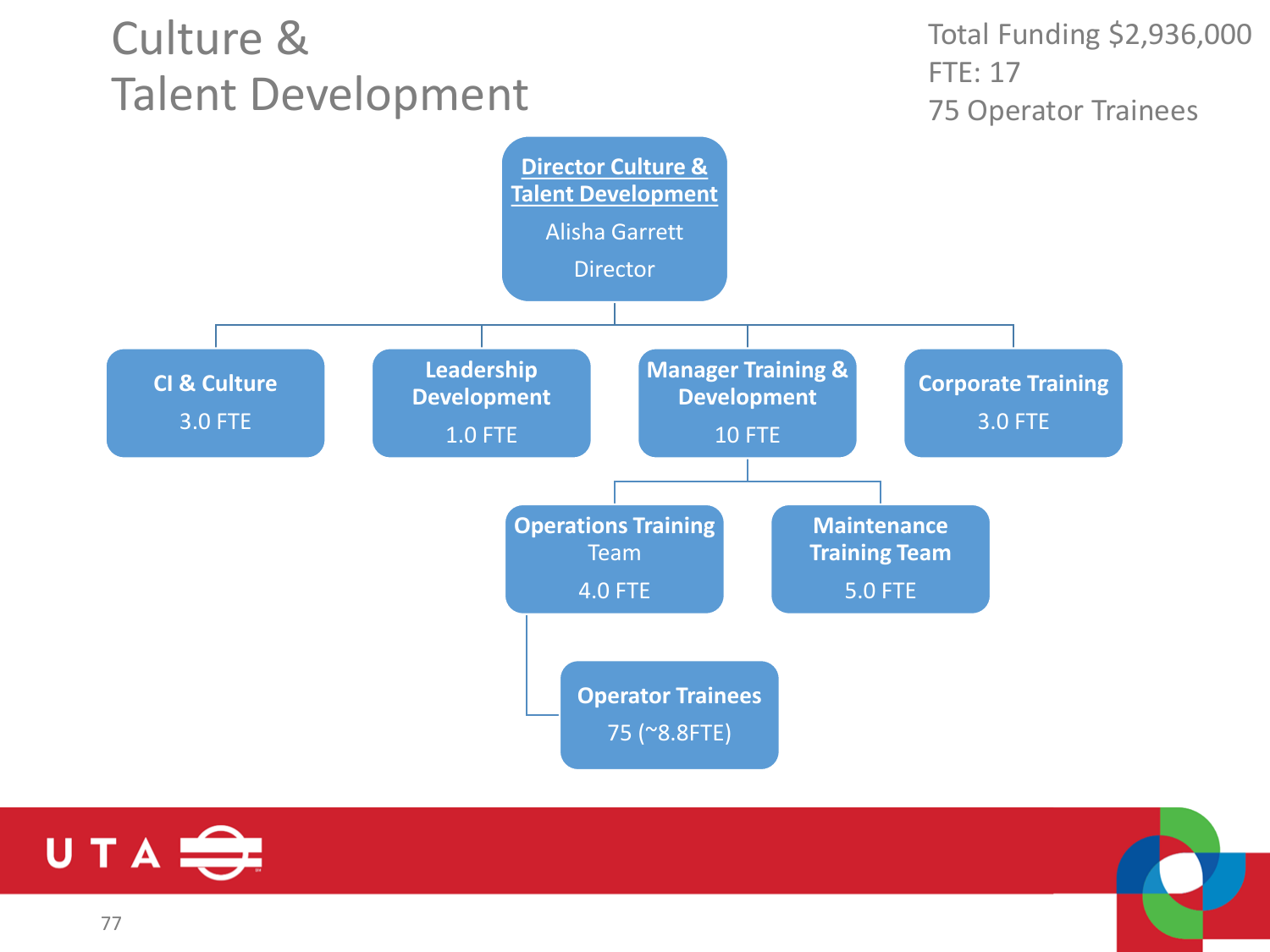# Culture & Talent Development

Total Funding $2,936,000
FTE: 17
75 Operator Trainees

- **Director Culture & Talent Development** — Alisha Garrett, Director
  - **CI & Culture** — 3.0 FTE
  - **Leadership Development** — 1.0 FTE
  - **Manager Training & Development** — 10 FTE
    - **Operations Training** Team — 4.0 FTE
      - **Operator Trainees** — 75 (~8.8FTE)
    - **Maintenance Training Team** — 5.0 FTE
  - **Corporate Training** — 3.0 FTE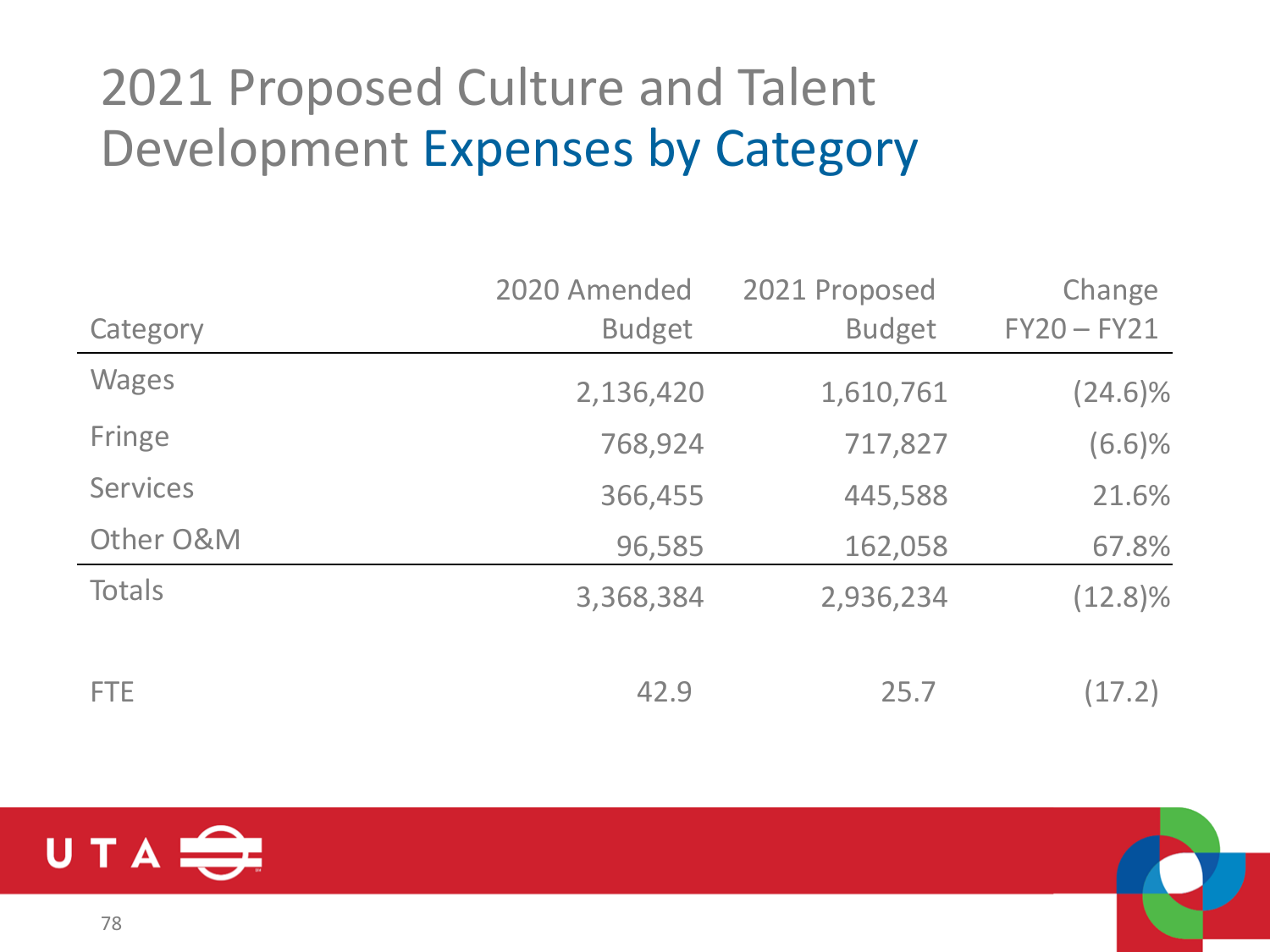# 2021 Proposed Culture and Talent Development Expenses by Category

| Category | 2020 Amended Budget | 2021 Proposed Budget | Change FY20 – FY21 |
|---|---|---|---|
| Wages | 2,136,420 | 1,610,761 | (24.6)% |
| Fringe | 768,924 | 717,827 | (6.6)% |
| Services | 366,455 | 445,588 | 21.6% |
| Other O&M | 96,585 | 162,058 | 67.8% |
| Totals | 3,368,384 | 2,936,234 | (12.8)% |
| | | | |
| FTE | 42.9 | 25.7 | (17.2) |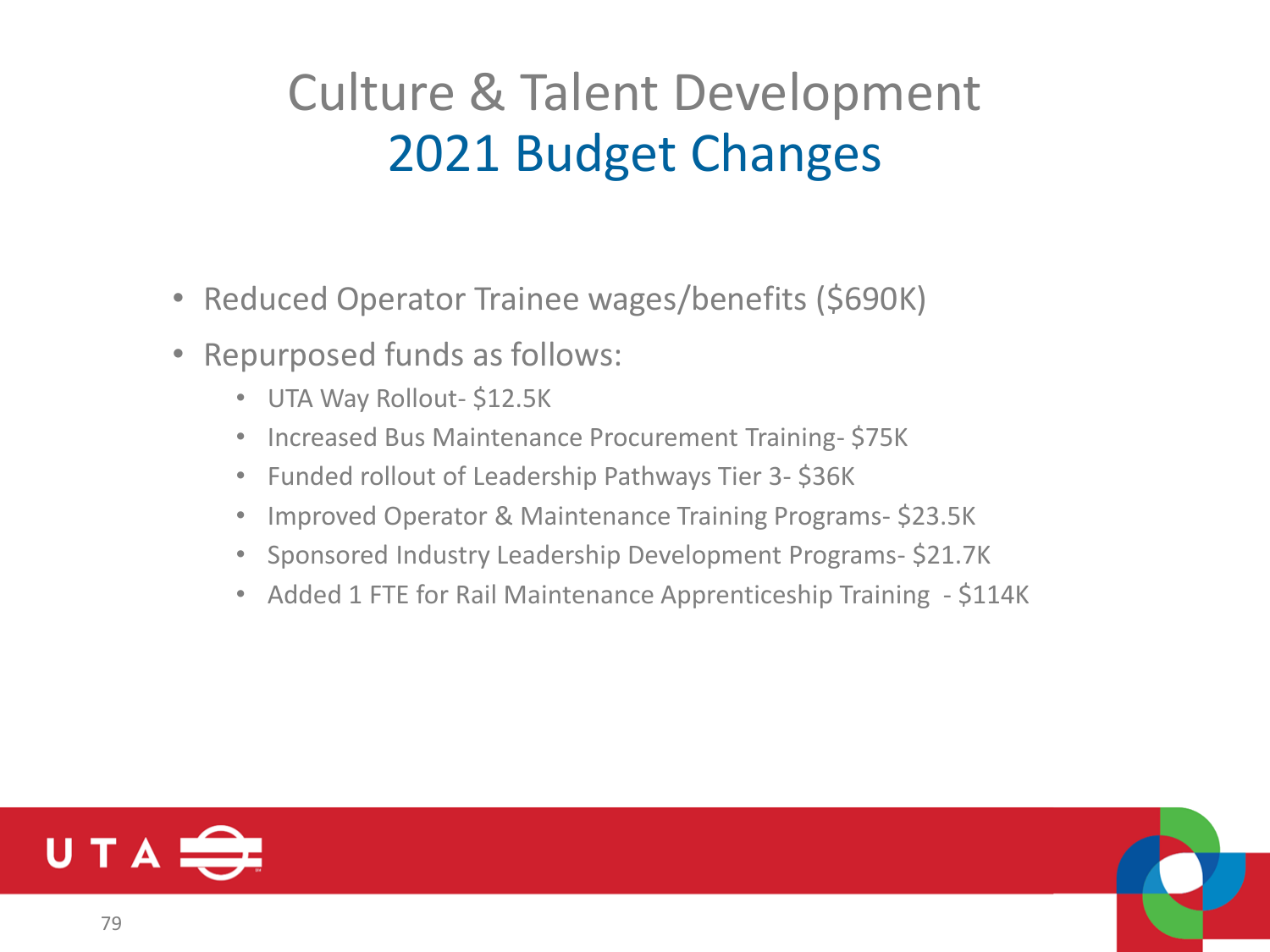# Culture & Talent Development
## 2021 Budget Changes

- Reduced Operator Trainee wages/benefits ($690K)
- Repurposed funds as follows:
  - UTA Way Rollout- $12.5K
  - Increased Bus Maintenance Procurement Training- $75K
  - Funded rollout of Leadership Pathways Tier 3- $36K
  - Improved Operator & Maintenance Training Programs- $23.5K
  - Sponsored Industry Leadership Development Programs- $21.7K
  - Added 1 FTE for Rail Maintenance Apprenticeship Training - $114K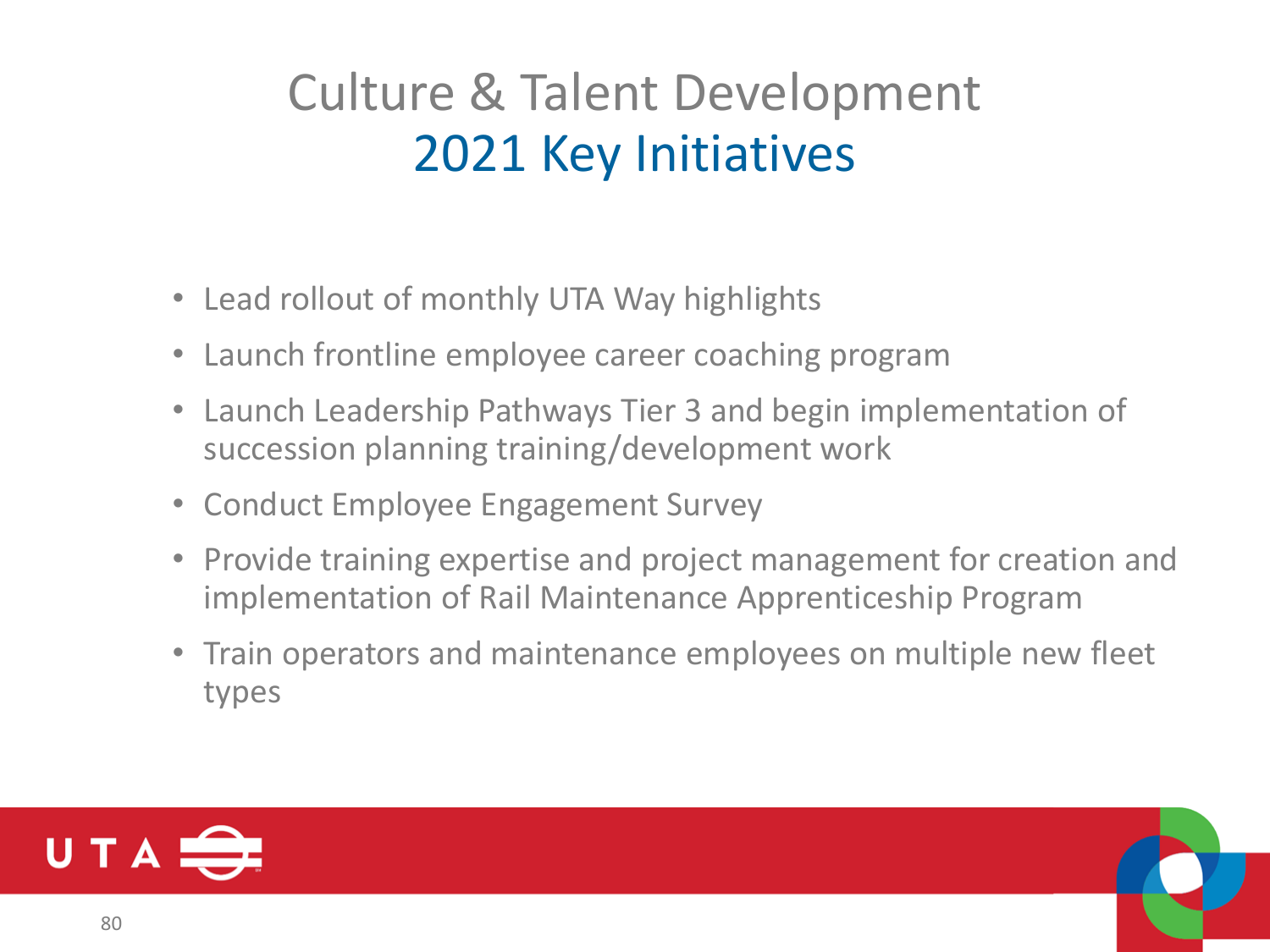# Culture & Talent Development
## 2021 Key Initiatives

- Lead rollout of monthly UTA Way highlights
- Launch frontline employee career coaching program
- Launch Leadership Pathways Tier 3 and begin implementation of succession planning training/development work
- Conduct Employee Engagement Survey
- Provide training expertise and project management for creation and implementation of Rail Maintenance Apprenticeship Program
- Train operators and maintenance employees on multiple new fleet types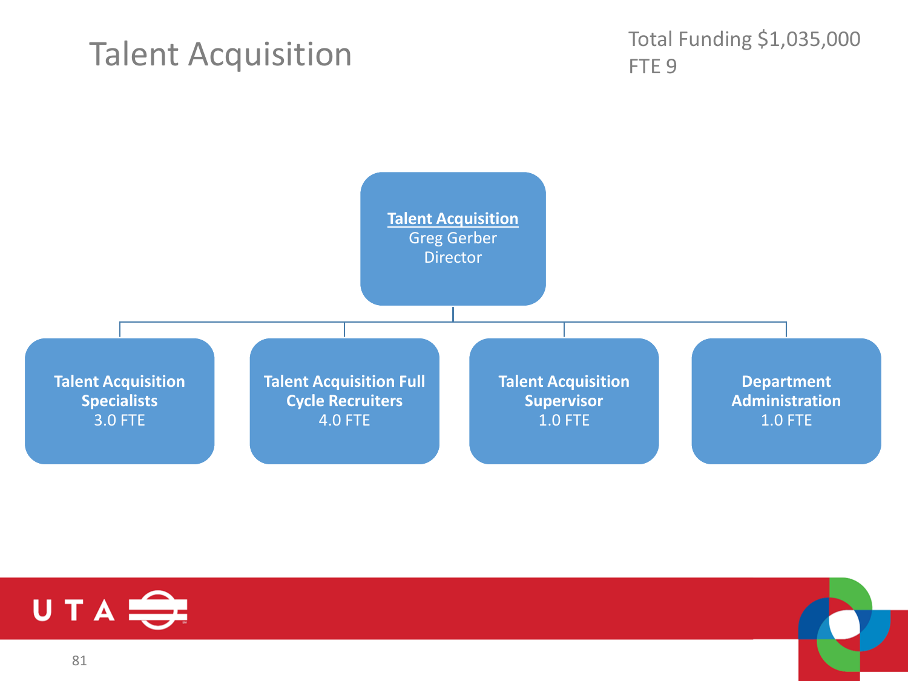# Talent Acquisition

Total Funding $1,035,000
FTE 9

**Talent Acquisition**
Greg Gerber
Director

- **Talent Acquisition Specialists** 3.0 FTE
- **Talent Acquisition Full Cycle Recruiters** 4.0 FTE
- **Talent Acquisition Supervisor** 1.0 FTE
- **Department Administration** 1.0 FTE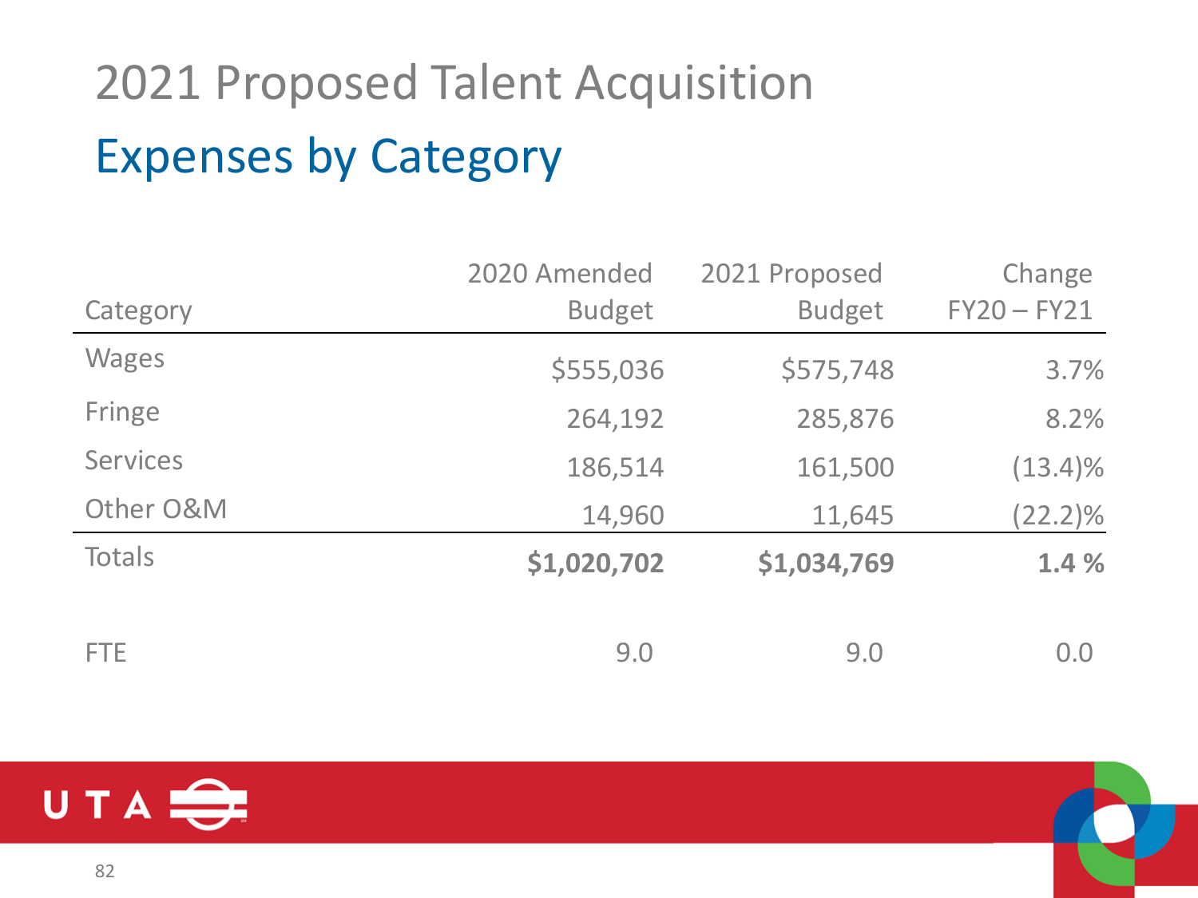# 2021 Proposed Talent Acquisition

## Expenses by Category

| Category | 2020 Amended Budget | 2021 Proposed Budget | Change FY20 – FY21 |
|---|---|---|---|
| Wages | $555,036 | $575,748 | 3.7% |
| Fringe | 264,192 | 285,876 | 8.2% |
| Services | 186,514 | 161,500 | (13.4)% |
| Other O&M | 14,960 | 11,645 | (22.2)% |
| Totals | **$1,020,702** | **$1,034,769** | **1.4 %** |
| | | | |
| FTE | 9.0 | 9.0 | 0.0 |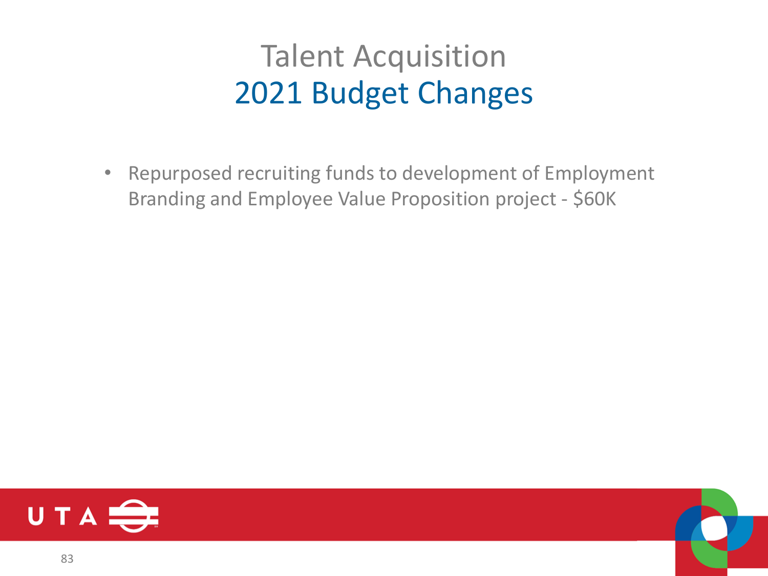# Talent Acquisition
## 2021 Budget Changes

- Repurposed recruiting funds to development of Employment Branding and Employee Value Proposition project - $60K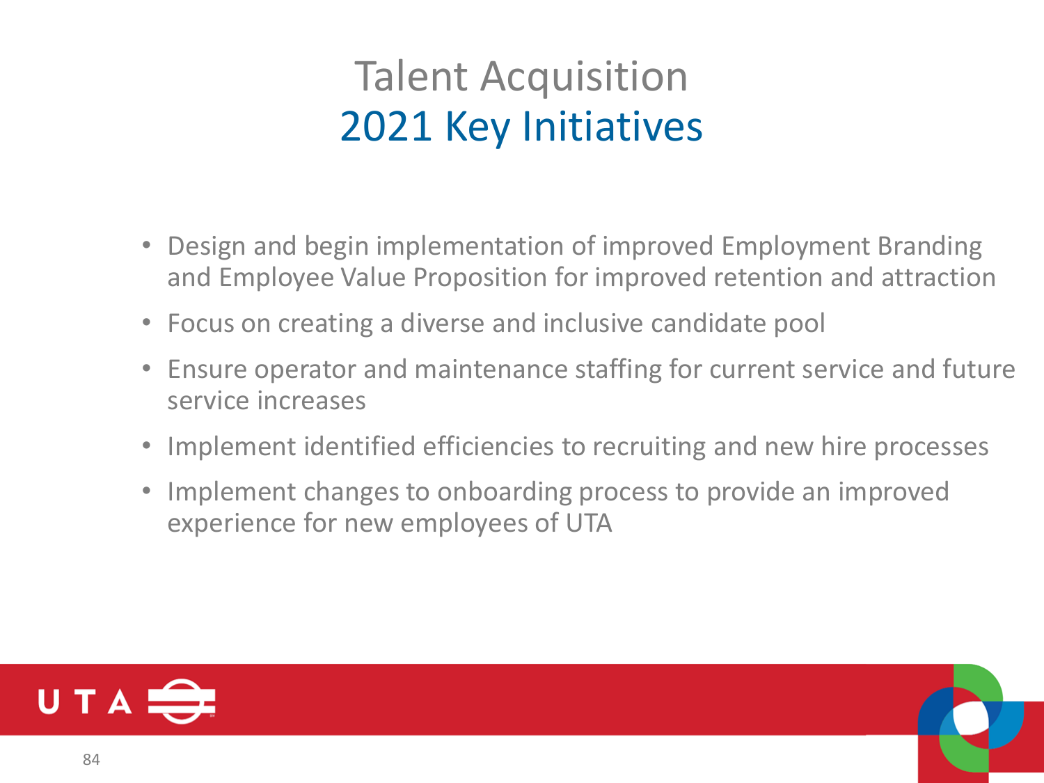# Talent Acquisition
## 2021 Key Initiatives

- Design and begin implementation of improved Employment Branding and Employee Value Proposition for improved retention and attraction
- Focus on creating a diverse and inclusive candidate pool
- Ensure operator and maintenance staffing for current service and future service increases
- Implement identified efficiencies to recruiting and new hire processes
- Implement changes to onboarding process to provide an improved experience for new employees of UTA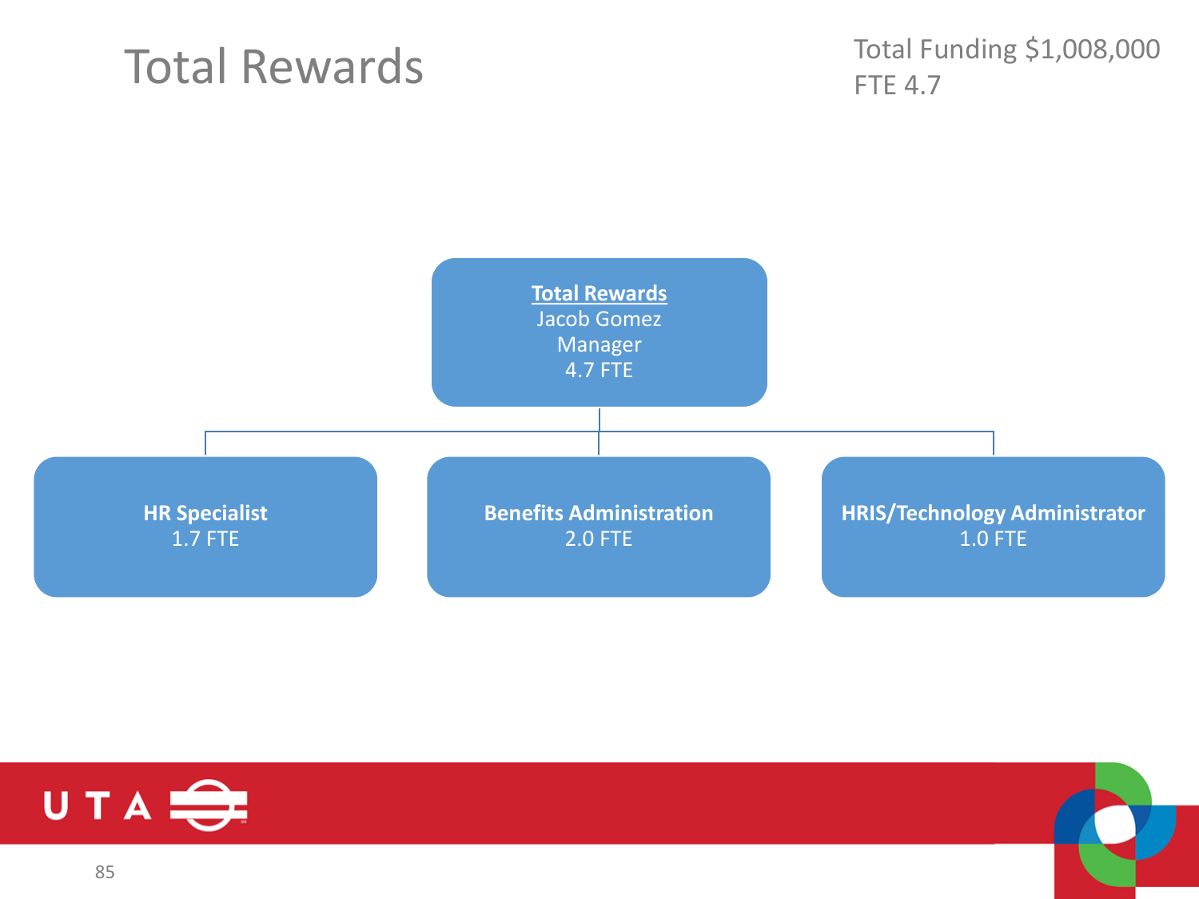# Total Rewards

Total Funding $1,008,000
FTE 4.7

**Total Rewards**
Jacob Gomez
Manager
4.7 FTE

- **HR Specialist**
  1.7 FTE
- **Benefits Administration**
  2.0 FTE
- **HRIS/Technology Administrator**
  1.0 FTE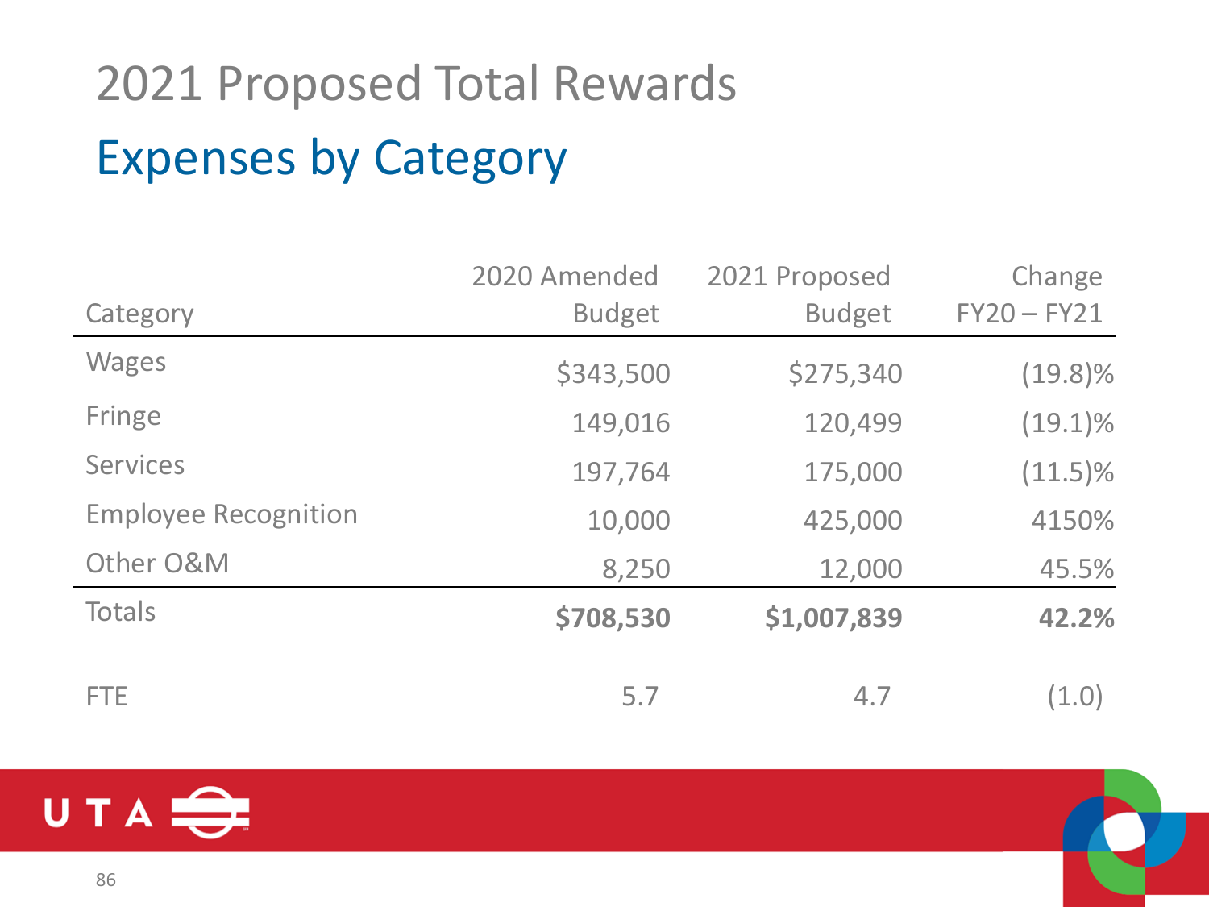# 2021 Proposed Total Rewards

## Expenses by Category

| Category | 2020 Amended Budget | 2021 Proposed Budget | Change FY20 – FY21 |
|---|---|---|---|
| Wages | $343,500 | $275,340 | (19.8)% |
| Fringe | 149,016 | 120,499 | (19.1)% |
| Services | 197,764 | 175,000 | (11.5)% |
| Employee Recognition | 10,000 | 425,000 | 4150% |
| Other O&M | 8,250 | 12,000 | 45.5% |
| Totals | **$708,530** | **$1,007,839** | **42.2%** |
| FTE | 5.7 | 4.7 | (1.0) |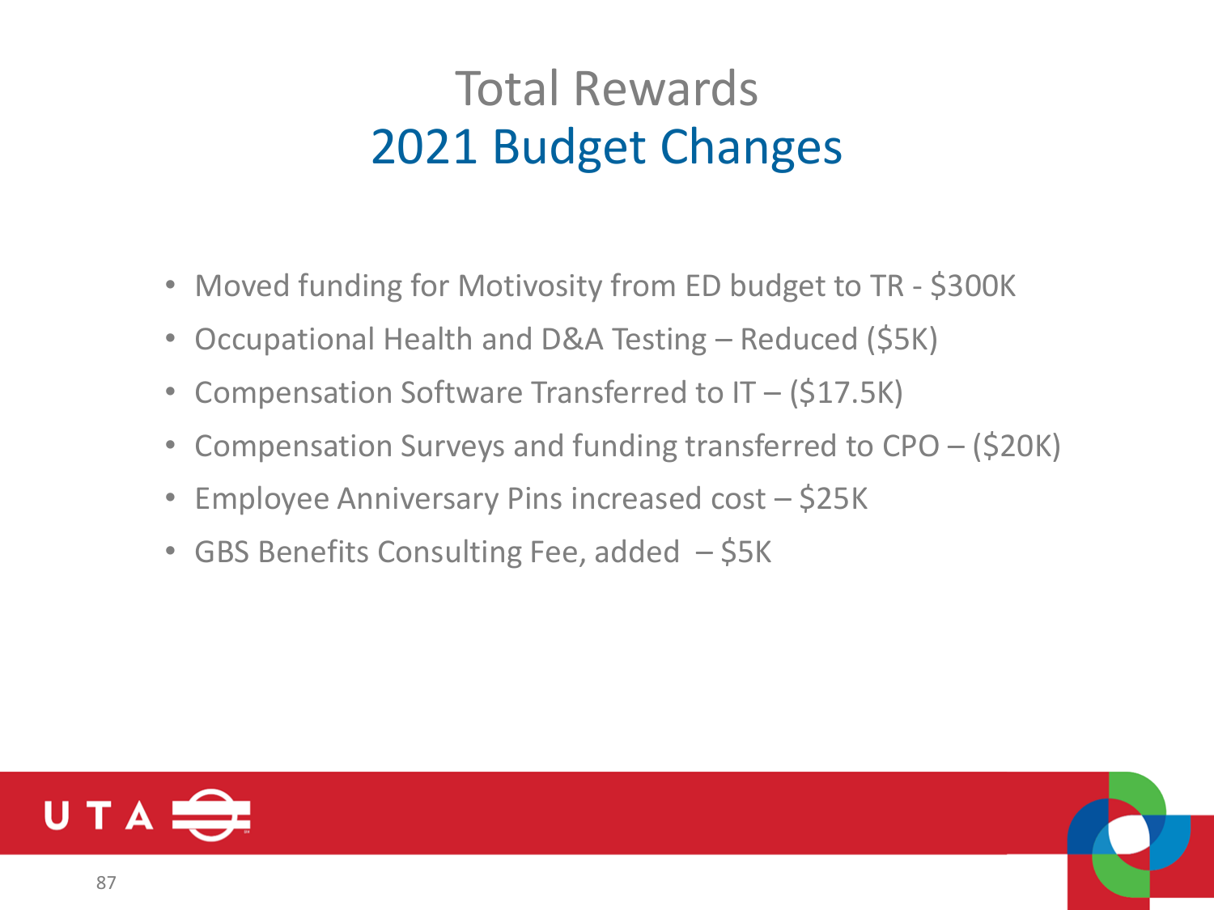# Total Rewards
## 2021 Budget Changes

- Moved funding for Motivosity from ED budget to TR - $300K
- Occupational Health and D&A Testing – Reduced ($5K)
- Compensation Software Transferred to IT – ($17.5K)
- Compensation Surveys and funding transferred to CPO – ($20K)
- Employee Anniversary Pins increased cost – $25K
- GBS Benefits Consulting Fee, added – $5K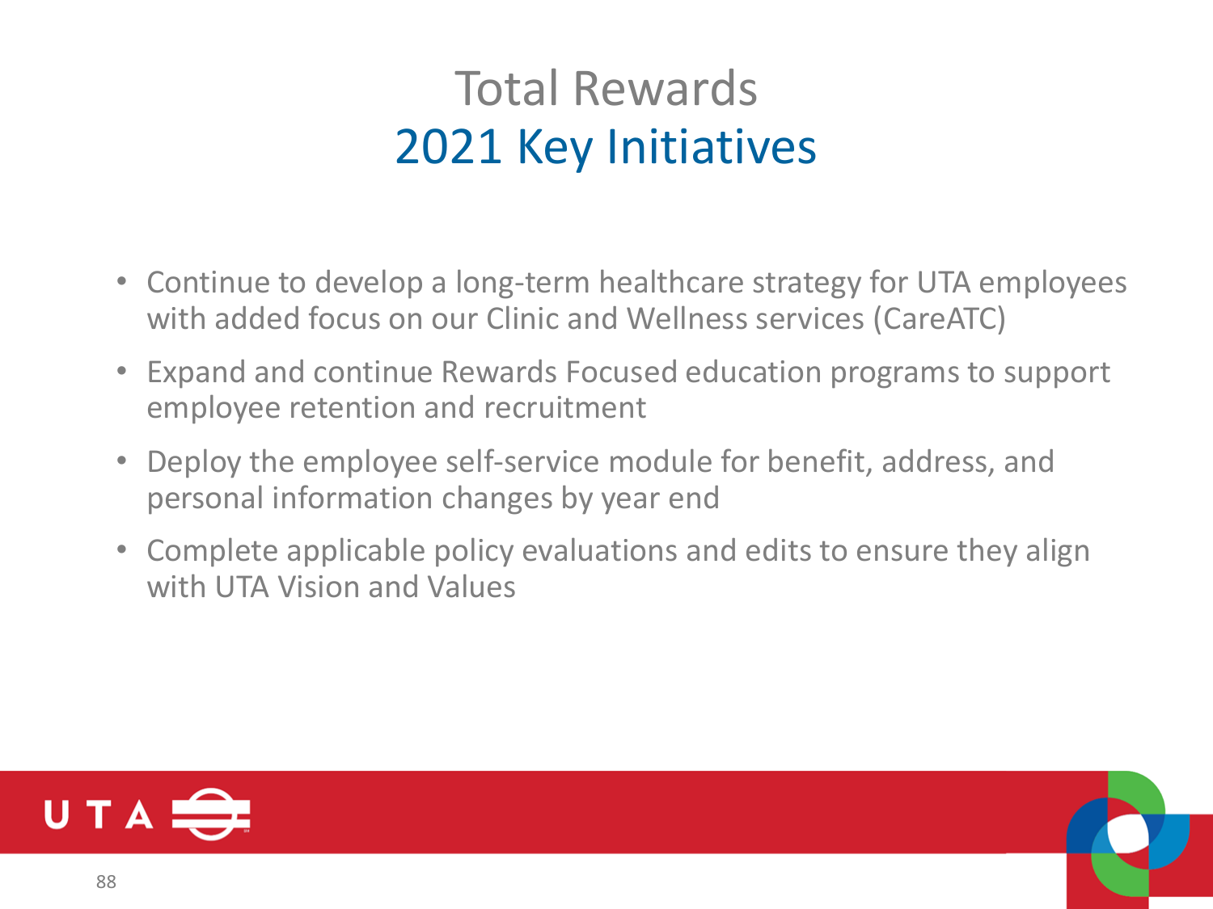# Total Rewards
## 2021 Key Initiatives

- Continue to develop a long-term healthcare strategy for UTA employees with added focus on our Clinic and Wellness services (CareATC)
- Expand and continue Rewards Focused education programs to support employee retention and recruitment
- Deploy the employee self-service module for benefit, address, and personal information changes by year end
- Complete applicable policy evaluations and edits to ensure they align with UTA Vision and Values